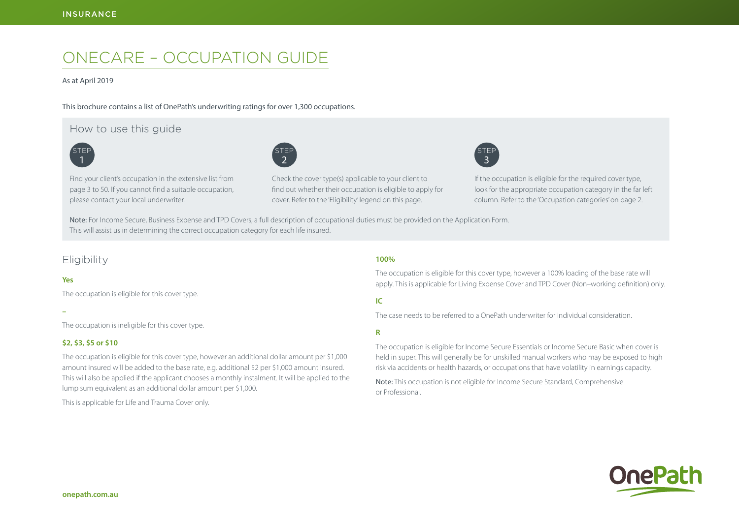# ONECARE – OCCUPATION GUIDE

As at April 2019

This brochure contains a list of OnePath's underwriting ratings for over 1,300 occupations.

## How to use this guide

**STEP 1**

Find your client's occupation in the extensive list from page 3 to 50. If you cannot find a suitable occupation, please contact your local underwriter.

**STEP 2**

Check the cover type(s) applicable to your client to find out whether their occupation is eligible to apply for cover. Refer to the 'Eligibility' legend on this page.

**STEP 3**

If the occupation is eligible for the required cover type, look for the appropriate occupation category in the far left column. Refer to the 'Occupation categories' on page 2.

**Note:** For Income Secure, Business Expense and TPD Covers, a full description of occupational duties must be provided on the Application Form. This will assist us in determining the correct occupation category for each life insured.

## Eligibility

**Yes**

The occupation is eligible for this cover type.

**–**

The occupation is ineligible for this cover type.

**$2, $3, $5 or $10**

The occupation is eligible for this cover type, however an additional dollar amount per $1,000 amount insured will be added to the base rate, e.g. additional $2 per $1,000 amount insured. This will also be applied if the applicant chooses a monthly instalment. It will be applied to the lump sum equivalent as an additional dollar amount per $1,000.

This is applicable for Life and Trauma Cover only.

**100%**

The occupation is eligible for this cover type, however a 100% loading of the base rate will apply. This is applicable for Living Expense Cover and TPD Cover (Non–working definition) only.

**IC**

The case needs to be referred to a OnePath underwriter for individual consideration.

**R**

The occupation is eligible for Income Secure Essentials or Income Secure Basic when cover is held in super. This will generally be for unskilled manual workers who may be exposed to high risk via accidents or health hazards, or occupations that have volatility in earnings capacity.

**Note:** This occupation is not eligible for Income Secure Standard, Comprehensive or Professional.

onepath.com.au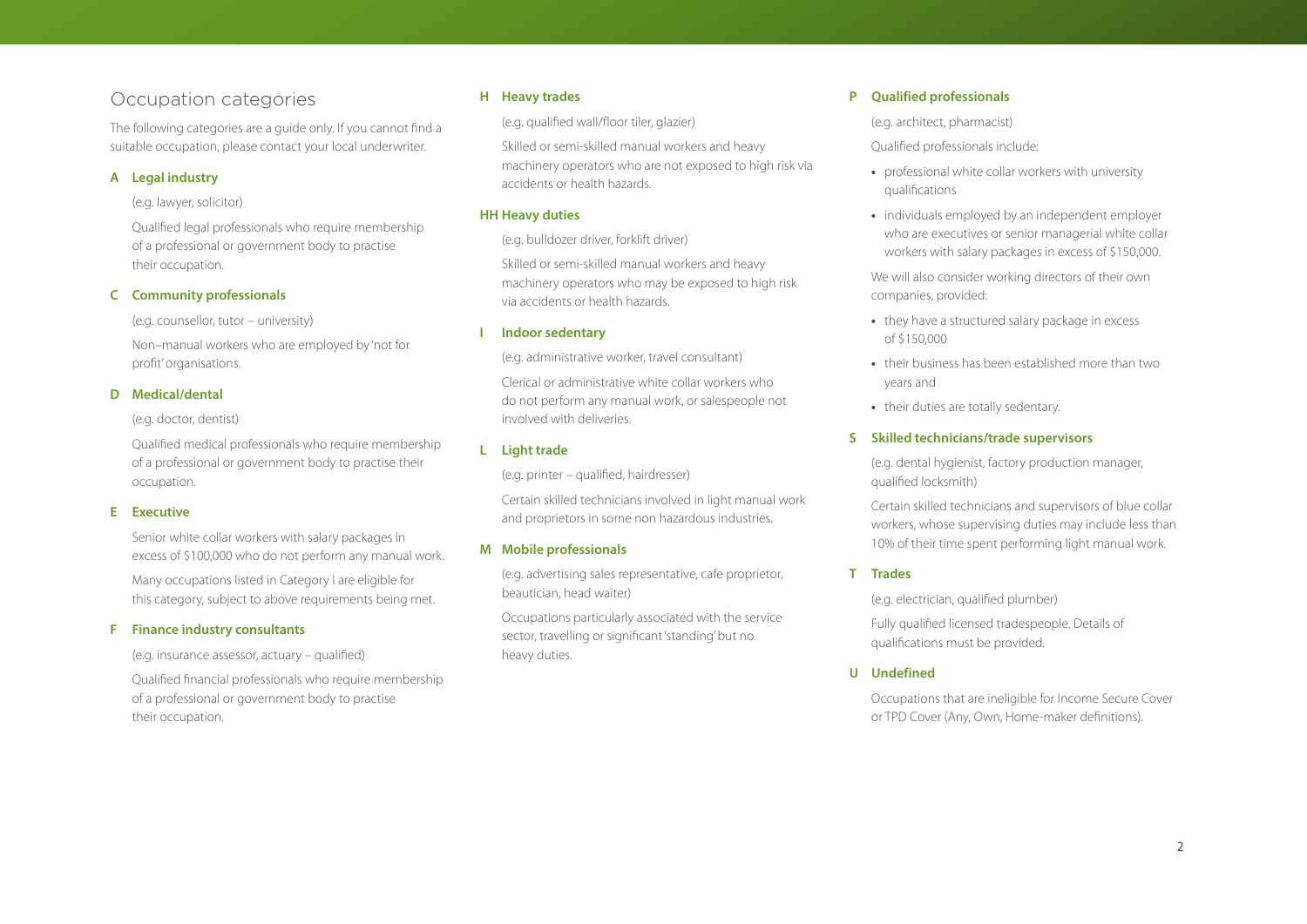## Occupation categories

The following categories are a guide only. If you cannot find a suitable occupation, please contact your local underwriter.

### A Legal industry

(e.g. lawyer, solicitor)

Qualified legal professionals who require membership of a professional or government body to practise their occupation.

### C Community professionals

(e.g. counsellor, tutor – university)

Non–manual workers who are employed by 'not for profit' organisations.

### D Medical/dental

(e.g. doctor, dentist)

Qualified medical professionals who require membership of a professional or government body to practise their occupation.

### E Executive

Senior white collar workers with salary packages in excess of $100,000 who do not perform any manual work.

Many occupations listed in Category I are eligible for this category, subject to above requirements being met.

### F Finance industry consultants

(e.g. insurance assessor, actuary – qualified)

Qualified financial professionals who require membership of a professional or government body to practise their occupation.

### H Heavy trades

(e.g. qualified wall/floor tiler, glazier)

Skilled or semi-skilled manual workers and heavy machinery operators who are not exposed to high risk via accidents or health hazards.

### HH Heavy duties

(e.g. bulldozer driver, forklift driver)

Skilled or semi-skilled manual workers and heavy machinery operators who may be exposed to high risk via accidents or health hazards.

### I Indoor sedentary

(e.g. administrative worker, travel consultant)

Clerical or administrative white collar workers who do not perform any manual work, or salespeople not involved with deliveries.

### L Light trade

(e.g. printer – qualified, hairdresser)

Certain skilled technicians involved in light manual work and proprietors in some non hazardous industries.

### M Mobile professionals

(e.g. advertising sales representative, cafe proprietor, beautician, head waiter)

Occupations particularly associated with the service sector, travelling or significant 'standing' but no heavy duties.

### P Qualified professionals

(e.g. architect, pharmacist)

Qualified professionals include:

- professional white collar workers with university qualifications
- individuals employed by an independent employer who are executives or senior managerial white collar workers with salary packages in excess of $150,000.

We will also consider working directors of their own companies, provided:

- they have a structured salary package in excess of $150,000
- their business has been established more than two years and
- their duties are totally sedentary.

### S Skilled technicians/trade supervisors

(e.g. dental hygienist, factory production manager, qualified locksmith)

Certain skilled technicians and supervisors of blue collar workers, whose supervising duties may include less than 10% of their time spent performing light manual work.

### T Trades

(e.g. electrician, qualified plumber)

Fully qualified licensed tradespeople. Details of qualifications must be provided.

### U Undefined

Occupations that are ineligible for Income Secure Cover or TPD Cover (Any, Own, Home-maker definitions).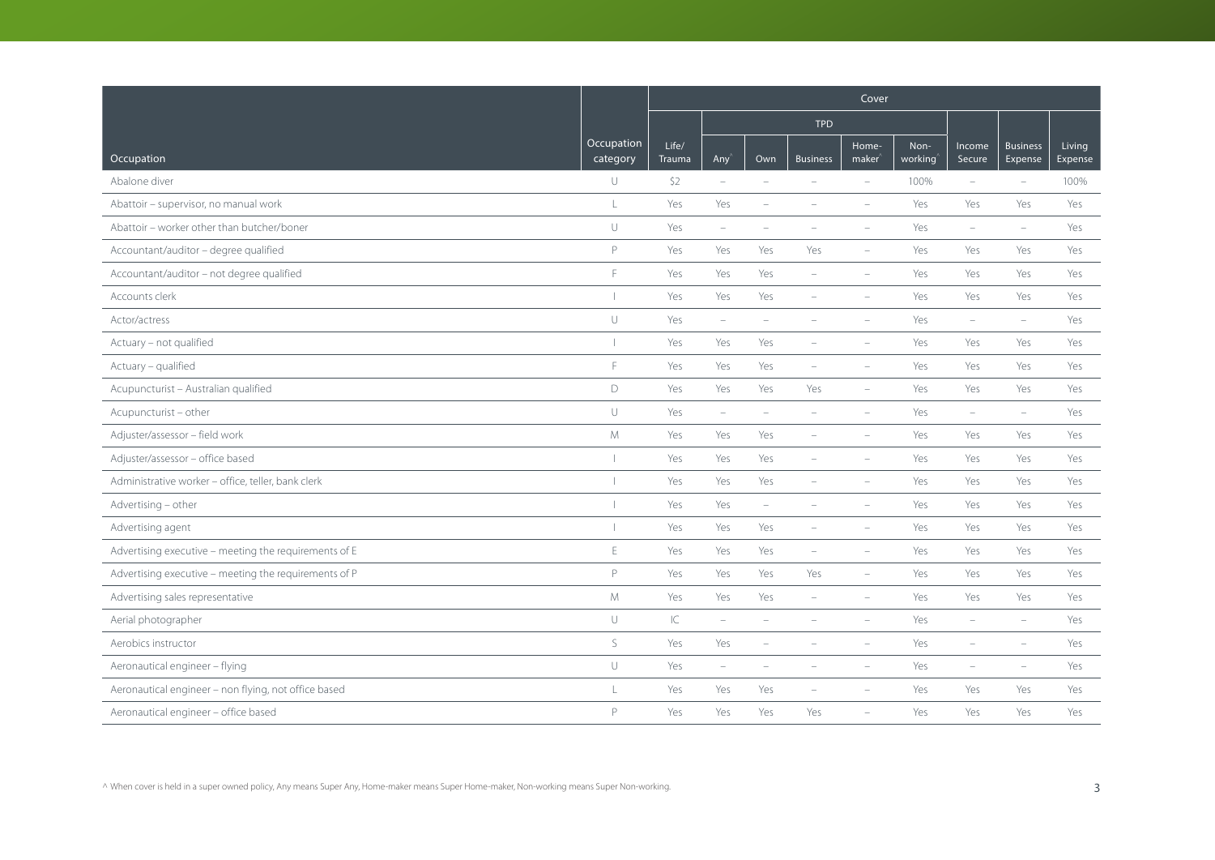| Occupation | Occupation category | Cover | | | | | | | | |
|---|---|---|---|---|---|---|---|---|---|---|
| | | Life/ Trauma | TPD | | | | | Income Secure | Business Expense | Living Expense |
| | | | Any^ | Own | Business | Home-maker^ | Non-working^ | | | |
| Abalone diver | U | $2 | – | – | – | – | 100% | – | – | 100% |
| Abattoir – supervisor, no manual work | L | Yes | Yes | – | – | – | Yes | Yes | Yes | Yes |
| Abattoir – worker other than butcher/boner | U | Yes | – | – | – | – | Yes | – | – | Yes |
| Accountant/auditor – degree qualified | P | Yes | Yes | Yes | Yes | – | Yes | Yes | Yes | Yes |
| Accountant/auditor – not degree qualified | F | Yes | Yes | Yes | – | – | Yes | Yes | Yes | Yes |
| Accounts clerk | I | Yes | Yes | Yes | – | – | Yes | Yes | Yes | Yes |
| Actor/actress | U | Yes | – | – | – | – | Yes | – | – | Yes |
| Actuary – not qualified | I | Yes | Yes | Yes | – | – | Yes | Yes | Yes | Yes |
| Actuary – qualified | F | Yes | Yes | Yes | – | – | Yes | Yes | Yes | Yes |
| Acupuncturist – Australian qualified | D | Yes | Yes | Yes | Yes | – | Yes | Yes | Yes | Yes |
| Acupuncturist – other | U | Yes | – | – | – | – | Yes | – | – | Yes |
| Adjuster/assessor – field work | M | Yes | Yes | Yes | – | – | Yes | Yes | Yes | Yes |
| Adjuster/assessor – office based | I | Yes | Yes | Yes | – | – | Yes | Yes | Yes | Yes |
| Administrative worker – office, teller, bank clerk | I | Yes | Yes | Yes | – | – | Yes | Yes | Yes | Yes |
| Advertising – other | I | Yes | Yes | – | – | – | Yes | Yes | Yes | Yes |
| Advertising agent | I | Yes | Yes | Yes | – | – | Yes | Yes | Yes | Yes |
| Advertising executive – meeting the requirements of E | E | Yes | Yes | Yes | – | – | Yes | Yes | Yes | Yes |
| Advertising executive – meeting the requirements of P | P | Yes | Yes | Yes | Yes | – | Yes | Yes | Yes | Yes |
| Advertising sales representative | M | Yes | Yes | Yes | – | – | Yes | Yes | Yes | Yes |
| Aerial photographer | U | IC | – | – | – | – | Yes | – | – | Yes |
| Aerobics instructor | S | Yes | Yes | – | – | – | Yes | – | – | Yes |
| Aeronautical engineer – flying | U | Yes | – | – | – | – | Yes | – | – | Yes |
| Aeronautical engineer – non flying, not office based | L | Yes | Yes | Yes | – | – | Yes | Yes | Yes | Yes |
| Aeronautical engineer – office based | P | Yes | Yes | Yes | Yes | – | Yes | Yes | Yes | Yes |

^ When cover is held in a super owned policy, Any means Super Any, Home-maker means Super Home-maker, Non-working means Super Non-working.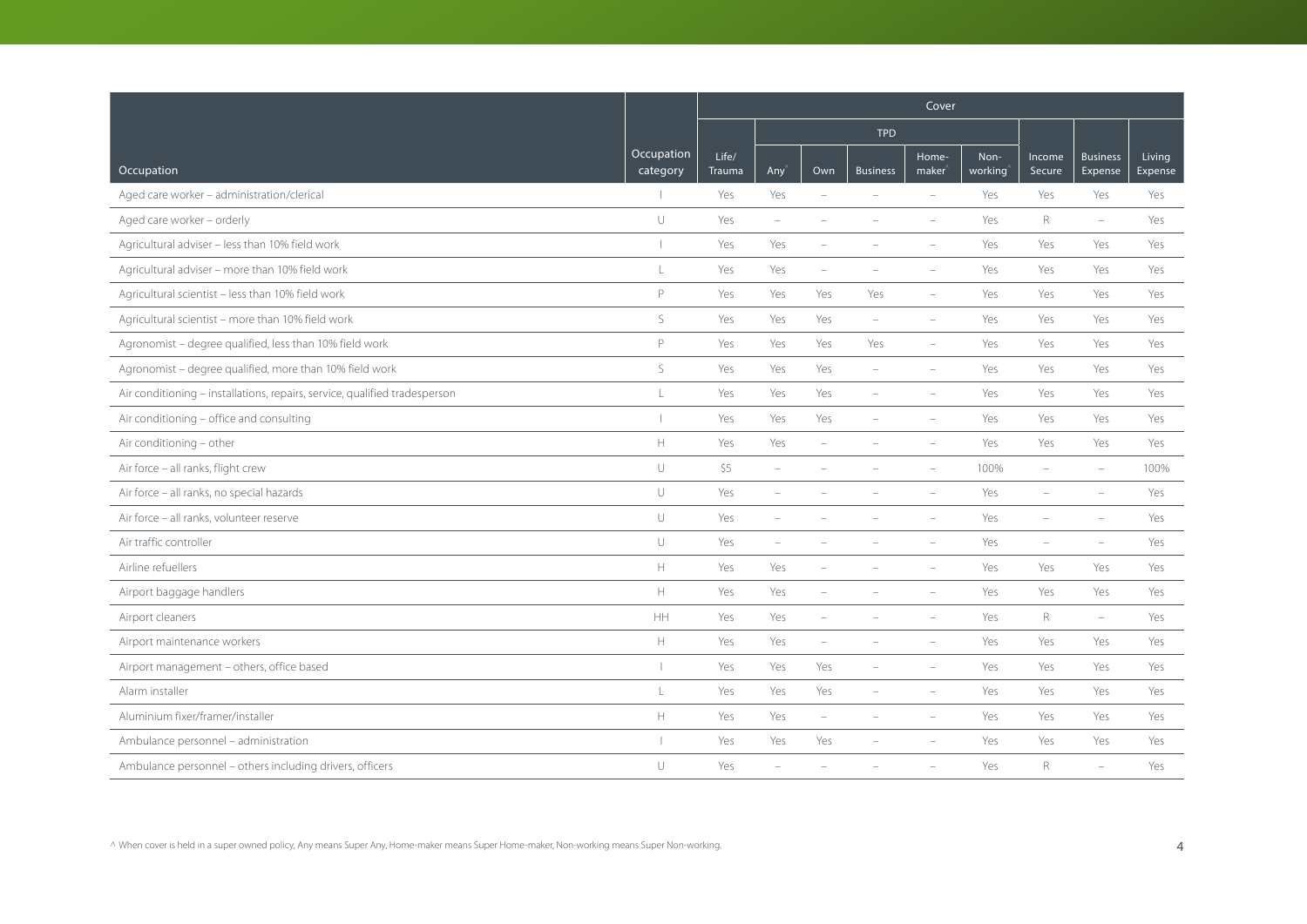| Occupation | Occupation category | Cover | | | | | | | | |
|---|---|---|---|---|---|---|---|---|---|---|
| | | | TPD | | | | | | | |
| | | Life/ Trauma | Any^ | Own | Business | Home-maker^ | Non-working^ | Income Secure | Business Expense | Living Expense |
| Aged care worker – administration/clerical | I | Yes | Yes | – | – | – | Yes | Yes | Yes | Yes |
| Aged care worker – orderly | U | Yes | – | – | – | – | Yes | R | – | Yes |
| Agricultural adviser – less than 10% field work | I | Yes | Yes | – | – | – | Yes | Yes | Yes | Yes |
| Agricultural adviser – more than 10% field work | L | Yes | Yes | – | – | – | Yes | Yes | Yes | Yes |
| Agricultural scientist – less than 10% field work | P | Yes | Yes | Yes | Yes | – | Yes | Yes | Yes | Yes |
| Agricultural scientist – more than 10% field work | S | Yes | Yes | Yes | – | – | Yes | Yes | Yes | Yes |
| Agronomist – degree qualified, less than 10% field work | P | Yes | Yes | Yes | Yes | – | Yes | Yes | Yes | Yes |
| Agronomist – degree qualified, more than 10% field work | S | Yes | Yes | Yes | – | – | Yes | Yes | Yes | Yes |
| Air conditioning – installations, repairs, service, qualified tradesperson | L | Yes | Yes | Yes | – | – | Yes | Yes | Yes | Yes |
| Air conditioning – office and consulting | I | Yes | Yes | Yes | – | – | Yes | Yes | Yes | Yes |
| Air conditioning – other | H | Yes | Yes | – | – | – | Yes | Yes | Yes | Yes |
| Air force – all ranks, flight crew | U | \$5 | – | – | – | – | 100% | – | – | 100% |
| Air force – all ranks, no special hazards | U | Yes | – | – | – | – | Yes | – | – | Yes |
| Air force – all ranks, volunteer reserve | U | Yes | – | – | – | – | Yes | – | – | Yes |
| Air traffic controller | U | Yes | – | – | – | – | Yes | – | – | Yes |
| Airline refuellers | H | Yes | Yes | – | – | – | Yes | Yes | Yes | Yes |
| Airport baggage handlers | H | Yes | Yes | – | – | – | Yes | Yes | Yes | Yes |
| Airport cleaners | HH | Yes | Yes | – | – | – | Yes | R | – | Yes |
| Airport maintenance workers | H | Yes | Yes | – | – | – | Yes | Yes | Yes | Yes |
| Airport management – others, office based | I | Yes | Yes | Yes | – | – | Yes | Yes | Yes | Yes |
| Alarm installer | L | Yes | Yes | Yes | – | – | Yes | Yes | Yes | Yes |
| Aluminium fixer/framer/installer | H | Yes | Yes | – | – | – | Yes | Yes | Yes | Yes |
| Ambulance personnel – administration | I | Yes | Yes | Yes | – | – | Yes | Yes | Yes | Yes |
| Ambulance personnel – others including drivers, officers | U | Yes | – | – | – | – | Yes | R | – | Yes |

^ When cover is held in a super owned policy, Any means Super Any, Home-maker means Super Home-maker, Non-working means Super Non-working.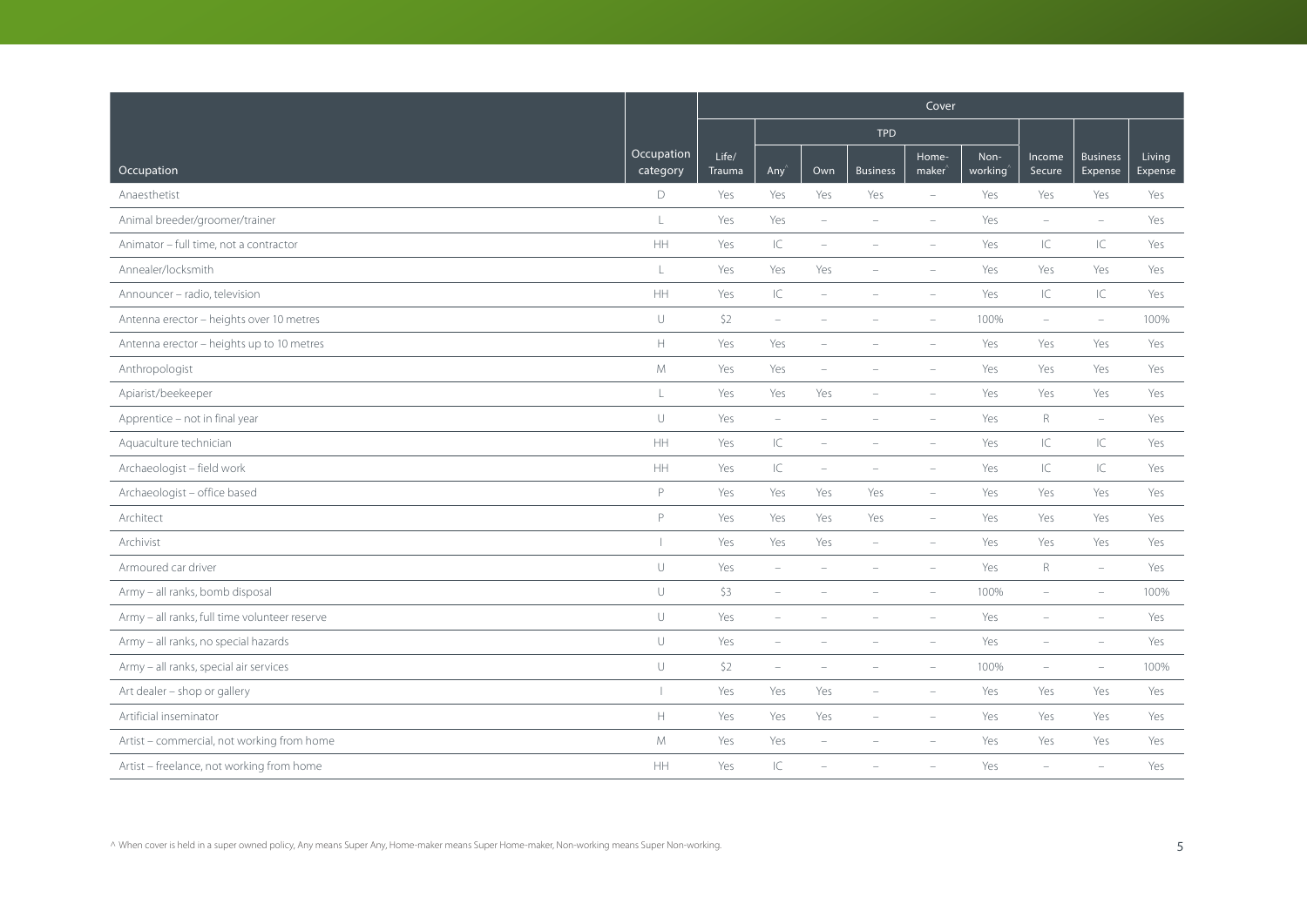| Occupation | Occupation category | Cover | | | | | | | | |
|---|---|---|---|---|---|---|---|---|---|---|
| | | | TPD | | | | | | | |
| | | Life/ Trauma | Any^ | Own | Business | Home-maker^ | Non-working^ | Income Secure | Business Expense | Living Expense |
| Anaesthetist | D | Yes | Yes | Yes | Yes | – | Yes | Yes | Yes | Yes |
| Animal breeder/groomer/trainer | L | Yes | Yes | – | – | – | Yes | – | – | Yes |
| Animator – full time, not a contractor | HH | Yes | IC | – | – | – | Yes | IC | IC | Yes |
| Annealer/locksmith | L | Yes | Yes | Yes | – | – | Yes | Yes | Yes | Yes |
| Announcer – radio, television | HH | Yes | IC | – | – | – | Yes | IC | IC | Yes |
| Antenna erector – heights over 10 metres | U | S2 | – | – | – | – | 100% | – | – | 100% |
| Antenna erector – heights up to 10 metres | H | Yes | Yes | – | – | – | Yes | Yes | Yes | Yes |
| Anthropologist | M | Yes | Yes | – | – | – | Yes | Yes | Yes | Yes |
| Apiarist/beekeeper | L | Yes | Yes | Yes | – | – | Yes | Yes | Yes | Yes |
| Apprentice – not in final year | U | Yes | – | – | – | – | Yes | R | – | Yes |
| Aquaculture technician | HH | Yes | IC | – | – | – | Yes | IC | IC | Yes |
| Archaeologist – field work | HH | Yes | IC | – | – | – | Yes | IC | IC | Yes |
| Archaeologist – office based | P | Yes | Yes | Yes | Yes | – | Yes | Yes | Yes | Yes |
| Architect | P | Yes | Yes | Yes | Yes | – | Yes | Yes | Yes | Yes |
| Archivist | I | Yes | Yes | Yes | – | – | Yes | Yes | Yes | Yes |
| Armoured car driver | U | Yes | – | – | – | – | Yes | R | – | Yes |
| Army – all ranks, bomb disposal | U | S3 | – | – | – | – | 100% | – | – | 100% |
| Army – all ranks, full time volunteer reserve | U | Yes | – | – | – | – | Yes | – | – | Yes |
| Army – all ranks, no special hazards | U | Yes | – | – | – | – | Yes | – | – | Yes |
| Army – all ranks, special air services | U | S2 | – | – | – | – | 100% | – | – | 100% |
| Art dealer – shop or gallery | I | Yes | Yes | Yes | – | – | Yes | Yes | Yes | Yes |
| Artificial inseminator | H | Yes | Yes | Yes | – | – | Yes | Yes | Yes | Yes |
| Artist – commercial, not working from home | M | Yes | Yes | – | – | – | Yes | Yes | Yes | Yes |
| Artist – freelance, not working from home | HH | Yes | IC | – | – | – | Yes | – | – | Yes |

^ When cover is held in a super owned policy, Any means Super Any, Home-maker means Super Home-maker, Non-working means Super Non-working.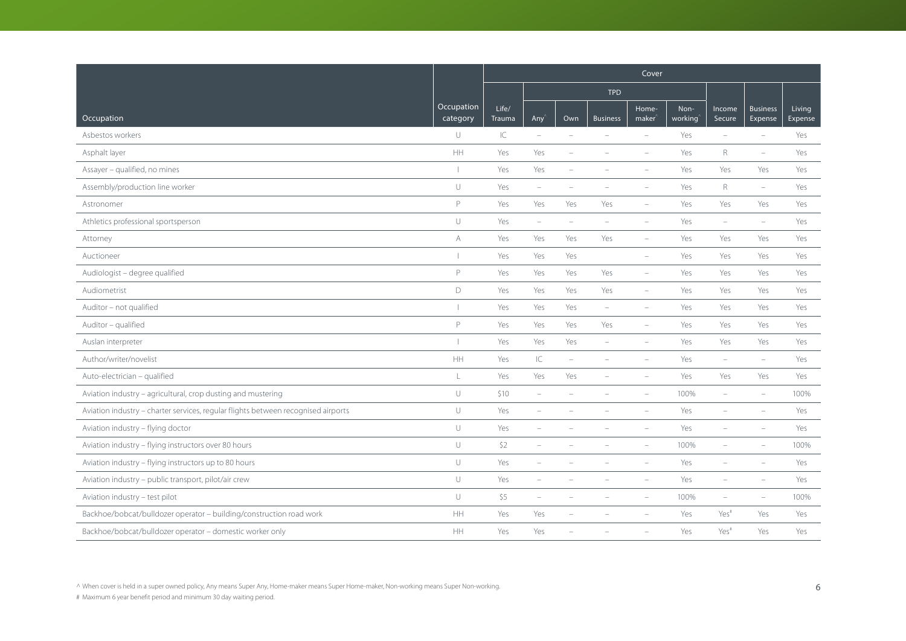| Occupation | Occupation category | Cover | | | | | | | | |
|---|---|---|---|---|---|---|---|---|---|---|
| | | Life/ Trauma | TPD | | | | | Income Secure | Business Expense | Living Expense |
| | | | Any^ | Own | Business | Home-maker^ | Non-working^ | | | |
| Asbestos workers | U | IC | – | – | – | – | Yes | – | – | Yes |
| Asphalt layer | HH | Yes | Yes | – | – | – | Yes | R | – | Yes |
| Assayer – qualified, no mines | I | Yes | Yes | – | – | – | Yes | Yes | Yes | Yes |
| Assembly/production line worker | U | Yes | – | – | – | – | Yes | R | – | Yes |
| Astronomer | P | Yes | Yes | Yes | Yes | – | Yes | Yes | Yes | Yes |
| Athletics professional sportsperson | U | Yes | – | – | – | – | Yes | – | – | Yes |
| Attorney | A | Yes | Yes | Yes | Yes | – | Yes | Yes | Yes | Yes |
| Auctioneer | I | Yes | Yes | Yes | | – | Yes | Yes | Yes | Yes |
| Audiologist – degree qualified | P | Yes | Yes | Yes | Yes | – | Yes | Yes | Yes | Yes |
| Audiometrist | D | Yes | Yes | Yes | Yes | – | Yes | Yes | Yes | Yes |
| Auditor – not qualified | I | Yes | Yes | Yes | – | – | Yes | Yes | Yes | Yes |
| Auditor – qualified | P | Yes | Yes | Yes | Yes | – | Yes | Yes | Yes | Yes |
| Auslan interpreter | I | Yes | Yes | Yes | – | – | Yes | Yes | Yes | Yes |
| Author/writer/novelist | HH | Yes | IC | – | – | – | Yes | – | – | Yes |
| Auto-electrician – qualified | L | Yes | Yes | Yes | – | – | Yes | Yes | Yes | Yes |
| Aviation industry – agricultural, crop dusting and mustering | U | $10 | – | – | – | – | 100% | – | – | 100% |
| Aviation industry – charter services, regular flights between recognised airports | U | Yes | – | – | – | – | Yes | – | – | Yes |
| Aviation industry – flying doctor | U | Yes | – | – | – | – | Yes | – | – | Yes |
| Aviation industry – flying instructors over 80 hours | U | $2 | – | – | – | – | 100% | – | – | 100% |
| Aviation industry – flying instructors up to 80 hours | U | Yes | – | – | – | – | Yes | – | – | Yes |
| Aviation industry – public transport, pilot/air crew | U | Yes | – | – | – | – | Yes | – | – | Yes |
| Aviation industry – test pilot | U | $5 | – | – | – | – | 100% | – | – | 100% |
| Backhoe/bobcat/bulldozer operator – building/construction road work | HH | Yes | Yes | – | – | – | Yes | Yes# | Yes | Yes |
| Backhoe/bobcat/bulldozer operator – domestic worker only | HH | Yes | Yes | – | – | – | Yes | Yes# | Yes | Yes |

^ When cover is held in a super owned policy, Any means Super Any, Home-maker means Super Home-maker, Non-working means Super Non-working.

# Maximum 6 year benefit period and minimum 30 day waiting period.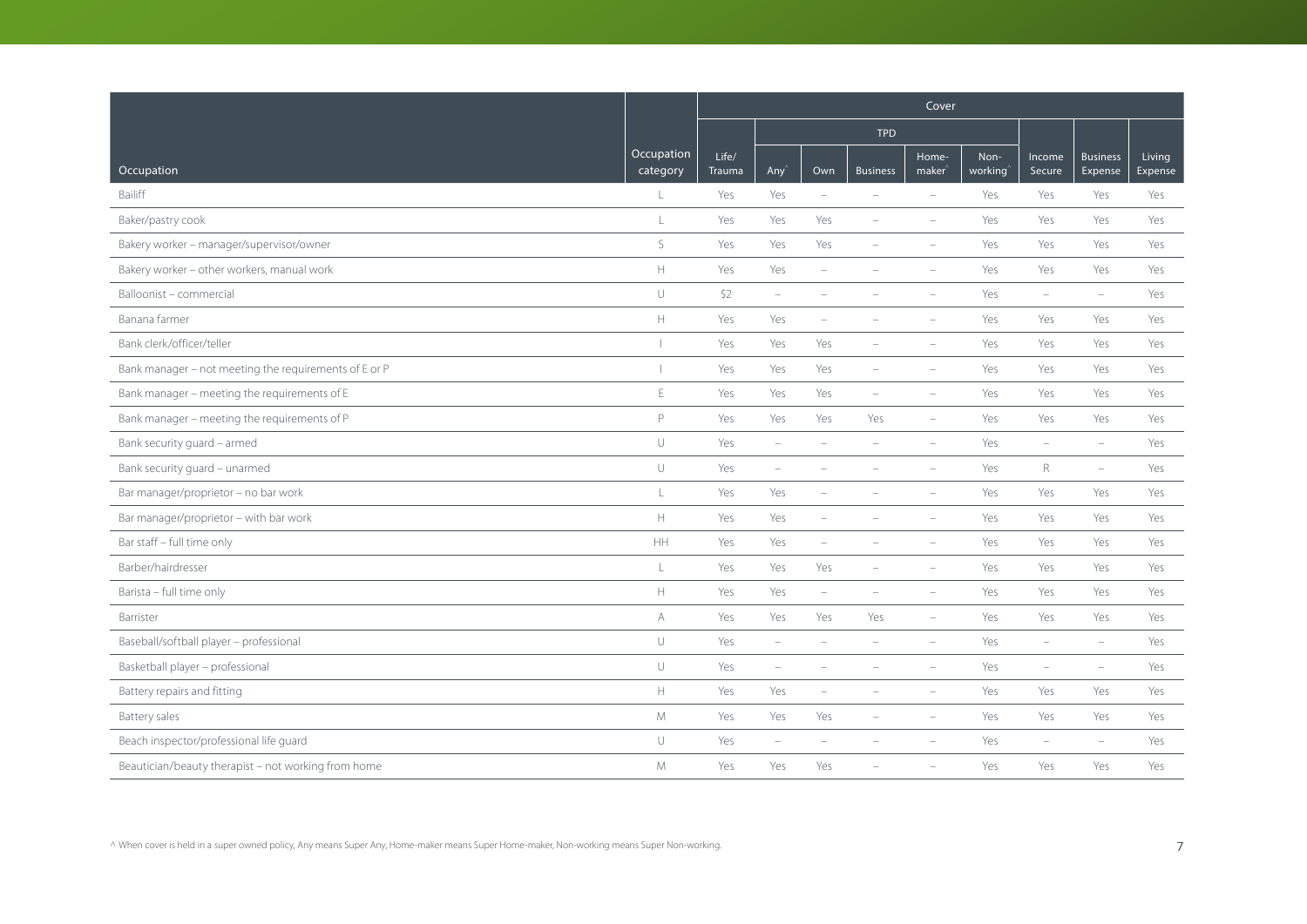| Occupation | Occupation category | Cover | | | | | | | | |
|---|---|---|---|---|---|---|---|---|---|---|
| | | | TPD | | | | | | | |
| | | Life/ Trauma | Any^ | Own | Business | Home-maker^ | Non-working^ | Income Secure | Business Expense | Living Expense |
| Bailiff | L | Yes | Yes | – | – | – | Yes | Yes | Yes | Yes |
| Baker/pastry cook | L | Yes | Yes | Yes | – | – | Yes | Yes | Yes | Yes |
| Bakery worker – manager/supervisor/owner | S | Yes | Yes | Yes | – | – | Yes | Yes | Yes | Yes |
| Bakery worker – other workers, manual work | H | Yes | Yes | – | – | – | Yes | Yes | Yes | Yes |
| Balloonist – commercial | U | S2 | – | – | – | – | Yes | – | – | Yes |
| Banana farmer | H | Yes | Yes | – | – | – | Yes | Yes | Yes | Yes |
| Bank clerk/officer/teller | I | Yes | Yes | Yes | – | – | Yes | Yes | Yes | Yes |
| Bank manager – not meeting the requirements of E or P | I | Yes | Yes | Yes | – | – | Yes | Yes | Yes | Yes |
| Bank manager – meeting the requirements of E | E | Yes | Yes | Yes | – | – | Yes | Yes | Yes | Yes |
| Bank manager – meeting the requirements of P | P | Yes | Yes | Yes | Yes | – | Yes | Yes | Yes | Yes |
| Bank security guard – armed | U | Yes | – | – | – | – | Yes | – | – | Yes |
| Bank security guard – unarmed | U | Yes | – | – | – | – | Yes | R | – | Yes |
| Bar manager/proprietor – no bar work | L | Yes | Yes | – | – | – | Yes | Yes | Yes | Yes |
| Bar manager/proprietor – with bar work | H | Yes | Yes | – | – | – | Yes | Yes | Yes | Yes |
| Bar staff – full time only | HH | Yes | Yes | – | – | – | Yes | Yes | Yes | Yes |
| Barber/hairdresser | L | Yes | Yes | Yes | – | – | Yes | Yes | Yes | Yes |
| Barista – full time only | H | Yes | Yes | – | – | – | Yes | Yes | Yes | Yes |
| Barrister | A | Yes | Yes | Yes | Yes | – | Yes | Yes | Yes | Yes |
| Baseball/softball player – professional | U | Yes | – | – | – | – | Yes | – | – | Yes |
| Basketball player – professional | U | Yes | – | – | – | – | Yes | – | – | Yes |
| Battery repairs and fitting | H | Yes | Yes | – | – | – | Yes | Yes | Yes | Yes |
| Battery sales | M | Yes | Yes | Yes | – | – | Yes | Yes | Yes | Yes |
| Beach inspector/professional life guard | U | Yes | – | – | – | – | Yes | – | – | Yes |
| Beautician/beauty therapist – not working from home | M | Yes | Yes | Yes | – | – | Yes | Yes | Yes | Yes |

^ When cover is held in a super owned policy, Any means Super Any, Home-maker means Super Home-maker, Non-working means Super Non-working.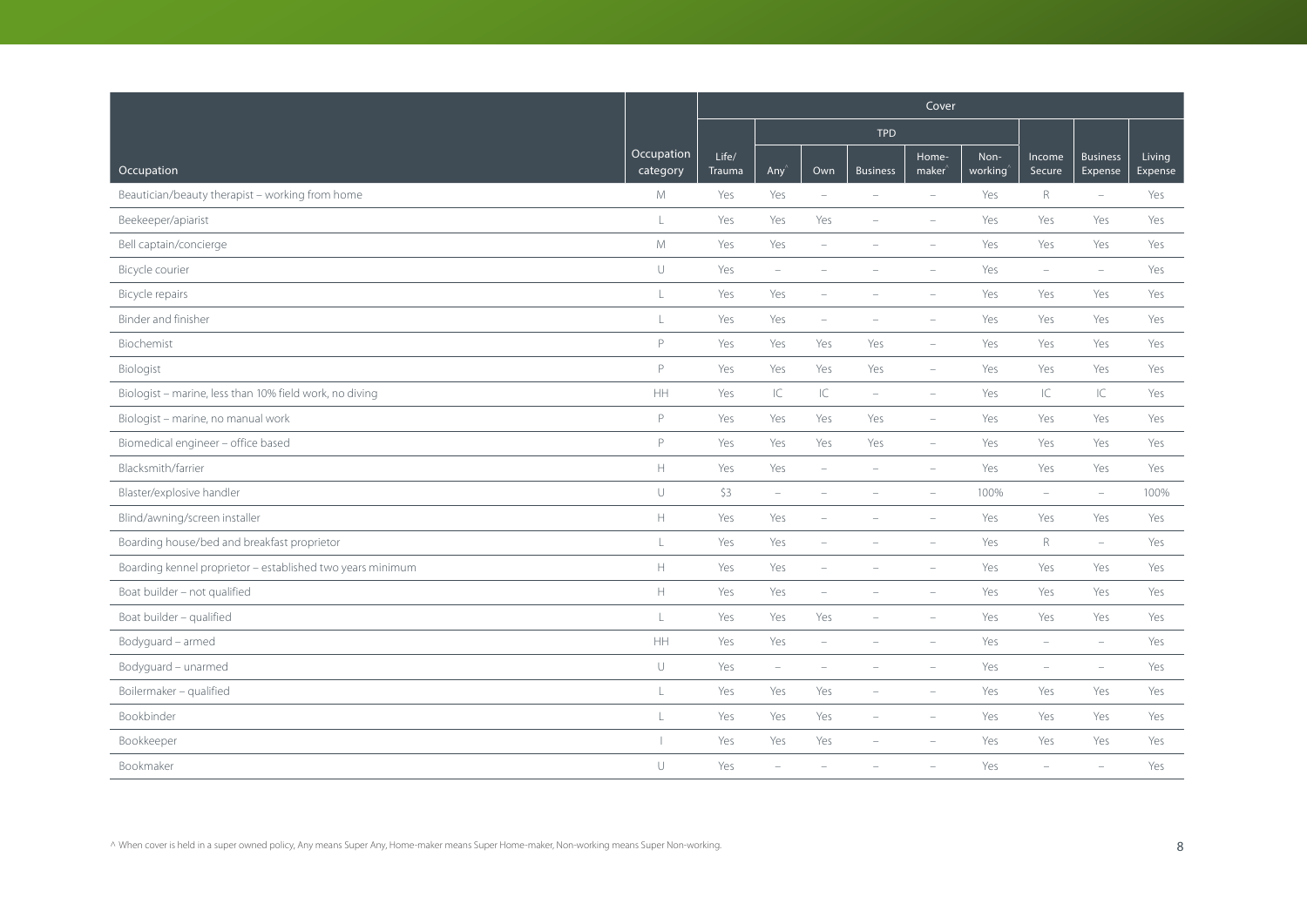| Occupation | Occupation category | Cover | | | | | | | | |
|---|---|---|---|---|---|---|---|---|---|---|
| | | Life/ Trauma | TPD | | | | | Income Secure | Business Expense | Living Expense |
| | | | Any^ | Own | Business | Home-maker^ | Non-working^ | | | |
| Beautician/beauty therapist – working from home | M | Yes | Yes | – | – | – | Yes | R | – | Yes |
| Beekeeper/apiarist | L | Yes | Yes | Yes | – | – | Yes | Yes | Yes | Yes |
| Bell captain/concierge | M | Yes | Yes | – | – | – | Yes | Yes | Yes | Yes |
| Bicycle courier | U | Yes | – | – | – | – | Yes | – | – | Yes |
| Bicycle repairs | L | Yes | Yes | – | – | – | Yes | Yes | Yes | Yes |
| Binder and finisher | L | Yes | Yes | – | – | – | Yes | Yes | Yes | Yes |
| Biochemist | P | Yes | Yes | Yes | Yes | – | Yes | Yes | Yes | Yes |
| Biologist | P | Yes | Yes | Yes | Yes | – | Yes | Yes | Yes | Yes |
| Biologist – marine, less than 10% field work, no diving | HH | Yes | IC | IC | – | – | Yes | IC | IC | Yes |
| Biologist – marine, no manual work | P | Yes | Yes | Yes | Yes | – | Yes | Yes | Yes | Yes |
| Biomedical engineer – office based | P | Yes | Yes | Yes | Yes | – | Yes | Yes | Yes | Yes |
| Blacksmith/farrier | H | Yes | Yes | – | – | – | Yes | Yes | Yes | Yes |
| Blaster/explosive handler | U | S3 | – | – | – | – | 100% | – | – | 100% |
| Blind/awning/screen installer | H | Yes | Yes | – | – | – | Yes | Yes | Yes | Yes |
| Boarding house/bed and breakfast proprietor | L | Yes | Yes | – | – | – | Yes | R | – | Yes |
| Boarding kennel proprietor – established two years minimum | H | Yes | Yes | – | – | – | Yes | Yes | Yes | Yes |
| Boat builder – not qualified | H | Yes | Yes | – | – | – | Yes | Yes | Yes | Yes |
| Boat builder – qualified | L | Yes | Yes | Yes | – | – | Yes | Yes | Yes | Yes |
| Bodyguard – armed | HH | Yes | Yes | – | – | – | Yes | – | – | Yes |
| Bodyguard – unarmed | U | Yes | – | – | – | – | Yes | – | – | Yes |
| Boilermaker – qualified | L | Yes | Yes | Yes | – | – | Yes | Yes | Yes | Yes |
| Bookbinder | L | Yes | Yes | Yes | – | – | Yes | Yes | Yes | Yes |
| Bookkeeper | I | Yes | Yes | Yes | – | – | Yes | Yes | Yes | Yes |
| Bookmaker | U | Yes | – | – | – | – | Yes | – | – | Yes |

^ When cover is held in a super owned policy, Any means Super Any, Home-maker means Super Home-maker, Non-working means Super Non-working.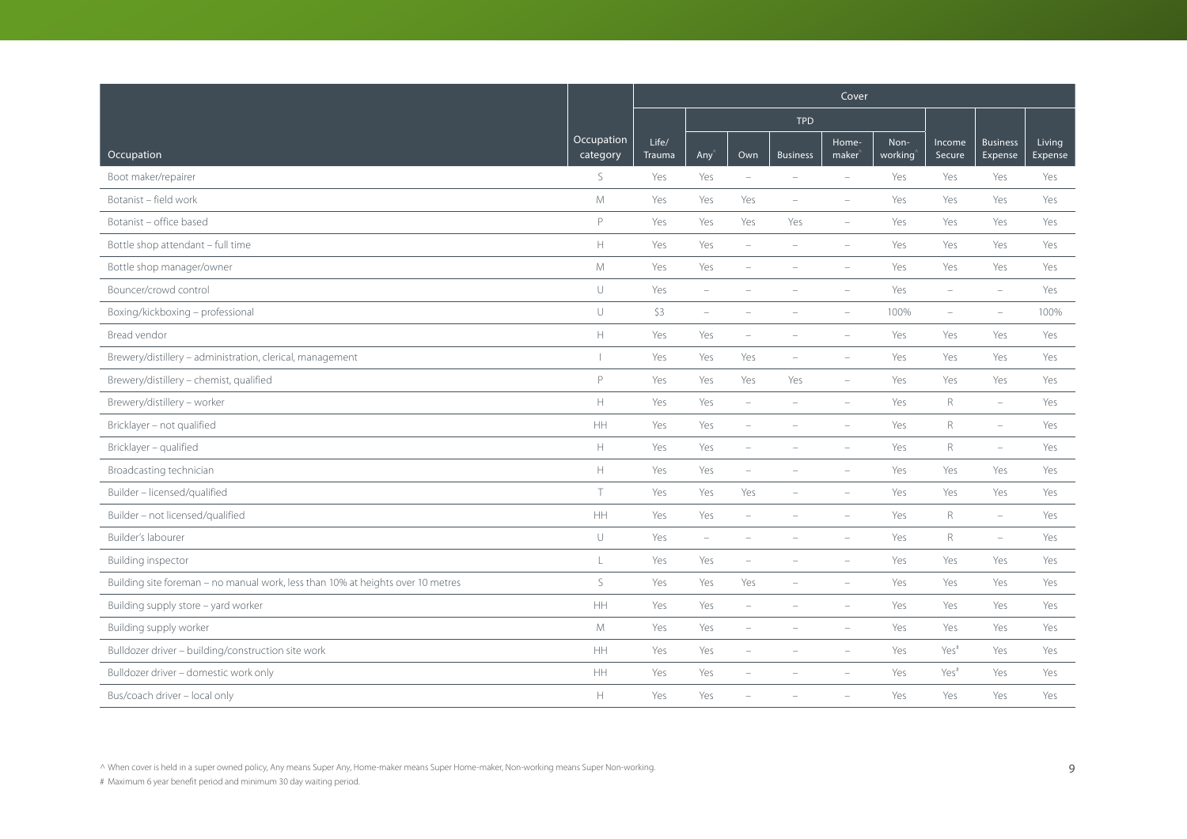| Occupation | Occupation category | Cover | | | | | | | | |
|---|---|---|---|---|---|---|---|---|---|---|
| | | Life/ Trauma | TPD | | | | | Income Secure | Business Expense | Living Expense |
| | | | Any^ | Own | Business | Home-maker^ | Non-working^ | | | |
| Boot maker/repairer | S | Yes | Yes | – | – | – | Yes | Yes | Yes | Yes |
| Botanist – field work | M | Yes | Yes | Yes | – | – | Yes | Yes | Yes | Yes |
| Botanist – office based | P | Yes | Yes | Yes | Yes | – | Yes | Yes | Yes | Yes |
| Bottle shop attendant – full time | H | Yes | Yes | – | – | – | Yes | Yes | Yes | Yes |
| Bottle shop manager/owner | M | Yes | Yes | – | – | – | Yes | Yes | Yes | Yes |
| Bouncer/crowd control | U | Yes | – | – | – | – | Yes | – | – | Yes |
| Boxing/kickboxing – professional | U | \$3 | – | – | – | – | 100% | – | – | 100% |
| Bread vendor | H | Yes | Yes | – | – | – | Yes | Yes | Yes | Yes |
| Brewery/distillery – administration, clerical, management | I | Yes | Yes | Yes | – | – | Yes | Yes | Yes | Yes |
| Brewery/distillery – chemist, qualified | P | Yes | Yes | Yes | Yes | – | Yes | Yes | Yes | Yes |
| Brewery/distillery – worker | H | Yes | Yes | – | – | – | Yes | R | – | Yes |
| Bricklayer – not qualified | HH | Yes | Yes | – | – | – | Yes | R | – | Yes |
| Bricklayer – qualified | H | Yes | Yes | – | – | – | Yes | R | – | Yes |
| Broadcasting technician | H | Yes | Yes | – | – | – | Yes | Yes | Yes | Yes |
| Builder – licensed/qualified | T | Yes | Yes | Yes | – | – | Yes | Yes | Yes | Yes |
| Builder – not licensed/qualified | HH | Yes | Yes | – | – | – | Yes | R | – | Yes |
| Builder's labourer | U | Yes | – | – | – | – | Yes | R | – | Yes |
| Building inspector | L | Yes | Yes | – | – | – | Yes | Yes | Yes | Yes |
| Building site foreman – no manual work, less than 10% at heights over 10 metres | S | Yes | Yes | Yes | – | – | Yes | Yes | Yes | Yes |
| Building supply store – yard worker | HH | Yes | Yes | – | – | – | Yes | Yes | Yes | Yes |
| Building supply worker | M | Yes | Yes | – | – | – | Yes | Yes | Yes | Yes |
| Bulldozer driver – building/construction site work | HH | Yes | Yes | – | – | – | Yes | Yes# | Yes | Yes |
| Bulldozer driver – domestic work only | HH | Yes | Yes | – | – | – | Yes | Yes# | Yes | Yes |
| Bus/coach driver – local only | H | Yes | Yes | – | – | – | Yes | Yes | Yes | Yes |

^ When cover is held in a super owned policy, Any means Super Any, Home-maker means Super Home-maker, Non-working means Super Non-working.

# Maximum 6 year benefit period and minimum 30 day waiting period.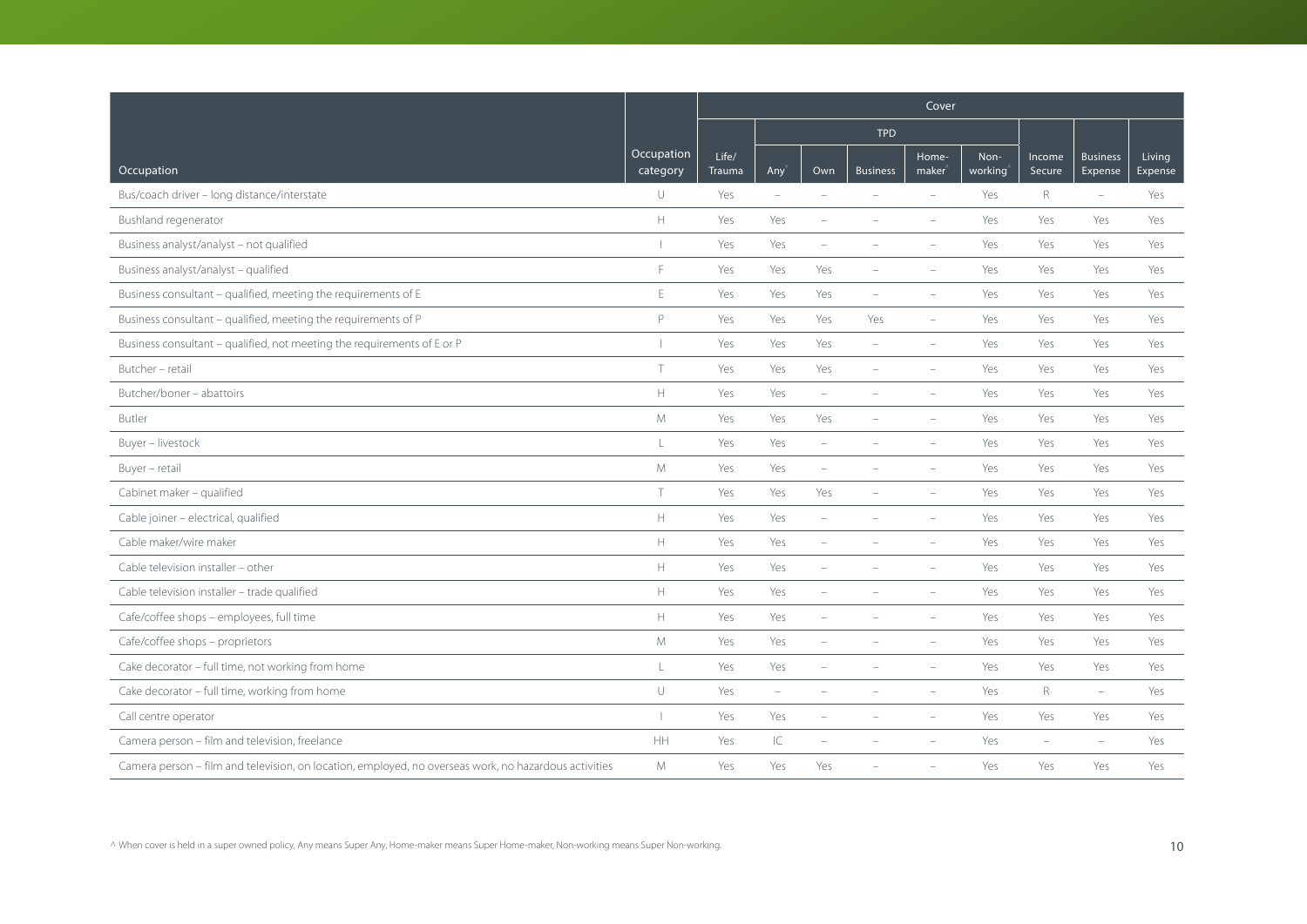| Occupation | Occupation category | Cover | | | | | | | | |
|---|---|---|---|---|---|---|---|---|---|---|
| | | | TPD | | | | | | | |
| | | Life/ Trauma | Any^ | Own | Business | Home-maker^ | Non-working^ | Income Secure | Business Expense | Living Expense |
| Bus/coach driver – long distance/interstate | U | Yes | – | – | – | – | Yes | R | – | Yes |
| Bushland regenerator | H | Yes | Yes | – | – | – | Yes | Yes | Yes | Yes |
| Business analyst/analyst – not qualified | I | Yes | Yes | – | – | – | Yes | Yes | Yes | Yes |
| Business analyst/analyst – qualified | F | Yes | Yes | Yes | – | – | Yes | Yes | Yes | Yes |
| Business consultant – qualified, meeting the requirements of E | E | Yes | Yes | Yes | – | – | Yes | Yes | Yes | Yes |
| Business consultant – qualified, meeting the requirements of P | P | Yes | Yes | Yes | Yes | – | Yes | Yes | Yes | Yes |
| Business consultant – qualified, not meeting the requirements of E or P | I | Yes | Yes | Yes | – | – | Yes | Yes | Yes | Yes |
| Butcher – retail | T | Yes | Yes | Yes | – | – | Yes | Yes | Yes | Yes |
| Butcher/boner – abattoirs | H | Yes | Yes | – | – | – | Yes | Yes | Yes | Yes |
| Butler | M | Yes | Yes | Yes | – | – | Yes | Yes | Yes | Yes |
| Buyer – livestock | L | Yes | Yes | – | – | – | Yes | Yes | Yes | Yes |
| Buyer – retail | M | Yes | Yes | – | – | – | Yes | Yes | Yes | Yes |
| Cabinet maker – qualified | T | Yes | Yes | Yes | – | – | Yes | Yes | Yes | Yes |
| Cable joiner – electrical, qualified | H | Yes | Yes | – | – | – | Yes | Yes | Yes | Yes |
| Cable maker/wire maker | H | Yes | Yes | – | – | – | Yes | Yes | Yes | Yes |
| Cable television installer – other | H | Yes | Yes | – | – | – | Yes | Yes | Yes | Yes |
| Cable television installer – trade qualified | H | Yes | Yes | – | – | – | Yes | Yes | Yes | Yes |
| Cafe/coffee shops – employees, full time | H | Yes | Yes | – | – | – | Yes | Yes | Yes | Yes |
| Cafe/coffee shops – proprietors | M | Yes | Yes | – | – | – | Yes | Yes | Yes | Yes |
| Cake decorator – full time, not working from home | L | Yes | Yes | – | – | – | Yes | Yes | Yes | Yes |
| Cake decorator – full time, working from home | U | Yes | – | – | – | – | Yes | R | – | Yes |
| Call centre operator | I | Yes | Yes | – | – | – | Yes | Yes | Yes | Yes |
| Camera person – film and television, freelance | HH | Yes | IC | – | – | – | Yes | – | – | Yes |
| Camera person – film and television, on location, employed, no overseas work, no hazardous activities | M | Yes | Yes | Yes | – | – | Yes | Yes | Yes | Yes |

^ When cover is held in a super owned policy, Any means Super Any, Home-maker means Super Home-maker, Non-working means Super Non-working.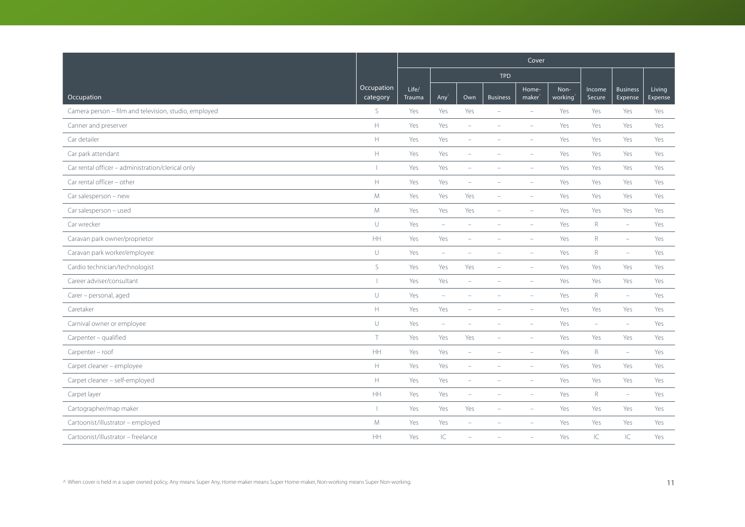| Occupation | Occupation category | Cover | | | | | | | | |
|---|---|---|---|---|---|---|---|---|---|---|
| | | | TPD | | | | | | | |
| | | Life/ Trauma | Any^ | Own | Business | Home-maker^ | Non-working^ | Income Secure | Business Expense | Living Expense |
| Camera person – film and television, studio, employed | S | Yes | Yes | Yes | – | – | Yes | Yes | Yes | Yes |
| Canner and preserver | H | Yes | Yes | – | – | – | Yes | Yes | Yes | Yes |
| Car detailer | H | Yes | Yes | – | – | – | Yes | Yes | Yes | Yes |
| Car park attendant | H | Yes | Yes | – | – | – | Yes | Yes | Yes | Yes |
| Car rental officer – administration/clerical only | I | Yes | Yes | – | – | – | Yes | Yes | Yes | Yes |
| Car rental officer – other | H | Yes | Yes | – | – | – | Yes | Yes | Yes | Yes |
| Car salesperson – new | M | Yes | Yes | Yes | – | – | Yes | Yes | Yes | Yes |
| Car salesperson – used | M | Yes | Yes | Yes | – | – | Yes | Yes | Yes | Yes |
| Car wrecker | U | Yes | – | – | – | – | Yes | R | – | Yes |
| Caravan park owner/proprietor | HH | Yes | Yes | – | – | – | Yes | R | – | Yes |
| Caravan park worker/employee | U | Yes | – | – | – | – | Yes | R | – | Yes |
| Cardio technician/technologist | S | Yes | Yes | Yes | – | – | Yes | Yes | Yes | Yes |
| Career adviser/consultant | I | Yes | Yes | – | – | – | Yes | Yes | Yes | Yes |
| Carer – personal, aged | U | Yes | – | – | – | – | Yes | R | – | Yes |
| Caretaker | H | Yes | Yes | – | – | – | Yes | Yes | Yes | Yes |
| Carnival owner or employee | U | Yes | – | – | – | – | Yes | – | – | Yes |
| Carpenter – qualified | T | Yes | Yes | Yes | – | – | Yes | Yes | Yes | Yes |
| Carpenter – roof | HH | Yes | Yes | – | – | – | Yes | R | – | Yes |
| Carpet cleaner – employee | H | Yes | Yes | – | – | – | Yes | Yes | Yes | Yes |
| Carpet cleaner – self-employed | H | Yes | Yes | – | – | – | Yes | Yes | Yes | Yes |
| Carpet layer | HH | Yes | Yes | – | – | – | Yes | R | – | Yes |
| Cartographer/map maker | I | Yes | Yes | Yes | – | – | Yes | Yes | Yes | Yes |
| Cartoonist/illustrator – employed | M | Yes | Yes | – | – | – | Yes | Yes | Yes | Yes |
| Cartoonist/illustrator – freelance | HH | Yes | IC | – | – | – | Yes | IC | IC | Yes |

^ When cover is held in a super owned policy, Any means Super Any, Home-maker means Super Home-maker, Non-working means Super Non-working.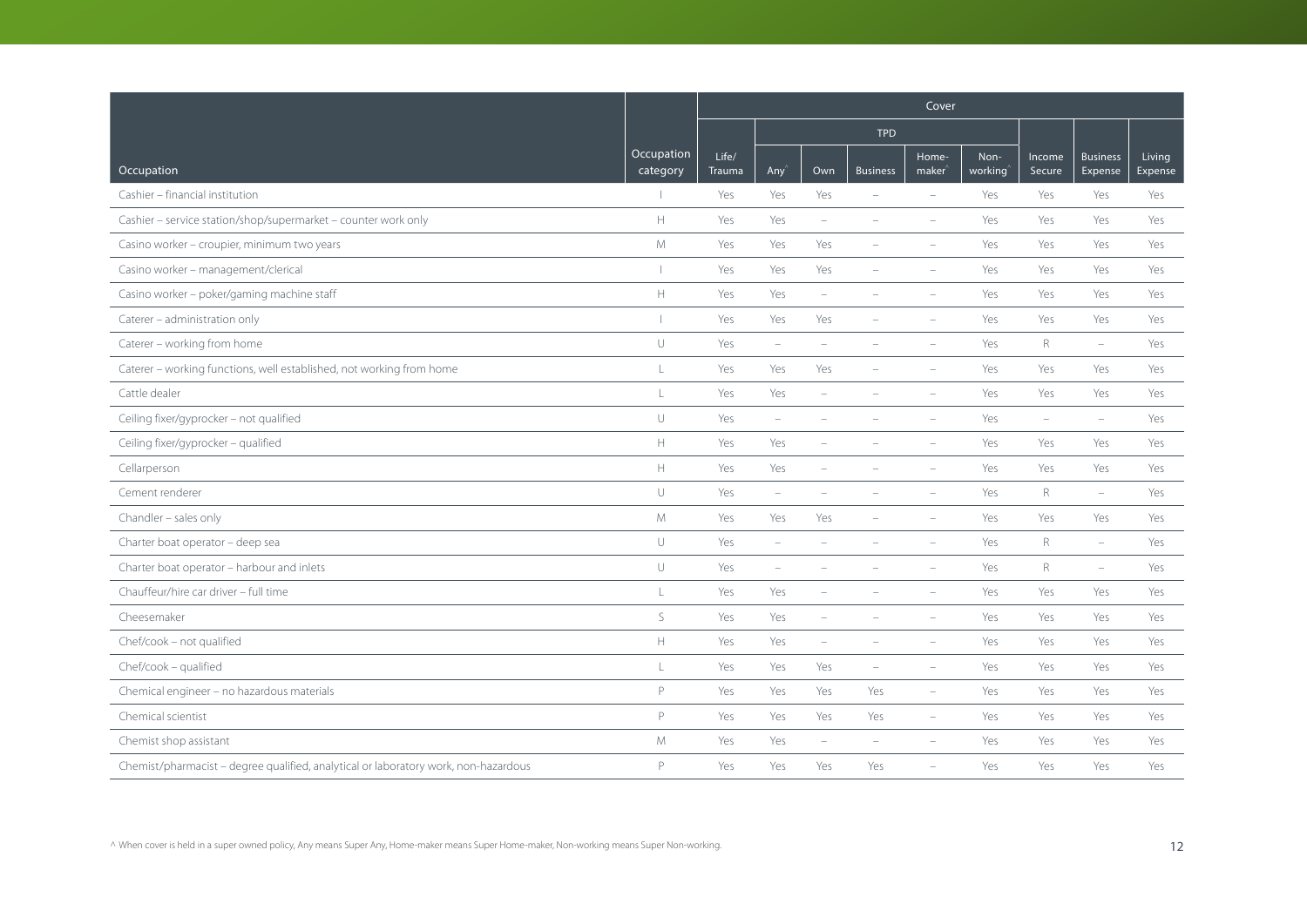| Occupation | Occupation category | Cover | | | | | | | | |
|---|---|---|---|---|---|---|---|---|---|---|
| | | | TPD | | | | | | | |
| | | Life/ Trauma | Any^ | Own | Business | Home-maker^ | Non-working^ | Income Secure | Business Expense | Living Expense |
| Cashier – financial institution | I | Yes | Yes | Yes | – | – | Yes | Yes | Yes | Yes |
| Cashier – service station/shop/supermarket – counter work only | H | Yes | Yes | – | – | – | Yes | Yes | Yes | Yes |
| Casino worker – croupier, minimum two years | M | Yes | Yes | Yes | – | – | Yes | Yes | Yes | Yes |
| Casino worker – management/clerical | I | Yes | Yes | Yes | – | – | Yes | Yes | Yes | Yes |
| Casino worker – poker/gaming machine staff | H | Yes | Yes | – | – | – | Yes | Yes | Yes | Yes |
| Caterer – administration only | I | Yes | Yes | Yes | – | – | Yes | Yes | Yes | Yes |
| Caterer – working from home | U | Yes | – | – | – | – | Yes | R | – | Yes |
| Caterer – working functions, well established, not working from home | L | Yes | Yes | Yes | – | – | Yes | Yes | Yes | Yes |
| Cattle dealer | L | Yes | Yes | – | – | – | Yes | Yes | Yes | Yes |
| Ceiling fixer/gyprocker – not qualified | U | Yes | – | – | – | – | Yes | – | – | Yes |
| Ceiling fixer/gyprocker – qualified | H | Yes | Yes | – | – | – | Yes | Yes | Yes | Yes |
| Cellarperson | H | Yes | Yes | – | – | – | Yes | Yes | Yes | Yes |
| Cement renderer | U | Yes | – | – | – | – | Yes | R | – | Yes |
| Chandler – sales only | M | Yes | Yes | Yes | – | – | Yes | Yes | Yes | Yes |
| Charter boat operator – deep sea | U | Yes | – | – | – | – | Yes | R | – | Yes |
| Charter boat operator – harbour and inlets | U | Yes | – | – | – | – | Yes | R | – | Yes |
| Chauffeur/hire car driver – full time | L | Yes | Yes | – | – | – | Yes | Yes | Yes | Yes |
| Cheesemaker | S | Yes | Yes | – | – | – | Yes | Yes | Yes | Yes |
| Chef/cook – not qualified | H | Yes | Yes | – | – | – | Yes | Yes | Yes | Yes |
| Chef/cook – qualified | L | Yes | Yes | Yes | – | – | Yes | Yes | Yes | Yes |
| Chemical engineer – no hazardous materials | P | Yes | Yes | Yes | Yes | – | Yes | Yes | Yes | Yes |
| Chemical scientist | P | Yes | Yes | Yes | Yes | – | Yes | Yes | Yes | Yes |
| Chemist shop assistant | M | Yes | Yes | – | – | – | Yes | Yes | Yes | Yes |
| Chemist/pharmacist – degree qualified, analytical or laboratory work, non-hazardous | P | Yes | Yes | Yes | Yes | – | Yes | Yes | Yes | Yes |

^ When cover is held in a super owned policy, Any means Super Any, Home-maker means Super Home-maker, Non-working means Super Non-working.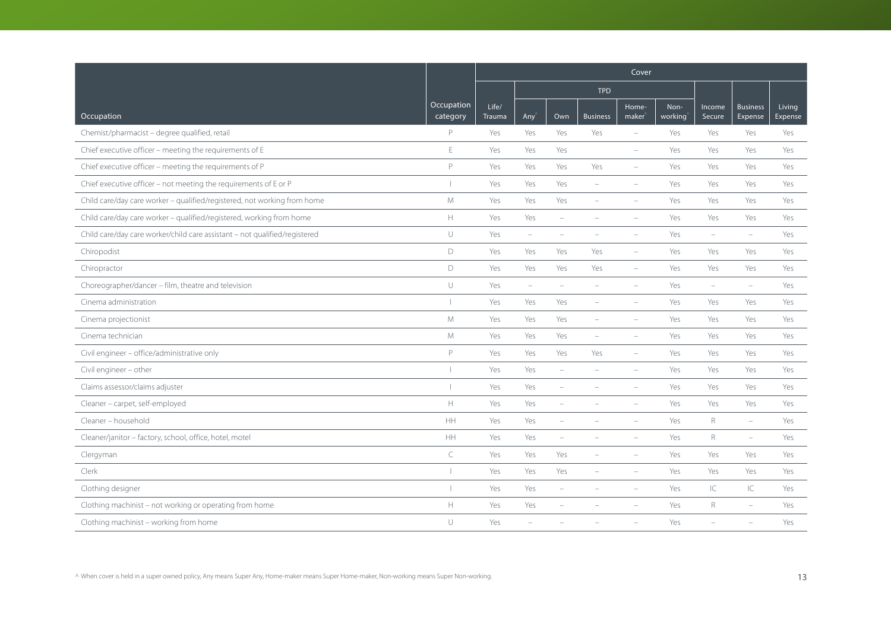| Occupation | Occupation category | Cover | | | | | | | | |
|---|---|---|---|---|---|---|---|---|---|---|
| | | | TPD | | | | | | | |
| | | Life/ Trauma | Any^ | Own | Business | Home-maker^ | Non-working^ | Income Secure | Business Expense | Living Expense |
| Chemist/pharmacist – degree qualified, retail | P | Yes | Yes | Yes | Yes | – | Yes | Yes | Yes | Yes |
| Chief executive officer – meeting the requirements of E | E | Yes | Yes | Yes | | – | Yes | Yes | Yes | Yes |
| Chief executive officer – meeting the requirements of P | P | Yes | Yes | Yes | Yes | – | Yes | Yes | Yes | Yes |
| Chief executive officer – not meeting the requirements of E or P | I | Yes | Yes | Yes | – | – | Yes | Yes | Yes | Yes |
| Child care/day care worker – qualified/registered, not working from home | M | Yes | Yes | Yes | – | – | Yes | Yes | Yes | Yes |
| Child care/day care worker – qualified/registered, working from home | H | Yes | Yes | – | – | – | Yes | Yes | Yes | Yes |
| Child care/day care worker/child care assistant – not qualified/registered | U | Yes | – | – | – | – | Yes | – | – | Yes |
| Chiropodist | D | Yes | Yes | Yes | Yes | – | Yes | Yes | Yes | Yes |
| Chiropractor | D | Yes | Yes | Yes | Yes | – | Yes | Yes | Yes | Yes |
| Choreographer/dancer – film, theatre and television | U | Yes | – | – | – | – | Yes | – | – | Yes |
| Cinema administration | I | Yes | Yes | Yes | – | – | Yes | Yes | Yes | Yes |
| Cinema projectionist | M | Yes | Yes | Yes | – | – | Yes | Yes | Yes | Yes |
| Cinema technician | M | Yes | Yes | Yes | – | – | Yes | Yes | Yes | Yes |
| Civil engineer – office/administrative only | P | Yes | Yes | Yes | Yes | – | Yes | Yes | Yes | Yes |
| Civil engineer – other | I | Yes | Yes | – | – | – | Yes | Yes | Yes | Yes |
| Claims assessor/claims adjuster | I | Yes | Yes | – | – | – | Yes | Yes | Yes | Yes |
| Cleaner – carpet, self-employed | H | Yes | Yes | – | – | – | Yes | Yes | Yes | Yes |
| Cleaner – household | HH | Yes | Yes | – | – | – | Yes | R | – | Yes |
| Cleaner/janitor – factory, school, office, hotel, motel | HH | Yes | Yes | – | – | – | Yes | R | – | Yes |
| Clergyman | C | Yes | Yes | Yes | – | – | Yes | Yes | Yes | Yes |
| Clerk | I | Yes | Yes | Yes | – | – | Yes | Yes | Yes | Yes |
| Clothing designer | I | Yes | Yes | – | – | – | Yes | IC | IC | Yes |
| Clothing machinist – not working or operating from home | H | Yes | Yes | – | – | – | Yes | R | – | Yes |
| Clothing machinist – working from home | U | Yes | – | – | – | – | Yes | – | – | Yes |

^ When cover is held in a super owned policy, Any means Super Any, Home-maker means Super Home-maker, Non-working means Super Non-working.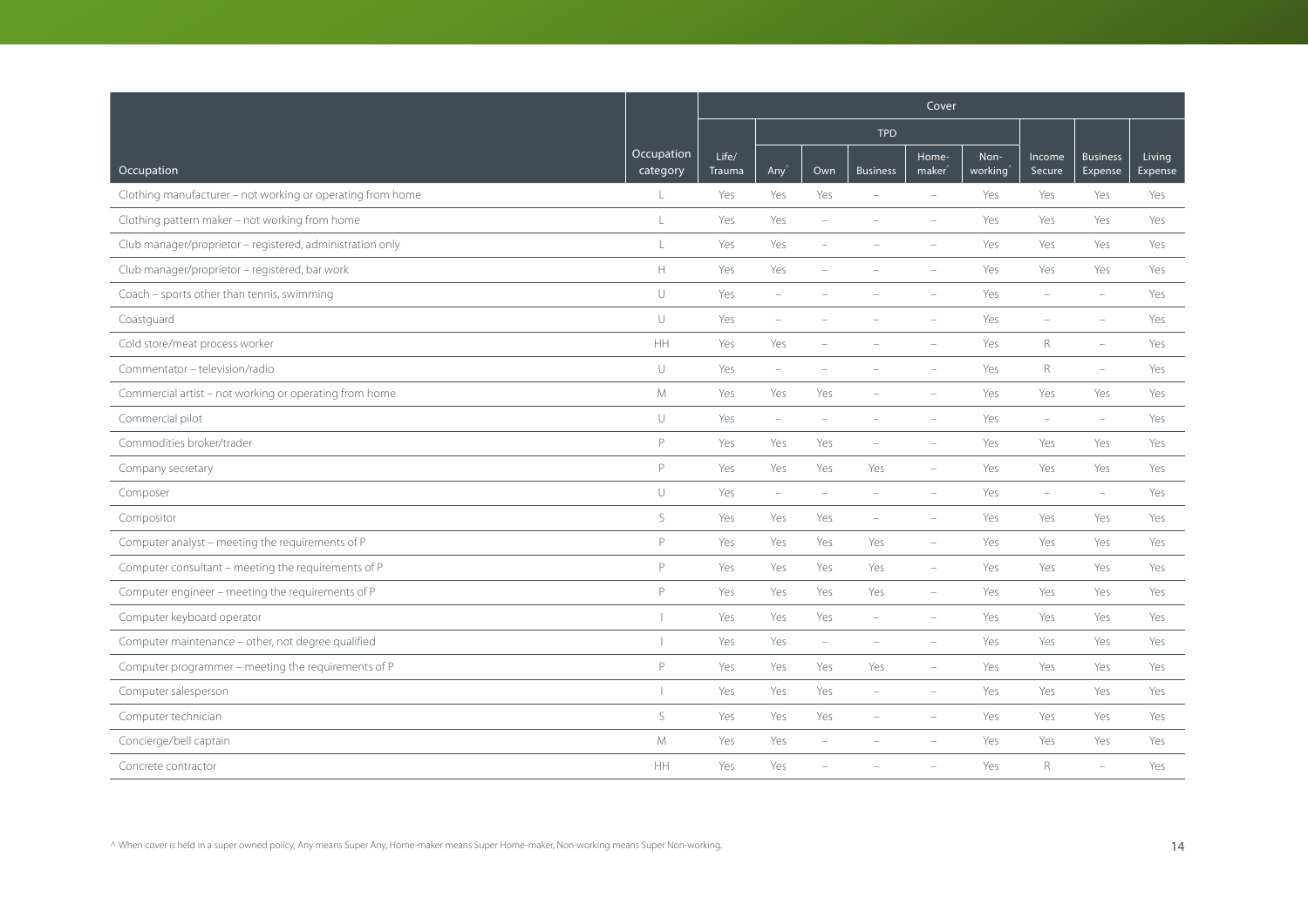| Occupation | Occupation category | Cover | | | | | | | | |
|---|---|---|---|---|---|---|---|---|---|---|
| | | Life/ Trauma | TPD | | | | | Income Secure | Business Expense | Living Expense |
| | | | Any^ | Own | Business | Home-maker^ | Non-working^ | | | |
| Clothing manufacturer – not working or operating from home | L | Yes | Yes | Yes | – | – | Yes | Yes | Yes | Yes |
| Clothing pattern maker – not working from home | L | Yes | Yes | – | – | – | Yes | Yes | Yes | Yes |
| Club manager/proprietor – registered, administration only | L | Yes | Yes | – | – | – | Yes | Yes | Yes | Yes |
| Club manager/proprietor – registered, bar work | H | Yes | Yes | – | – | – | Yes | Yes | Yes | Yes |
| Coach – sports other than tennis, swimming | U | Yes | – | – | – | – | Yes | – | – | Yes |
| Coastguard | U | Yes | – | – | – | – | Yes | – | – | Yes |
| Cold store/meat process worker | HH | Yes | Yes | – | – | – | Yes | R | – | Yes |
| Commentator – television/radio | U | Yes | – | – | – | – | Yes | R | – | Yes |
| Commercial artist – not working or operating from home | M | Yes | Yes | Yes | – | – | Yes | Yes | Yes | Yes |
| Commercial pilot | U | Yes | – | – | – | – | Yes | – | – | Yes |
| Commodities broker/trader | P | Yes | Yes | Yes | – | – | Yes | Yes | Yes | Yes |
| Company secretary | P | Yes | Yes | Yes | Yes | – | Yes | Yes | Yes | Yes |
| Composer | U | Yes | – | – | – | – | Yes | – | – | Yes |
| Compositor | S | Yes | Yes | Yes | – | – | Yes | Yes | Yes | Yes |
| Computer analyst – meeting the requirements of P | P | Yes | Yes | Yes | Yes | – | Yes | Yes | Yes | Yes |
| Computer consultant – meeting the requirements of P | P | Yes | Yes | Yes | Yes | – | Yes | Yes | Yes | Yes |
| Computer engineer – meeting the requirements of P | P | Yes | Yes | Yes | Yes | – | Yes | Yes | Yes | Yes |
| Computer keyboard operator | I | Yes | Yes | Yes | – | – | Yes | Yes | Yes | Yes |
| Computer maintenance – other, not degree qualified | I | Yes | Yes | – | – | – | Yes | Yes | Yes | Yes |
| Computer programmer – meeting the requirements of P | P | Yes | Yes | Yes | Yes | – | Yes | Yes | Yes | Yes |
| Computer salesperson | I | Yes | Yes | Yes | – | – | Yes | Yes | Yes | Yes |
| Computer technician | S | Yes | Yes | Yes | – | – | Yes | Yes | Yes | Yes |
| Concierge/bell captain | M | Yes | Yes | – | – | – | Yes | Yes | Yes | Yes |
| Concrete contractor | HH | Yes | Yes | – | – | – | Yes | R | – | Yes |

^ When cover is held in a super owned policy, Any means Super Any, Home-maker means Super Home-maker, Non-working means Super Non-working.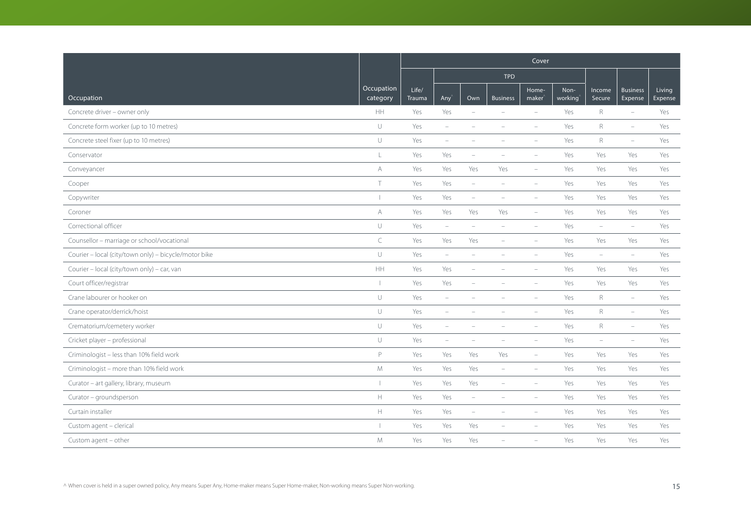| Occupation | Occupation category | Cover | | | | | | | | |
|---|---|---|---|---|---|---|---|---|---|---|
| | | | TPD | | | | | | | |
| | | Life/ Trauma | Any^ | Own | Business | Home-maker^ | Non-working^ | Income Secure | Business Expense | Living Expense |
| Concrete driver – owner only | HH | Yes | Yes | – | – | – | Yes | R | – | Yes |
| Concrete form worker (up to 10 metres) | U | Yes | – | – | – | – | Yes | R | – | Yes |
| Concrete steel fixer (up to 10 metres) | U | Yes | – | – | – | – | Yes | R | – | Yes |
| Conservator | L | Yes | Yes | – | – | – | Yes | Yes | Yes | Yes |
| Conveyancer | A | Yes | Yes | Yes | Yes | – | Yes | Yes | Yes | Yes |
| Cooper | T | Yes | Yes | – | – | – | Yes | Yes | Yes | Yes |
| Copywriter | I | Yes | Yes | – | – | – | Yes | Yes | Yes | Yes |
| Coroner | A | Yes | Yes | Yes | Yes | – | Yes | Yes | Yes | Yes |
| Correctional officer | U | Yes | – | – | – | – | Yes | – | – | Yes |
| Counsellor – marriage or school/vocational | C | Yes | Yes | Yes | – | – | Yes | Yes | Yes | Yes |
| Courier – local (city/town only) – bicycle/motor bike | U | Yes | – | – | – | – | Yes | – | – | Yes |
| Courier – local (city/town only) – car, van | HH | Yes | Yes | – | – | – | Yes | Yes | Yes | Yes |
| Court officer/registrar | I | Yes | Yes | – | – | – | Yes | Yes | Yes | Yes |
| Crane labourer or hooker on | U | Yes | – | – | – | – | Yes | R | – | Yes |
| Crane operator/derrick/hoist | U | Yes | – | – | – | – | Yes | R | – | Yes |
| Crematorium/cemetery worker | U | Yes | – | – | – | – | Yes | R | – | Yes |
| Cricket player – professional | U | Yes | – | – | – | – | Yes | – | – | Yes |
| Criminologist – less than 10% field work | P | Yes | Yes | Yes | Yes | – | Yes | Yes | Yes | Yes |
| Criminologist – more than 10% field work | M | Yes | Yes | Yes | – | – | Yes | Yes | Yes | Yes |
| Curator – art gallery, library, museum | I | Yes | Yes | Yes | – | – | Yes | Yes | Yes | Yes |
| Curator – groundsperson | H | Yes | Yes | – | – | – | Yes | Yes | Yes | Yes |
| Curtain installer | H | Yes | Yes | – | – | – | Yes | Yes | Yes | Yes |
| Custom agent – clerical | I | Yes | Yes | Yes | – | – | Yes | Yes | Yes | Yes |
| Custom agent – other | M | Yes | Yes | Yes | – | – | Yes | Yes | Yes | Yes |

^ When cover is held in a super owned policy, Any means Super Any, Home-maker means Super Home-maker, Non-working means Super Non-working.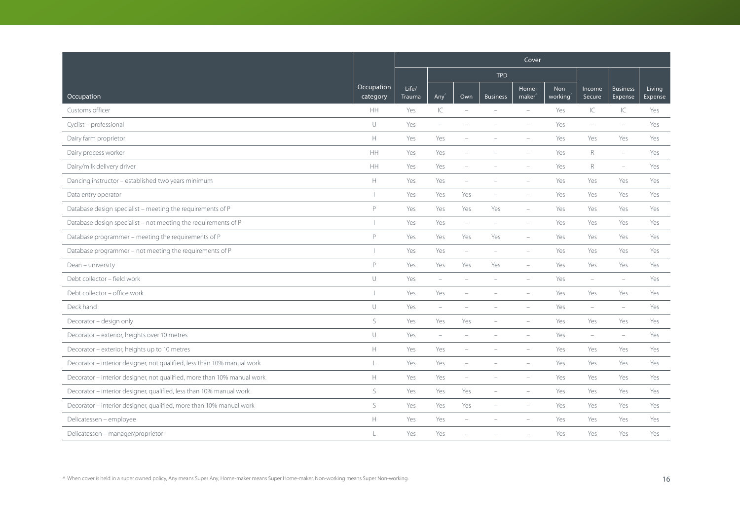| Occupation | Occupation category | Cover | | | | | | | | |
|---|---|---|---|---|---|---|---|---|---|---|
| | | | TPD | | | | | | | |
| | | Life/ Trauma | Any^ | Own | Business | Home-maker^ | Non-working^ | Income Secure | Business Expense | Living Expense |
| Customs officer | HH | Yes | IC | – | – | – | Yes | IC | IC | Yes |
| Cyclist – professional | U | Yes | – | – | – | – | Yes | – | – | Yes |
| Dairy farm proprietor | H | Yes | Yes | – | – | – | Yes | Yes | Yes | Yes |
| Dairy process worker | HH | Yes | Yes | – | – | – | Yes | R | – | Yes |
| Dairy/milk delivery driver | HH | Yes | Yes | – | – | – | Yes | R | – | Yes |
| Dancing instructor – established two years minimum | H | Yes | Yes | – | – | – | Yes | Yes | Yes | Yes |
| Data entry operator | I | Yes | Yes | Yes | – | – | Yes | Yes | Yes | Yes |
| Database design specialist – meeting the requirements of P | P | Yes | Yes | Yes | Yes | – | Yes | Yes | Yes | Yes |
| Database design specialist – not meeting the requirements of P | I | Yes | Yes | – | – | – | Yes | Yes | Yes | Yes |
| Database programmer – meeting the requirements of P | P | Yes | Yes | Yes | Yes | – | Yes | Yes | Yes | Yes |
| Database programmer – not meeting the requirements of P | I | Yes | Yes | – | – | – | Yes | Yes | Yes | Yes |
| Dean – university | P | Yes | Yes | Yes | Yes | – | Yes | Yes | Yes | Yes |
| Debt collector – field work | U | Yes | – | – | – | – | Yes | – | – | Yes |
| Debt collector – office work | I | Yes | Yes | – | – | – | Yes | Yes | Yes | Yes |
| Deck hand | U | Yes | – | – | – | – | Yes | – | – | Yes |
| Decorator – design only | S | Yes | Yes | Yes | – | – | Yes | Yes | Yes | Yes |
| Decorator – exterior, heights over 10 metres | U | Yes | – | – | – | – | Yes | – | – | Yes |
| Decorator – exterior, heights up to 10 metres | H | Yes | Yes | – | – | – | Yes | Yes | Yes | Yes |
| Decorator – interior designer, not qualified, less than 10% manual work | L | Yes | Yes | – | – | – | Yes | Yes | Yes | Yes |
| Decorator – interior designer, not qualified, more than 10% manual work | H | Yes | Yes | – | – | – | Yes | Yes | Yes | Yes |
| Decorator – interior designer, qualified, less than 10% manual work | S | Yes | Yes | Yes | – | – | Yes | Yes | Yes | Yes |
| Decorator – interior designer, qualified, more than 10% manual work | S | Yes | Yes | Yes | – | – | Yes | Yes | Yes | Yes |
| Delicatessen – employee | H | Yes | Yes | – | – | – | Yes | Yes | Yes | Yes |
| Delicatessen – manager/proprietor | L | Yes | Yes | – | – | – | Yes | Yes | Yes | Yes |

^ When cover is held in a super owned policy, Any means Super Any, Home-maker means Super Home-maker, Non-working means Super Non-working.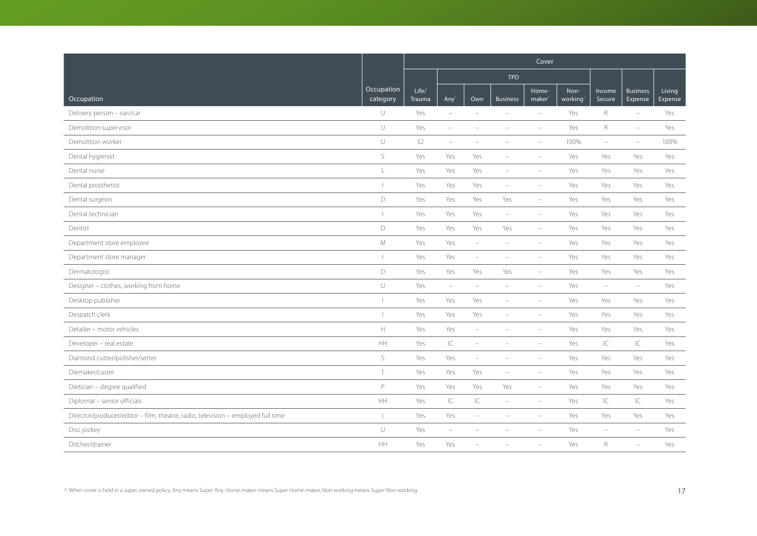| Occupation | Occupation category | Cover | | | | | | | | |
|---|---|---|---|---|---|---|---|---|---|---|
| | | Life/ Trauma | TPD | | | | | Income Secure | Business Expense | Living Expense |
| | | | Any^ | Own | Business | Home-maker^ | Non-working^ | | | |
| Delivery person – van/car | U | Yes | – | – | – | – | Yes | R | – | Yes |
| Demolition supervisor | U | Yes | – | – | – | – | Yes | R | – | Yes |
| Demolition worker | U | S2 | – | – | – | – | 100% | – | – | 100% |
| Dental hygienist | S | Yes | Yes | Yes | – | – | Yes | Yes | Yes | Yes |
| Dental nurse | L | Yes | Yes | Yes | – | – | Yes | Yes | Yes | Yes |
| Dental prosthetist | I | Yes | Yes | Yes | – | – | Yes | Yes | Yes | Yes |
| Dental surgeon | D | Yes | Yes | Yes | Yes | – | Yes | Yes | Yes | Yes |
| Dental technician | I | Yes | Yes | Yes | – | – | Yes | Yes | Yes | Yes |
| Dentist | D | Yes | Yes | Yes | Yes | – | Yes | Yes | Yes | Yes |
| Department store employee | M | Yes | Yes | – | – | – | Yes | Yes | Yes | Yes |
| Department store manager | I | Yes | Yes | – | – | – | Yes | Yes | Yes | Yes |
| Dermatologist | D | Yes | Yes | Yes | Yes | – | Yes | Yes | Yes | Yes |
| Designer – clothes, working from home | U | Yes | – | – | – | – | Yes | – | – | Yes |
| Desktop publisher | I | Yes | Yes | Yes | – | – | Yes | Yes | Yes | Yes |
| Despatch clerk | I | Yes | Yes | Yes | – | – | Yes | Yes | Yes | Yes |
| Detailer – motor vehicles | H | Yes | Yes | – | – | – | Yes | Yes | Yes | Yes |
| Developer – real estate | HH | Yes | IC | – | – | – | Yes | IC | IC | Yes |
| Diamond cutter/polisher/setter | S | Yes | Yes | – | – | – | Yes | Yes | Yes | Yes |
| Diemaker/caster | T | Yes | Yes | Yes | – | – | Yes | Yes | Yes | Yes |
| Dietician – degree qualified | P | Yes | Yes | Yes | Yes | – | Yes | Yes | Yes | Yes |
| Diplomat – senior officials | HH | Yes | IC | IC | – | – | Yes | IC | IC | Yes |
| Director/producer/editor – film, theatre, radio, television – employed full time | I | Yes | Yes | – | – | – | Yes | Yes | Yes | Yes |
| Disc jockey | U | Yes | – | – | – | – | Yes | – | – | Yes |
| Ditcher/drainer | HH | Yes | Yes | – | – | – | Yes | R | – | Yes |

^ When cover is held in a super owned policy, Any means Super Any, Home-maker means Super Home-maker, Non-working means Super Non-working.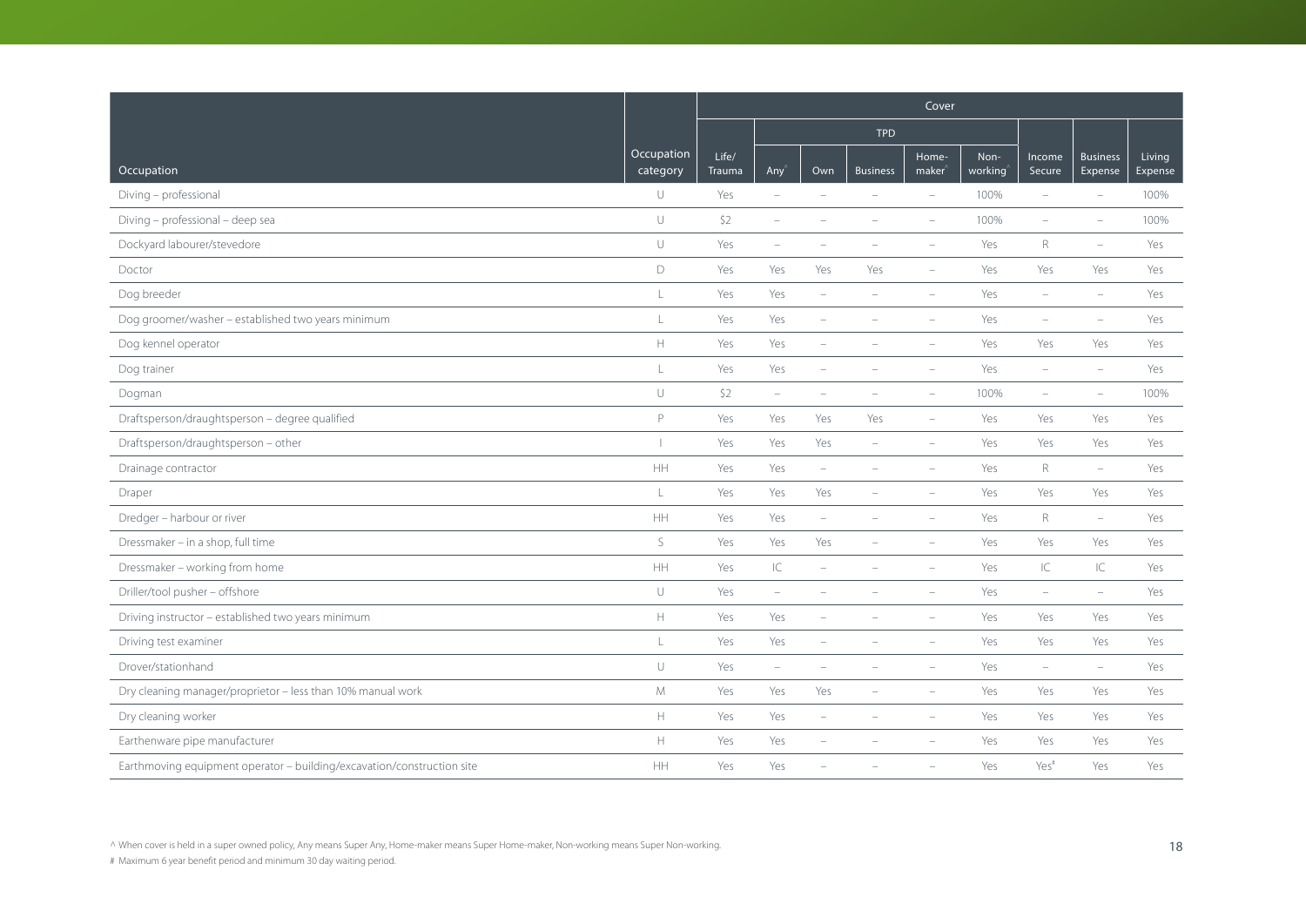| Occupation | Occupation category | Cover | | | | | | | | |
|---|---|---|---|---|---|---|---|---|---|---|
| | | Life/ Trauma | TPD | | | | | Income Secure | Business Expense | Living Expense |
| | | | Any^ | Own | Business | Home-maker^ | Non-working^ | | | |
| Diving – professional | U | Yes | – | – | – | – | 100% | – | – | 100% |
| Diving – professional – deep sea | U | S2 | – | – | – | – | 100% | – | – | 100% |
| Dockyard labourer/stevedore | U | Yes | – | – | – | – | Yes | R | – | Yes |
| Doctor | D | Yes | Yes | Yes | Yes | – | Yes | Yes | Yes | Yes |
| Dog breeder | L | Yes | Yes | – | – | – | Yes | – | – | Yes |
| Dog groomer/washer – established two years minimum | L | Yes | Yes | – | – | – | Yes | – | – | Yes |
| Dog kennel operator | H | Yes | Yes | – | – | – | Yes | Yes | Yes | Yes |
| Dog trainer | L | Yes | Yes | – | – | – | Yes | – | – | Yes |
| Dogman | U | S2 | – | – | – | – | 100% | – | – | 100% |
| Draftsperson/draughtsperson – degree qualified | P | Yes | Yes | Yes | Yes | – | Yes | Yes | Yes | Yes |
| Draftsperson/draughtsperson – other | I | Yes | Yes | Yes | – | – | Yes | Yes | Yes | Yes |
| Drainage contractor | HH | Yes | Yes | – | – | – | Yes | R | – | Yes |
| Draper | L | Yes | Yes | Yes | – | – | Yes | Yes | Yes | Yes |
| Dredger – harbour or river | HH | Yes | Yes | – | – | – | Yes | R | – | Yes |
| Dressmaker – in a shop, full time | S | Yes | Yes | Yes | – | – | Yes | Yes | Yes | Yes |
| Dressmaker – working from home | HH | Yes | IC | – | – | – | Yes | IC | IC | Yes |
| Driller/tool pusher – offshore | U | Yes | – | – | – | – | Yes | – | – | Yes |
| Driving instructor – established two years minimum | H | Yes | Yes | – | – | – | Yes | Yes | Yes | Yes |
| Driving test examiner | L | Yes | Yes | – | – | – | Yes | Yes | Yes | Yes |
| Drover/stationhand | U | Yes | – | – | – | – | Yes | – | – | Yes |
| Dry cleaning manager/proprietor – less than 10% manual work | M | Yes | Yes | Yes | – | – | Yes | Yes | Yes | Yes |
| Dry cleaning worker | H | Yes | Yes | – | – | – | Yes | Yes | Yes | Yes |
| Earthenware pipe manufacturer | H | Yes | Yes | – | – | – | Yes | Yes | Yes | Yes |
| Earthmoving equipment operator – building/excavation/construction site | HH | Yes | Yes | – | – | – | Yes | Yes# | Yes | Yes |

^ When cover is held in a super owned policy, Any means Super Any, Home-maker means Super Home-maker, Non-working means Super Non-working.

# Maximum 6 year benefit period and minimum 30 day waiting period.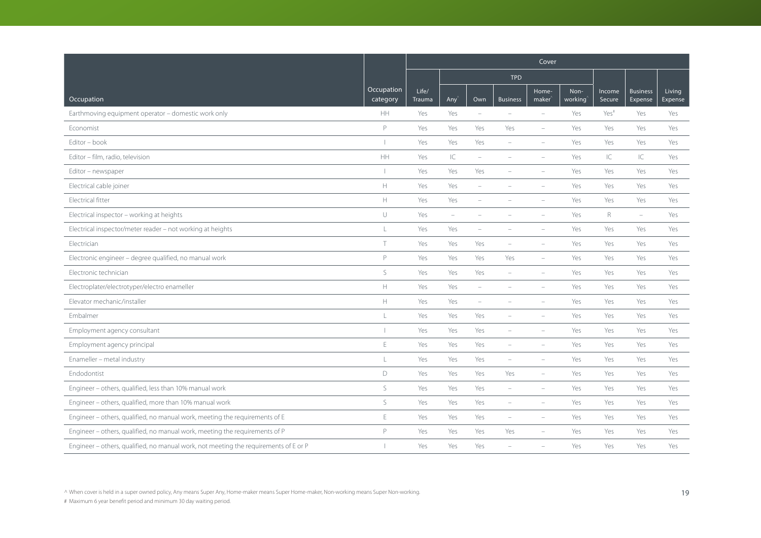| Occupation | Occupation category | Cover | | | | | | | | |
|---|---|---|---|---|---|---|---|---|---|---|
| | | | TPD | | | | | | | |
| | | Life/ Trauma | Any^ | Own | Business | Home-maker^ | Non-working^ | Income Secure | Business Expense | Living Expense |
| Earthmoving equipment operator – domestic work only | HH | Yes | Yes | – | – | – | Yes | Yes# | Yes | Yes |
| Economist | P | Yes | Yes | Yes | Yes | – | Yes | Yes | Yes | Yes |
| Editor – book | I | Yes | Yes | Yes | – | – | Yes | Yes | Yes | Yes |
| Editor – film, radio, television | HH | Yes | IC | – | – | – | Yes | IC | IC | Yes |
| Editor – newspaper | I | Yes | Yes | Yes | – | – | Yes | Yes | Yes | Yes |
| Electrical cable joiner | H | Yes | Yes | – | – | – | Yes | Yes | Yes | Yes |
| Electrical fitter | H | Yes | Yes | – | – | – | Yes | Yes | Yes | Yes |
| Electrical inspector – working at heights | U | Yes | – | – | – | – | Yes | R | – | Yes |
| Electrical inspector/meter reader – not working at heights | L | Yes | Yes | – | – | – | Yes | Yes | Yes | Yes |
| Electrician | T | Yes | Yes | Yes | – | – | Yes | Yes | Yes | Yes |
| Electronic engineer – degree qualified, no manual work | P | Yes | Yes | Yes | Yes | – | Yes | Yes | Yes | Yes |
| Electronic technician | S | Yes | Yes | Yes | – | – | Yes | Yes | Yes | Yes |
| Electroplater/electrotyper/electro enameller | H | Yes | Yes | – | – | – | Yes | Yes | Yes | Yes |
| Elevator mechanic/installer | H | Yes | Yes | – | – | – | Yes | Yes | Yes | Yes |
| Embalmer | L | Yes | Yes | Yes | – | – | Yes | Yes | Yes | Yes |
| Employment agency consultant | I | Yes | Yes | Yes | – | – | Yes | Yes | Yes | Yes |
| Employment agency principal | E | Yes | Yes | Yes | – | – | Yes | Yes | Yes | Yes |
| Enameller – metal industry | L | Yes | Yes | Yes | – | – | Yes | Yes | Yes | Yes |
| Endodontist | D | Yes | Yes | Yes | Yes | – | Yes | Yes | Yes | Yes |
| Engineer – others, qualified, less than 10% manual work | S | Yes | Yes | Yes | – | – | Yes | Yes | Yes | Yes |
| Engineer – others, qualified, more than 10% manual work | S | Yes | Yes | Yes | – | – | Yes | Yes | Yes | Yes |
| Engineer – others, qualified, no manual work, meeting the requirements of E | E | Yes | Yes | Yes | – | – | Yes | Yes | Yes | Yes |
| Engineer – others, qualified, no manual work, meeting the requirements of P | P | Yes | Yes | Yes | Yes | – | Yes | Yes | Yes | Yes |
| Engineer – others, qualified, no manual work, not meeting the requirements of E or P | I | Yes | Yes | Yes | – | – | Yes | Yes | Yes | Yes |

^ When cover is held in a super owned policy, Any means Super Any, Home-maker means Super Home-maker, Non-working means Super Non-working.

# Maximum 6 year benefit period and minimum 30 day waiting period.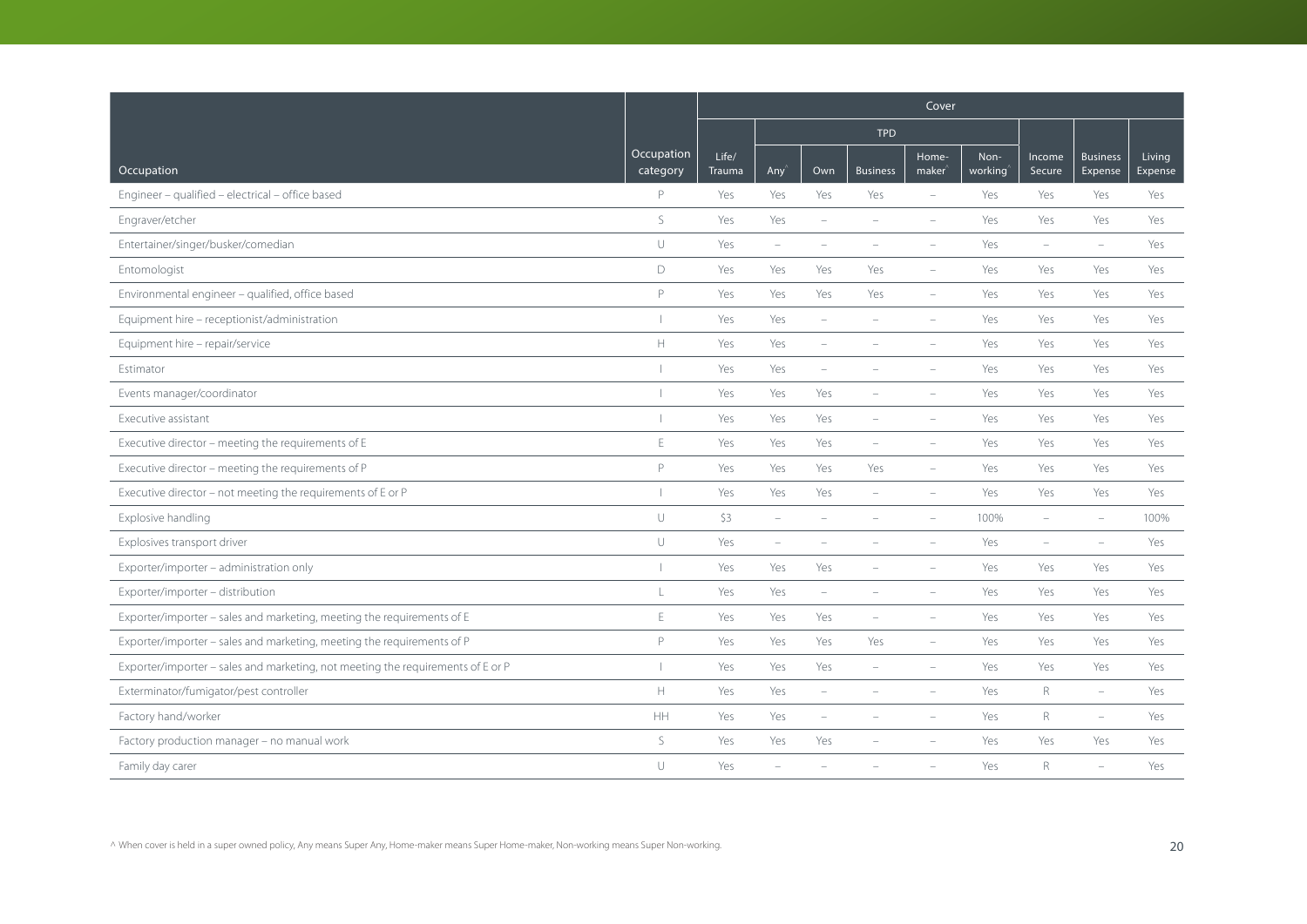| Occupation | Occupation category | Cover | | | | | | | | |
|---|---|---|---|---|---|---|---|---|---|---|
| | | | TPD | | | | | | | |
| | | Life/ Trauma | Any^ | Own | Business | Home-maker^ | Non-working^ | Income Secure | Business Expense | Living Expense |
| Engineer – qualified – electrical – office based | P | Yes | Yes | Yes | Yes | – | Yes | Yes | Yes | Yes |
| Engraver/etcher | S | Yes | Yes | – | – | – | Yes | Yes | Yes | Yes |
| Entertainer/singer/busker/comedian | U | Yes | – | – | – | – | Yes | – | – | Yes |
| Entomologist | D | Yes | Yes | Yes | Yes | – | Yes | Yes | Yes | Yes |
| Environmental engineer – qualified, office based | P | Yes | Yes | Yes | Yes | – | Yes | Yes | Yes | Yes |
| Equipment hire – receptionist/administration | I | Yes | Yes | – | – | – | Yes | Yes | Yes | Yes |
| Equipment hire – repair/service | H | Yes | Yes | – | – | – | Yes | Yes | Yes | Yes |
| Estimator | I | Yes | Yes | – | – | – | Yes | Yes | Yes | Yes |
| Events manager/coordinator | I | Yes | Yes | Yes | – | – | Yes | Yes | Yes | Yes |
| Executive assistant | I | Yes | Yes | Yes | – | – | Yes | Yes | Yes | Yes |
| Executive director – meeting the requirements of E | E | Yes | Yes | Yes | – | – | Yes | Yes | Yes | Yes |
| Executive director – meeting the requirements of P | P | Yes | Yes | Yes | Yes | – | Yes | Yes | Yes | Yes |
| Executive director – not meeting the requirements of E or P | I | Yes | Yes | Yes | – | – | Yes | Yes | Yes | Yes |
| Explosive handling | U | S3 | – | – | – | – | 100% | – | – | 100% |
| Explosives transport driver | U | Yes | – | – | – | – | Yes | – | – | Yes |
| Exporter/importer – administration only | I | Yes | Yes | Yes | – | – | Yes | Yes | Yes | Yes |
| Exporter/importer – distribution | L | Yes | Yes | – | – | – | Yes | Yes | Yes | Yes |
| Exporter/importer – sales and marketing, meeting the requirements of E | E | Yes | Yes | Yes | – | – | Yes | Yes | Yes | Yes |
| Exporter/importer – sales and marketing, meeting the requirements of P | P | Yes | Yes | Yes | Yes | – | Yes | Yes | Yes | Yes |
| Exporter/importer – sales and marketing, not meeting the requirements of E or P | I | Yes | Yes | Yes | – | – | Yes | Yes | Yes | Yes |
| Exterminator/fumigator/pest controller | H | Yes | Yes | – | – | – | Yes | R | – | Yes |
| Factory hand/worker | HH | Yes | Yes | – | – | – | Yes | R | – | Yes |
| Factory production manager – no manual work | S | Yes | Yes | Yes | – | – | Yes | Yes | Yes | Yes |
| Family day carer | U | Yes | – | – | – | – | Yes | R | – | Yes |

^ When cover is held in a super owned policy, Any means Super Any, Home-maker means Super Home-maker, Non-working means Super Non-working.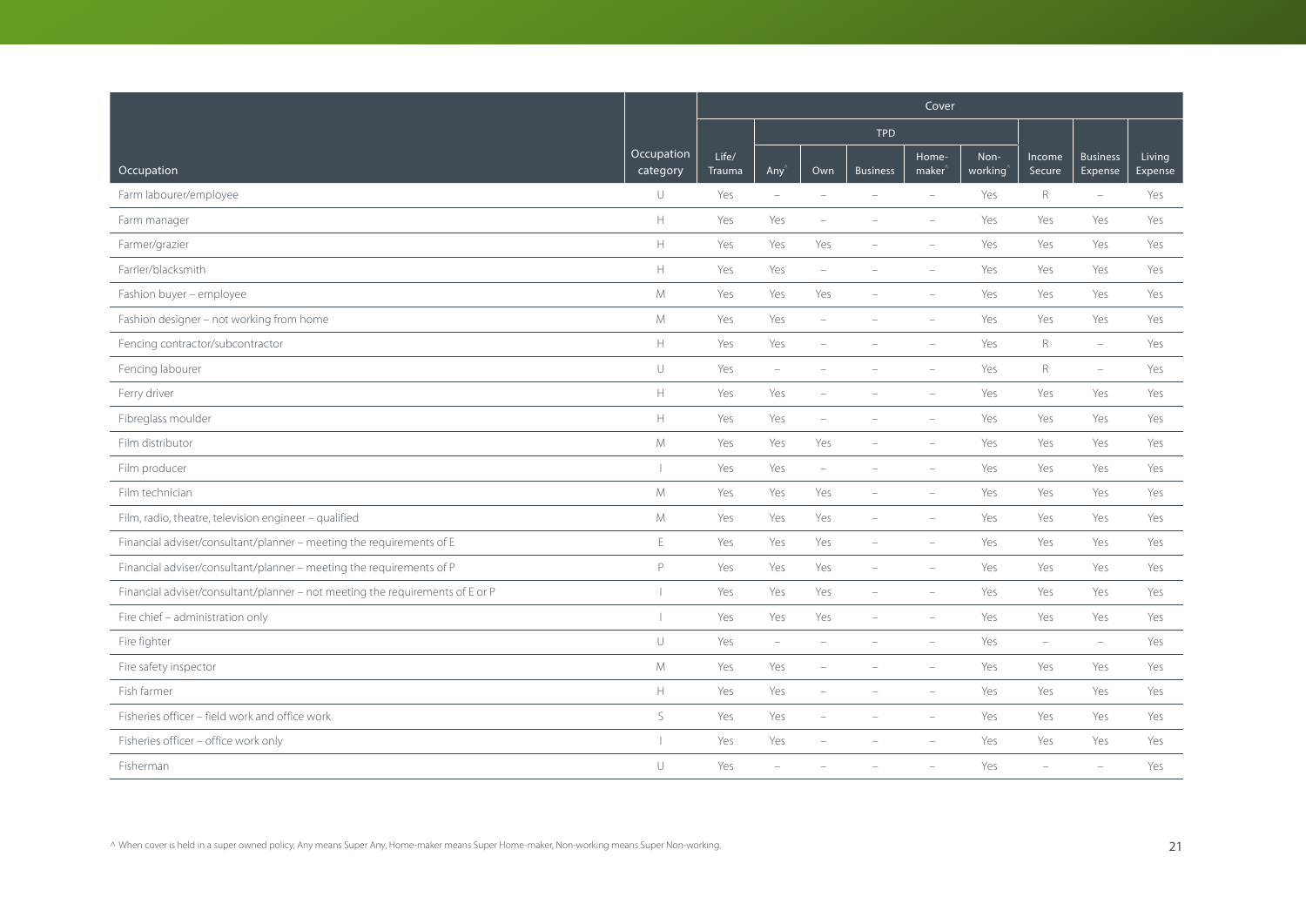| Occupation | Occupation category | Cover | | | | | | | | |
|---|---|---|---|---|---|---|---|---|---|---|
| | | | TPD | | | | | | | |
| | | Life/ Trauma | Any^ | Own | Business | Home-maker^ | Non-working^ | Income Secure | Business Expense | Living Expense |
| Farm labourer/employee | U | Yes | – | – | – | – | Yes | R | – | Yes |
| Farm manager | H | Yes | Yes | – | – | – | Yes | Yes | Yes | Yes |
| Farmer/grazier | H | Yes | Yes | Yes | – | – | Yes | Yes | Yes | Yes |
| Farrier/blacksmith | H | Yes | Yes | – | – | – | Yes | Yes | Yes | Yes |
| Fashion buyer – employee | M | Yes | Yes | Yes | – | – | Yes | Yes | Yes | Yes |
| Fashion designer – not working from home | M | Yes | Yes | – | – | – | Yes | Yes | Yes | Yes |
| Fencing contractor/subcontractor | H | Yes | Yes | – | – | – | Yes | R | – | Yes |
| Fencing labourer | U | Yes | – | – | – | – | Yes | R | – | Yes |
| Ferry driver | H | Yes | Yes | – | – | – | Yes | Yes | Yes | Yes |
| Fibreglass moulder | H | Yes | Yes | – | – | – | Yes | Yes | Yes | Yes |
| Film distributor | M | Yes | Yes | Yes | – | – | Yes | Yes | Yes | Yes |
| Film producer | I | Yes | Yes | – | – | – | Yes | Yes | Yes | Yes |
| Film technician | M | Yes | Yes | Yes | – | – | Yes | Yes | Yes | Yes |
| Film, radio, theatre, television engineer – qualified | M | Yes | Yes | Yes | – | – | Yes | Yes | Yes | Yes |
| Financial adviser/consultant/planner – meeting the requirements of E | E | Yes | Yes | Yes | – | – | Yes | Yes | Yes | Yes |
| Financial adviser/consultant/planner – meeting the requirements of P | P | Yes | Yes | Yes | – | – | Yes | Yes | Yes | Yes |
| Financial adviser/consultant/planner – not meeting the requirements of E or P | I | Yes | Yes | Yes | – | – | Yes | Yes | Yes | Yes |
| Fire chief – administration only | I | Yes | Yes | Yes | – | – | Yes | Yes | Yes | Yes |
| Fire fighter | U | Yes | – | – | – | – | Yes | – | – | Yes |
| Fire safety inspector | M | Yes | Yes | – | – | – | Yes | Yes | Yes | Yes |
| Fish farmer | H | Yes | Yes | – | – | – | Yes | Yes | Yes | Yes |
| Fisheries officer – field work and office work | S | Yes | Yes | – | – | – | Yes | Yes | Yes | Yes |
| Fisheries officer – office work only | I | Yes | Yes | – | – | – | Yes | Yes | Yes | Yes |
| Fisherman | U | Yes | – | – | – | – | Yes | – | – | Yes |

^ When cover is held in a super owned policy, Any means Super Any, Home-maker means Super Home-maker, Non-working means Super Non-working.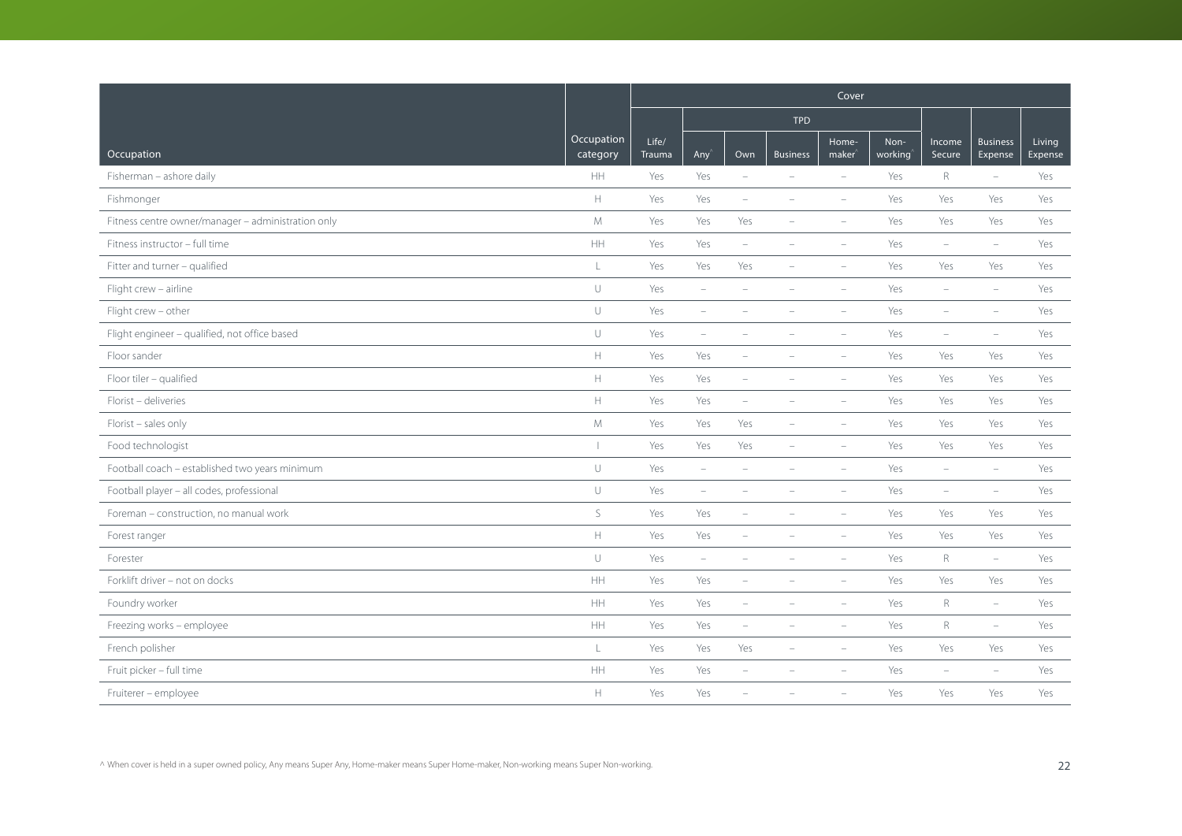| Occupation | Occupation category | Cover | | | | | | | | |
|---|---|---|---|---|---|---|---|---|---|---|
| | | | TPD | | | | | | | |
| | | Life/ Trauma | Any^ | Own | Business | Home-maker^ | Non-working^ | Income Secure | Business Expense | Living Expense |
| Fisherman – ashore daily | HH | Yes | Yes | – | – | – | Yes | R | – | Yes |
| Fishmonger | H | Yes | Yes | – | – | – | Yes | Yes | Yes | Yes |
| Fitness centre owner/manager – administration only | M | Yes | Yes | Yes | – | – | Yes | Yes | Yes | Yes |
| Fitness instructor – full time | HH | Yes | Yes | – | – | – | Yes | – | – | Yes |
| Fitter and turner – qualified | L | Yes | Yes | Yes | – | – | Yes | Yes | Yes | Yes |
| Flight crew – airline | U | Yes | – | – | – | – | Yes | – | – | Yes |
| Flight crew – other | U | Yes | – | – | – | – | Yes | – | – | Yes |
| Flight engineer – qualified, not office based | U | Yes | – | – | – | – | Yes | – | – | Yes |
| Floor sander | H | Yes | Yes | – | – | – | Yes | Yes | Yes | Yes |
| Floor tiler – qualified | H | Yes | Yes | – | – | – | Yes | Yes | Yes | Yes |
| Florist – deliveries | H | Yes | Yes | – | – | – | Yes | Yes | Yes | Yes |
| Florist – sales only | M | Yes | Yes | Yes | – | – | Yes | Yes | Yes | Yes |
| Food technologist | I | Yes | Yes | Yes | – | – | Yes | Yes | Yes | Yes |
| Football coach – established two years minimum | U | Yes | – | – | – | – | Yes | – | – | Yes |
| Football player – all codes, professional | U | Yes | – | – | – | – | Yes | – | – | Yes |
| Foreman – construction, no manual work | S | Yes | Yes | – | – | – | Yes | Yes | Yes | Yes |
| Forest ranger | H | Yes | Yes | – | – | – | Yes | Yes | Yes | Yes |
| Forester | U | Yes | – | – | – | – | Yes | R | – | Yes |
| Forklift driver – not on docks | HH | Yes | Yes | – | – | – | Yes | Yes | Yes | Yes |
| Foundry worker | HH | Yes | Yes | – | – | – | Yes | R | – | Yes |
| Freezing works – employee | HH | Yes | Yes | – | – | – | Yes | R | – | Yes |
| French polisher | L | Yes | Yes | Yes | – | – | Yes | Yes | Yes | Yes |
| Fruit picker – full time | HH | Yes | Yes | – | – | – | Yes | – | – | Yes |
| Fruiterer – employee | H | Yes | Yes | – | – | – | Yes | Yes | Yes | Yes |

^ When cover is held in a super owned policy, Any means Super Any, Home-maker means Super Home-maker, Non-working means Super Non-working.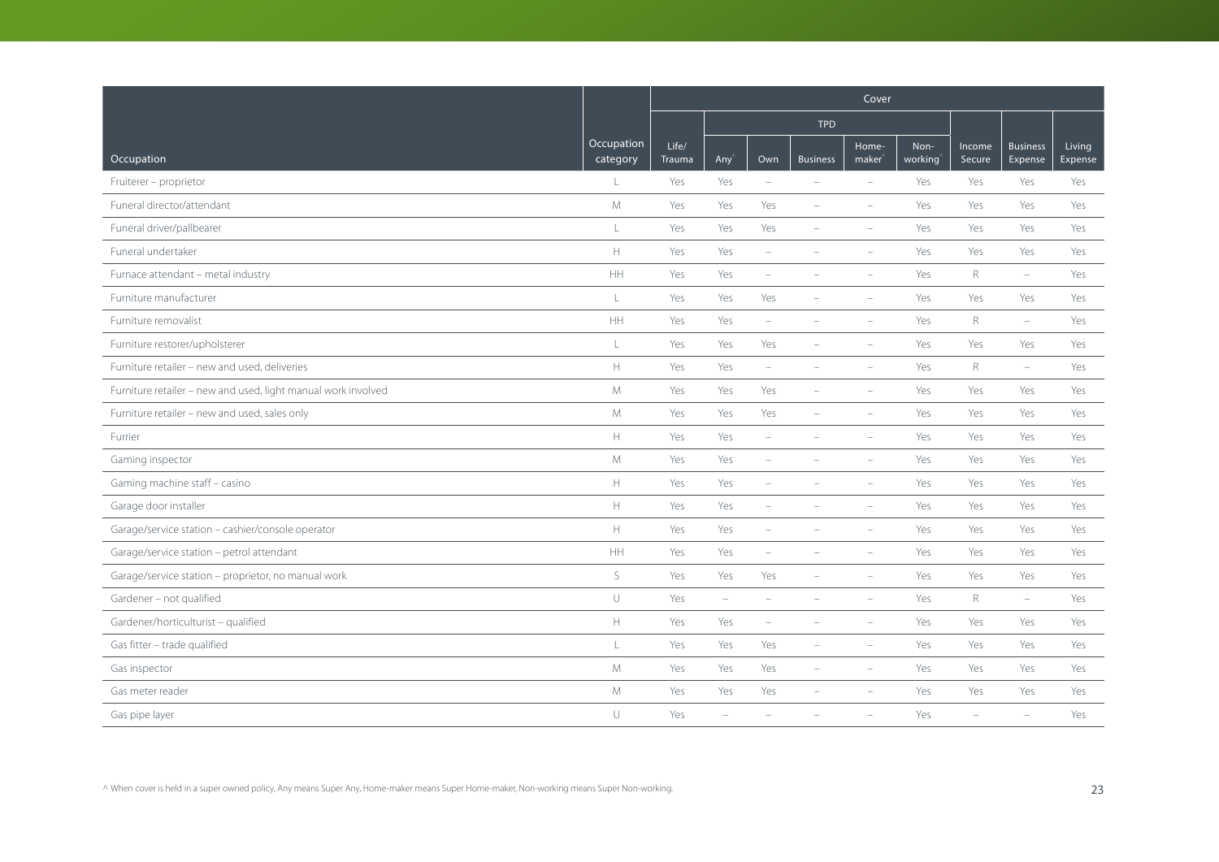| Occupation | Occupation category | Cover | | | | | | | | |
|---|---|---|---|---|---|---|---|---|---|---|
| | | Life/ Trauma | TPD | | | | | Income Secure | Business Expense | Living Expense |
| | | | Any^ | Own | Business | Home-maker^ | Non-working^ | | | |
| Fruiterer – proprietor | L | Yes | Yes | – | – | – | Yes | Yes | Yes | Yes |
| Funeral director/attendant | M | Yes | Yes | Yes | – | – | Yes | Yes | Yes | Yes |
| Funeral driver/pallbearer | L | Yes | Yes | Yes | – | – | Yes | Yes | Yes | Yes |
| Funeral undertaker | H | Yes | Yes | – | – | – | Yes | Yes | Yes | Yes |
| Furnace attendant – metal industry | HH | Yes | Yes | – | – | – | Yes | R | – | Yes |
| Furniture manufacturer | L | Yes | Yes | Yes | – | – | Yes | Yes | Yes | Yes |
| Furniture removalist | HH | Yes | Yes | – | – | – | Yes | R | – | Yes |
| Furniture restorer/upholsterer | L | Yes | Yes | Yes | – | – | Yes | Yes | Yes | Yes |
| Furniture retailer – new and used, deliveries | H | Yes | Yes | – | – | – | Yes | R | – | Yes |
| Furniture retailer – new and used, light manual work involved | M | Yes | Yes | Yes | – | – | Yes | Yes | Yes | Yes |
| Furniture retailer – new and used, sales only | M | Yes | Yes | Yes | – | – | Yes | Yes | Yes | Yes |
| Furrier | H | Yes | Yes | – | – | – | Yes | Yes | Yes | Yes |
| Gaming inspector | M | Yes | Yes | – | – | – | Yes | Yes | Yes | Yes |
| Gaming machine staff – casino | H | Yes | Yes | – | – | – | Yes | Yes | Yes | Yes |
| Garage door installer | H | Yes | Yes | – | – | – | Yes | Yes | Yes | Yes |
| Garage/service station – cashier/console operator | H | Yes | Yes | – | – | – | Yes | Yes | Yes | Yes |
| Garage/service station – petrol attendant | HH | Yes | Yes | – | – | – | Yes | Yes | Yes | Yes |
| Garage/service station – proprietor, no manual work | S | Yes | Yes | Yes | – | – | Yes | Yes | Yes | Yes |
| Gardener – not qualified | U | Yes | – | – | – | – | Yes | R | – | Yes |
| Gardener/horticulturist – qualified | H | Yes | Yes | – | – | – | Yes | Yes | Yes | Yes |
| Gas fitter – trade qualified | L | Yes | Yes | Yes | – | – | Yes | Yes | Yes | Yes |
| Gas inspector | M | Yes | Yes | Yes | – | – | Yes | Yes | Yes | Yes |
| Gas meter reader | M | Yes | Yes | Yes | – | – | Yes | Yes | Yes | Yes |
| Gas pipe layer | U | Yes | – | – | – | – | Yes | – | – | Yes |

^ When cover is held in a super owned policy, Any means Super Any, Home-maker means Super Home-maker, Non-working means Super Non-working.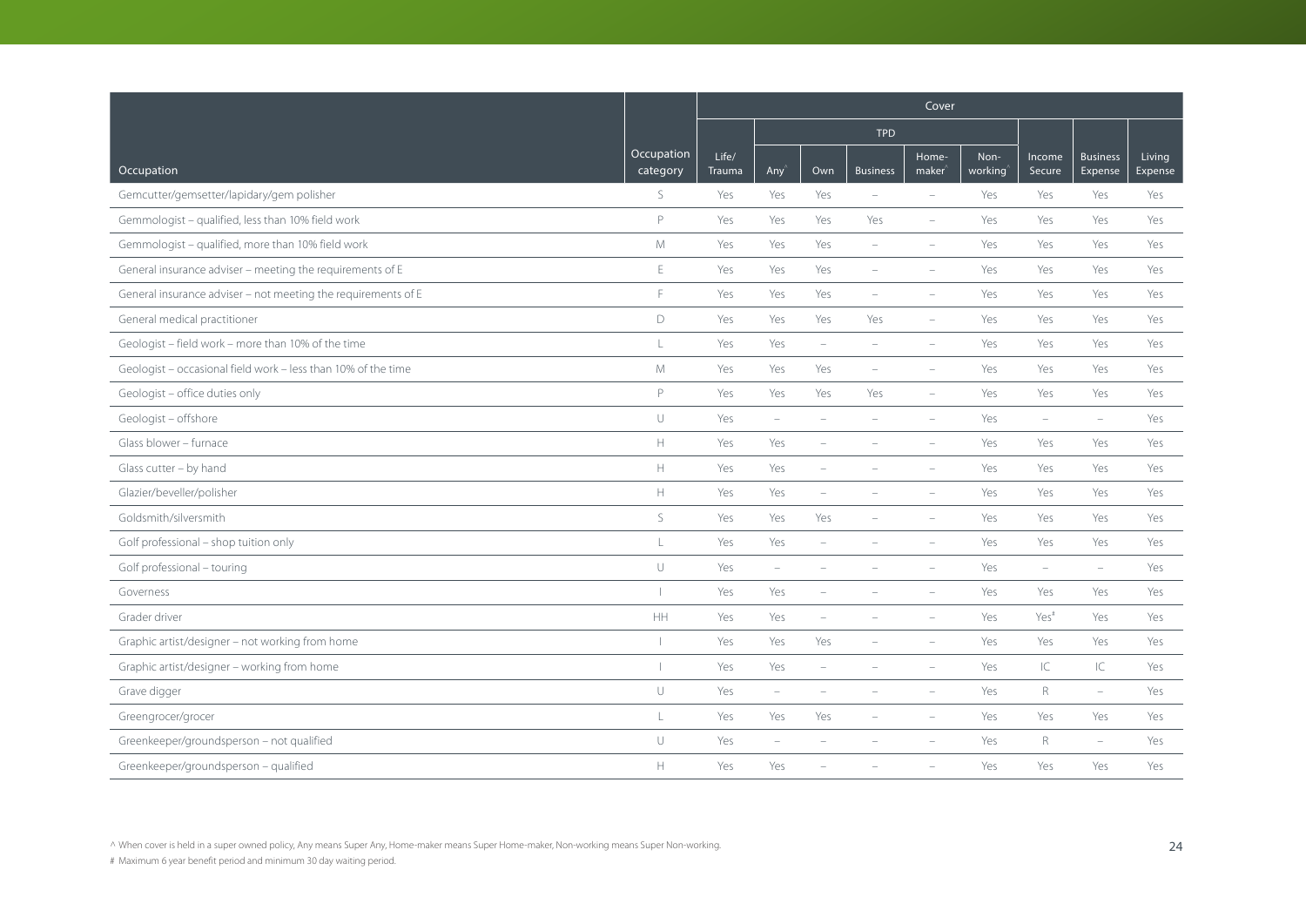| Occupation | Occupation category | Cover | | | | | | | | |
|---|---|---|---|---|---|---|---|---|---|---|
| | | | TPD | | | | | | | |
| | | Life/ Trauma | Any^ | Own | Business | Home-maker^ | Non-working^ | Income Secure | Business Expense | Living Expense |
| Gemcutter/gemsetter/lapidary/gem polisher | S | Yes | Yes | Yes | – | – | Yes | Yes | Yes | Yes |
| Gemmologist – qualified, less than 10% field work | P | Yes | Yes | Yes | Yes | – | Yes | Yes | Yes | Yes |
| Gemmologist – qualified, more than 10% field work | M | Yes | Yes | Yes | – | – | Yes | Yes | Yes | Yes |
| General insurance adviser – meeting the requirements of E | E | Yes | Yes | Yes | – | – | Yes | Yes | Yes | Yes |
| General insurance adviser – not meeting the requirements of E | F | Yes | Yes | Yes | – | – | Yes | Yes | Yes | Yes |
| General medical practitioner | D | Yes | Yes | Yes | Yes | – | Yes | Yes | Yes | Yes |
| Geologist – field work – more than 10% of the time | L | Yes | Yes | – | – | – | Yes | Yes | Yes | Yes |
| Geologist – occasional field work – less than 10% of the time | M | Yes | Yes | Yes | – | – | Yes | Yes | Yes | Yes |
| Geologist – office duties only | P | Yes | Yes | Yes | Yes | – | Yes | Yes | Yes | Yes |
| Geologist – offshore | U | Yes | – | – | – | – | Yes | – | – | Yes |
| Glass blower – furnace | H | Yes | Yes | – | – | – | Yes | Yes | Yes | Yes |
| Glass cutter – by hand | H | Yes | Yes | – | – | – | Yes | Yes | Yes | Yes |
| Glazier/beveller/polisher | H | Yes | Yes | – | – | – | Yes | Yes | Yes | Yes |
| Goldsmith/silversmith | S | Yes | Yes | Yes | – | – | Yes | Yes | Yes | Yes |
| Golf professional – shop tuition only | L | Yes | Yes | – | – | – | Yes | Yes | Yes | Yes |
| Golf professional – touring | U | Yes | – | – | – | – | Yes | – | – | Yes |
| Governess | I | Yes | Yes | – | – | – | Yes | Yes | Yes | Yes |
| Grader driver | HH | Yes | Yes | – | – | – | Yes | Yes# | Yes | Yes |
| Graphic artist/designer – not working from home | I | Yes | Yes | Yes | – | – | Yes | Yes | Yes | Yes |
| Graphic artist/designer – working from home | I | Yes | Yes | – | – | – | Yes | IC | IC | Yes |
| Grave digger | U | Yes | – | – | – | – | Yes | R | – | Yes |
| Greengrocer/grocer | L | Yes | Yes | Yes | – | – | Yes | Yes | Yes | Yes |
| Greenkeeper/groundsperson – not qualified | U | Yes | – | – | – | – | Yes | R | – | Yes |
| Greenkeeper/groundsperson – qualified | H | Yes | Yes | – | – | – | Yes | Yes | Yes | Yes |

^ When cover is held in a super owned policy, Any means Super Any, Home-maker means Super Home-maker, Non-working means Super Non-working.

# Maximum 6 year benefit period and minimum 30 day waiting period.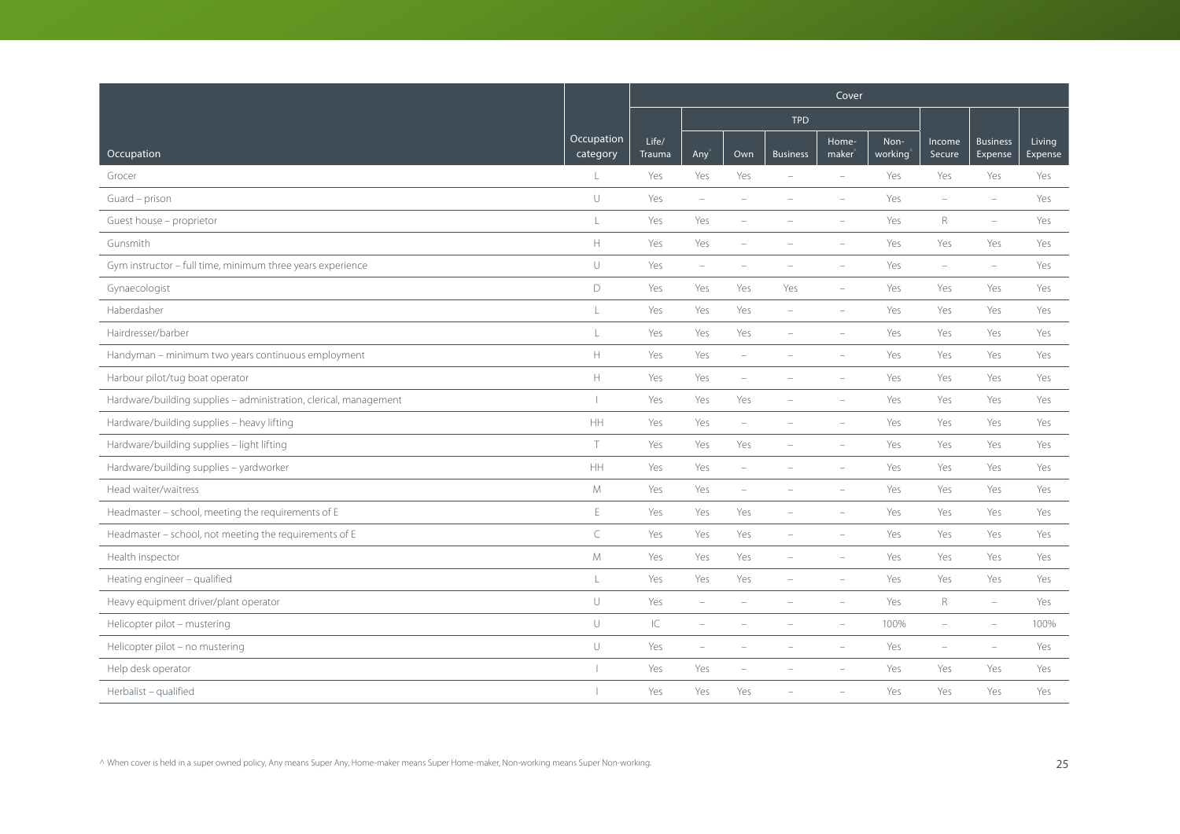| Occupation | Occupation category | Cover | | | | | | | | |
|---|---|---|---|---|---|---|---|---|---|---|
| | | Life/ Trauma | TPD | | | | | Income Secure | Business Expense | Living Expense |
| | | | Any^ | Own | Business | Home-maker^ | Non-working^ | | | |
| Grocer | L | Yes | Yes | Yes | – | – | Yes | Yes | Yes | Yes |
| Guard – prison | U | Yes | – | – | – | – | Yes | – | – | Yes |
| Guest house – proprietor | L | Yes | Yes | – | – | – | Yes | R | – | Yes |
| Gunsmith | H | Yes | Yes | – | – | – | Yes | Yes | Yes | Yes |
| Gym instructor – full time, minimum three years experience | U | Yes | – | – | – | – | Yes | – | – | Yes |
| Gynaecologist | D | Yes | Yes | Yes | Yes | – | Yes | Yes | Yes | Yes |
| Haberdasher | L | Yes | Yes | Yes | – | – | Yes | Yes | Yes | Yes |
| Hairdresser/barber | L | Yes | Yes | Yes | – | – | Yes | Yes | Yes | Yes |
| Handyman – minimum two years continuous employment | H | Yes | Yes | – | – | – | Yes | Yes | Yes | Yes |
| Harbour pilot/tug boat operator | H | Yes | Yes | – | – | – | Yes | Yes | Yes | Yes |
| Hardware/building supplies – administration, clerical, management | I | Yes | Yes | Yes | – | – | Yes | Yes | Yes | Yes |
| Hardware/building supplies – heavy lifting | HH | Yes | Yes | – | – | – | Yes | Yes | Yes | Yes |
| Hardware/building supplies – light lifting | T | Yes | Yes | Yes | – | – | Yes | Yes | Yes | Yes |
| Hardware/building supplies – yardworker | HH | Yes | Yes | – | – | – | Yes | Yes | Yes | Yes |
| Head waiter/waitress | M | Yes | Yes | – | – | – | Yes | Yes | Yes | Yes |
| Headmaster – school, meeting the requirements of E | E | Yes | Yes | Yes | – | – | Yes | Yes | Yes | Yes |
| Headmaster – school, not meeting the requirements of E | C | Yes | Yes | Yes | – | – | Yes | Yes | Yes | Yes |
| Health inspector | M | Yes | Yes | Yes | – | – | Yes | Yes | Yes | Yes |
| Heating engineer – qualified | L | Yes | Yes | Yes | – | – | Yes | Yes | Yes | Yes |
| Heavy equipment driver/plant operator | U | Yes | – | – | – | – | Yes | R | – | Yes |
| Helicopter pilot – mustering | U | IC | – | – | – | – | 100% | – | – | 100% |
| Helicopter pilot – no mustering | U | Yes | – | – | – | – | Yes | – | – | Yes |
| Help desk operator | I | Yes | Yes | – | – | – | Yes | Yes | Yes | Yes |
| Herbalist – qualified | I | Yes | Yes | Yes | – | – | Yes | Yes | Yes | Yes |

^ When cover is held in a super owned policy, Any means Super Any, Home-maker means Super Home-maker, Non-working means Super Non-working.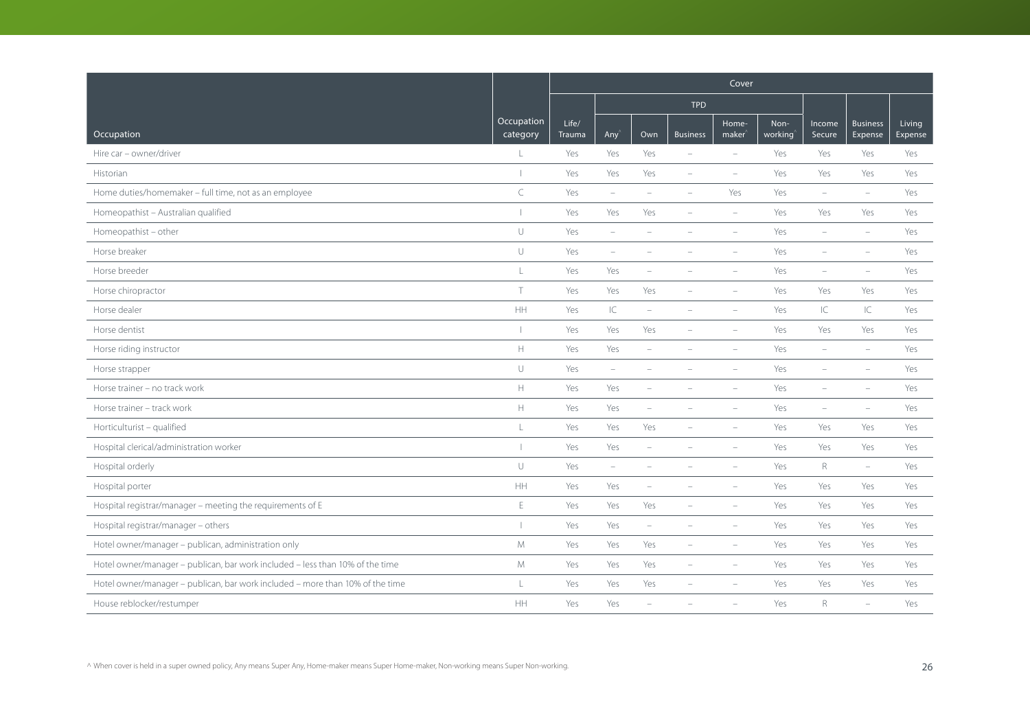| Occupation | Occupation category | Cover | | | | | | | | |
|---|---|---|---|---|---|---|---|---|---|---|
| | | | TPD | | | | | | | |
| | | Life/ Trauma | Any^ | Own | Business | Home-maker^ | Non-working^ | Income Secure | Business Expense | Living Expense |
| Hire car – owner/driver | L | Yes | Yes | Yes | – | – | Yes | Yes | Yes | Yes |
| Historian | I | Yes | Yes | Yes | – | – | Yes | Yes | Yes | Yes |
| Home duties/homemaker – full time, not as an employee | C | Yes | – | – | – | Yes | Yes | – | – | Yes |
| Homeopathist – Australian qualified | I | Yes | Yes | Yes | – | – | Yes | Yes | Yes | Yes |
| Homeopathist – other | U | Yes | – | – | – | – | Yes | – | – | Yes |
| Horse breaker | U | Yes | – | – | – | – | Yes | – | – | Yes |
| Horse breeder | L | Yes | Yes | – | – | – | Yes | – | – | Yes |
| Horse chiropractor | T | Yes | Yes | Yes | – | – | Yes | Yes | Yes | Yes |
| Horse dealer | HH | Yes | IC | – | – | – | Yes | IC | IC | Yes |
| Horse dentist | I | Yes | Yes | Yes | – | – | Yes | Yes | Yes | Yes |
| Horse riding instructor | H | Yes | Yes | – | – | – | Yes | – | – | Yes |
| Horse strapper | U | Yes | – | – | – | – | Yes | – | – | Yes |
| Horse trainer – no track work | H | Yes | Yes | – | – | – | Yes | – | – | Yes |
| Horse trainer – track work | H | Yes | Yes | – | – | – | Yes | – | – | Yes |
| Horticulturist – qualified | L | Yes | Yes | Yes | – | – | Yes | Yes | Yes | Yes |
| Hospital clerical/administration worker | I | Yes | Yes | – | – | – | Yes | Yes | Yes | Yes |
| Hospital orderly | U | Yes | – | – | – | – | Yes | R | – | Yes |
| Hospital porter | HH | Yes | Yes | – | – | – | Yes | Yes | Yes | Yes |
| Hospital registrar/manager – meeting the requirements of E | E | Yes | Yes | Yes | – | – | Yes | Yes | Yes | Yes |
| Hospital registrar/manager – others | I | Yes | Yes | – | – | – | Yes | Yes | Yes | Yes |
| Hotel owner/manager – publican, administration only | M | Yes | Yes | Yes | – | – | Yes | Yes | Yes | Yes |
| Hotel owner/manager – publican, bar work included – less than 10% of the time | M | Yes | Yes | Yes | – | – | Yes | Yes | Yes | Yes |
| Hotel owner/manager – publican, bar work included – more than 10% of the time | L | Yes | Yes | Yes | – | – | Yes | Yes | Yes | Yes |
| House reblocker/restumper | HH | Yes | Yes | – | – | – | Yes | R | – | Yes |

^ When cover is held in a super owned policy, Any means Super Any, Home-maker means Super Home-maker, Non-working means Super Non-working.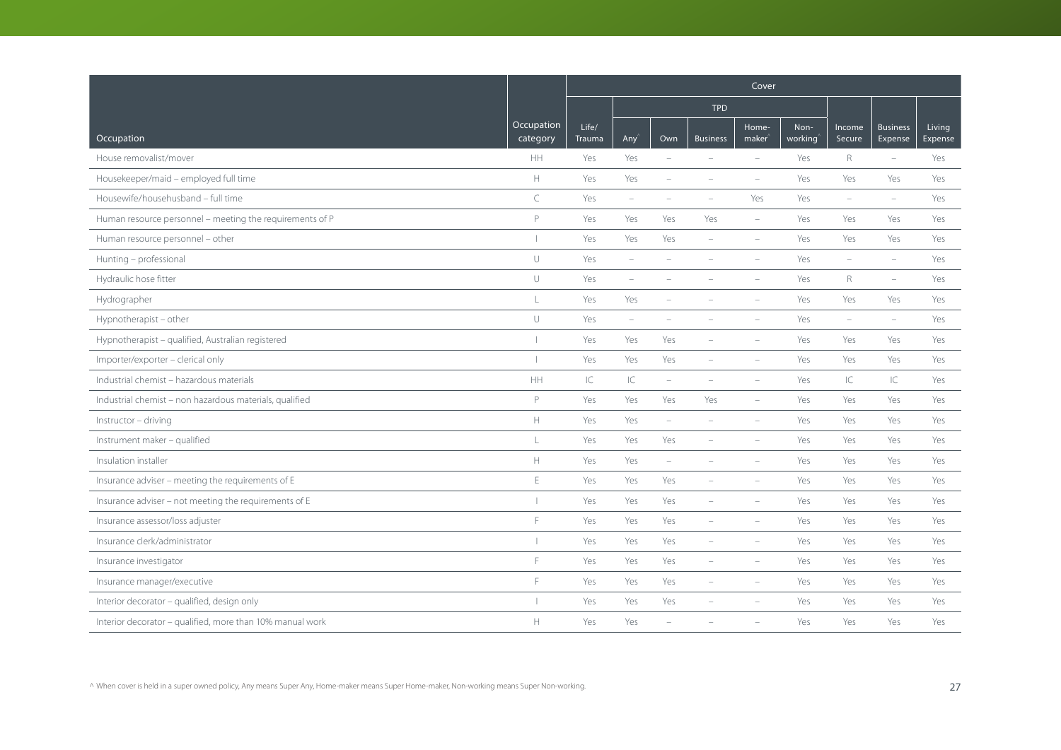| Occupation | Occupation category | Cover | | | | | | | | |
|---|---|---|---|---|---|---|---|---|---|---|
| | | | TPD | | | | | | | |
| | | Life/ Trauma | Any^ | Own | Business | Home-maker^ | Non-working^ | Income Secure | Business Expense | Living Expense |
| House removalist/mover | HH | Yes | Yes | – | – | – | Yes | R | – | Yes |
| Housekeeper/maid – employed full time | H | Yes | Yes | – | – | – | Yes | Yes | Yes | Yes |
| Housewife/househusband – full time | C | Yes | – | – | – | Yes | Yes | – | – | Yes |
| Human resource personnel – meeting the requirements of P | P | Yes | Yes | Yes | Yes | – | Yes | Yes | Yes | Yes |
| Human resource personnel – other | I | Yes | Yes | Yes | – | – | Yes | Yes | Yes | Yes |
| Hunting – professional | U | Yes | – | – | – | – | Yes | – | – | Yes |
| Hydraulic hose fitter | U | Yes | – | – | – | – | Yes | R | – | Yes |
| Hydrographer | L | Yes | Yes | – | – | – | Yes | Yes | Yes | Yes |
| Hypnotherapist – other | U | Yes | – | – | – | – | Yes | – | – | Yes |
| Hypnotherapist – qualified, Australian registered | I | Yes | Yes | Yes | – | – | Yes | Yes | Yes | Yes |
| Importer/exporter – clerical only | I | Yes | Yes | Yes | – | – | Yes | Yes | Yes | Yes |
| Industrial chemist – hazardous materials | HH | IC | IC | – | – | – | Yes | IC | IC | Yes |
| Industrial chemist – non hazardous materials, qualified | P | Yes | Yes | Yes | Yes | – | Yes | Yes | Yes | Yes |
| Instructor – driving | H | Yes | Yes | – | – | – | Yes | Yes | Yes | Yes |
| Instrument maker – qualified | L | Yes | Yes | Yes | – | – | Yes | Yes | Yes | Yes |
| Insulation installer | H | Yes | Yes | – | – | – | Yes | Yes | Yes | Yes |
| Insurance adviser – meeting the requirements of E | E | Yes | Yes | Yes | – | – | Yes | Yes | Yes | Yes |
| Insurance adviser – not meeting the requirements of E | I | Yes | Yes | Yes | – | – | Yes | Yes | Yes | Yes |
| Insurance assessor/loss adjuster | F | Yes | Yes | Yes | – | – | Yes | Yes | Yes | Yes |
| Insurance clerk/administrator | I | Yes | Yes | Yes | – | – | Yes | Yes | Yes | Yes |
| Insurance investigator | F | Yes | Yes | Yes | – | – | Yes | Yes | Yes | Yes |
| Insurance manager/executive | F | Yes | Yes | Yes | – | – | Yes | Yes | Yes | Yes |
| Interior decorator – qualified, design only | I | Yes | Yes | Yes | – | – | Yes | Yes | Yes | Yes |
| Interior decorator – qualified, more than 10% manual work | H | Yes | Yes | – | – | – | Yes | Yes | Yes | Yes |

^ When cover is held in a super owned policy, Any means Super Any, Home-maker means Super Home-maker, Non-working means Super Non-working.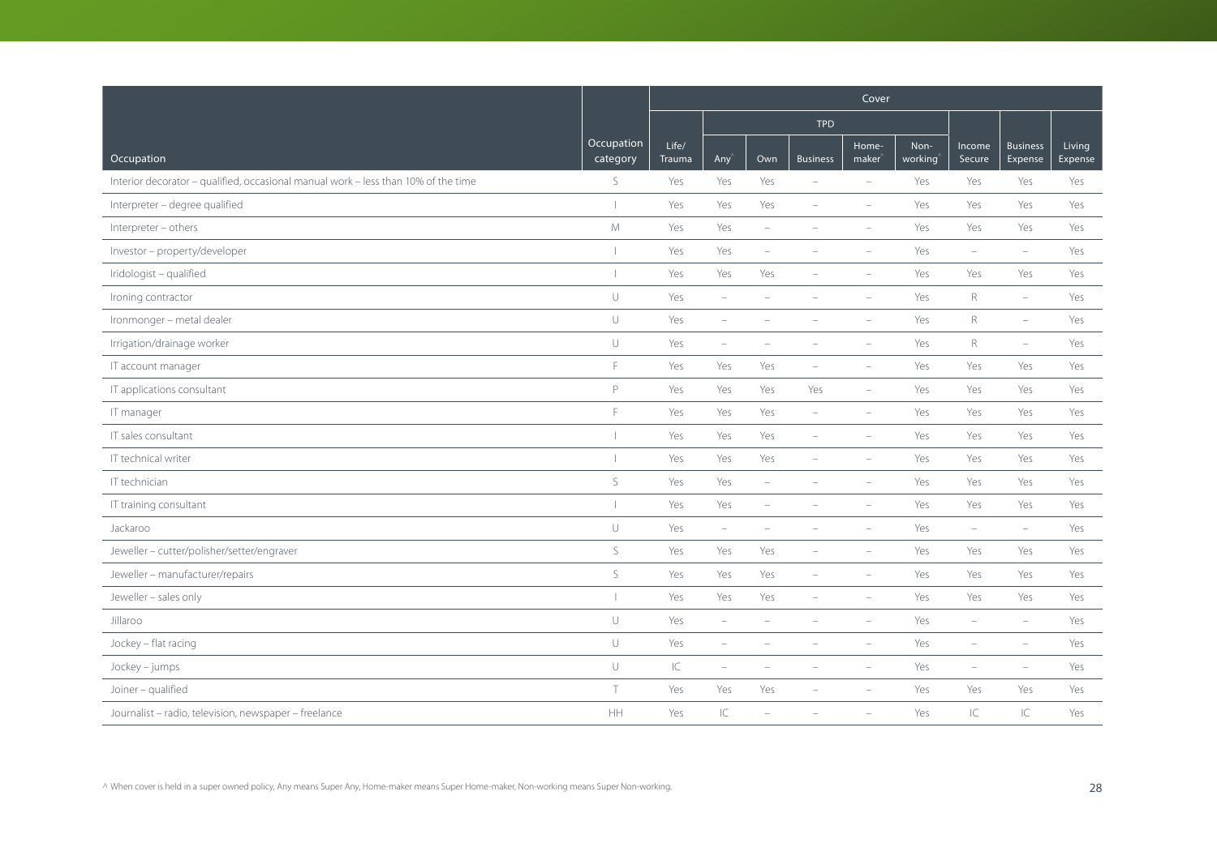| Occupation | Occupation category | Cover | | | | | | | | |
|---|---|---|---|---|---|---|---|---|---|---|
| | | | TPD | | | | | | | |
| | | Life/ Trauma | Any^ | Own | Business | Home-maker^ | Non-working^ | Income Secure | Business Expense | Living Expense |
| Interior decorator – qualified, occasional manual work – less than 10% of the time | S | Yes | Yes | Yes | – | – | Yes | Yes | Yes | Yes |
| Interpreter – degree qualified | I | Yes | Yes | Yes | – | – | Yes | Yes | Yes | Yes |
| Interpreter – others | M | Yes | Yes | – | – | – | Yes | Yes | Yes | Yes |
| Investor – property/developer | I | Yes | Yes | – | – | – | Yes | – | – | Yes |
| Iridologist – qualified | I | Yes | Yes | Yes | – | – | Yes | Yes | Yes | Yes |
| Ironing contractor | U | Yes | – | – | – | – | Yes | R | – | Yes |
| Ironmonger – metal dealer | U | Yes | – | – | – | – | Yes | R | – | Yes |
| Irrigation/drainage worker | U | Yes | – | – | – | – | Yes | R | – | Yes |
| IT account manager | F | Yes | Yes | Yes | – | – | Yes | Yes | Yes | Yes |
| IT applications consultant | P | Yes | Yes | Yes | Yes | – | Yes | Yes | Yes | Yes |
| IT manager | F | Yes | Yes | Yes | – | – | Yes | Yes | Yes | Yes |
| IT sales consultant | I | Yes | Yes | Yes | – | – | Yes | Yes | Yes | Yes |
| IT technical writer | I | Yes | Yes | Yes | – | – | Yes | Yes | Yes | Yes |
| IT technician | S | Yes | Yes | – | – | – | Yes | Yes | Yes | Yes |
| IT training consultant | I | Yes | Yes | – | – | – | Yes | Yes | Yes | Yes |
| Jackaroo | U | Yes | – | – | – | – | Yes | – | – | Yes |
| Jeweller – cutter/polisher/setter/engraver | S | Yes | Yes | Yes | – | – | Yes | Yes | Yes | Yes |
| Jeweller – manufacturer/repairs | S | Yes | Yes | Yes | – | – | Yes | Yes | Yes | Yes |
| Jeweller – sales only | I | Yes | Yes | Yes | – | – | Yes | Yes | Yes | Yes |
| Jillaroo | U | Yes | – | – | – | – | Yes | – | – | Yes |
| Jockey – flat racing | U | Yes | – | – | – | – | Yes | – | – | Yes |
| Jockey – jumps | U | IC | – | – | – | – | Yes | – | – | Yes |
| Joiner – qualified | T | Yes | Yes | Yes | – | – | Yes | Yes | Yes | Yes |
| Journalist – radio, television, newspaper – freelance | HH | Yes | IC | – | – | – | Yes | IC | IC | Yes |

^ When cover is held in a super owned policy, Any means Super Any, Home-maker means Super Home-maker, Non-working means Super Non-working.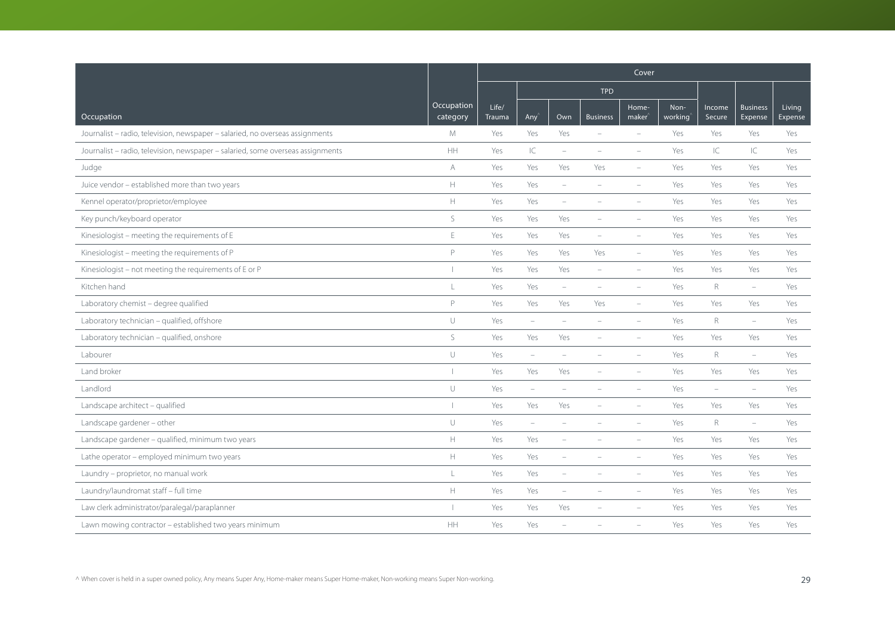| Occupation | Occupation category | Cover | | | | | | | | |
|---|---|---|---|---|---|---|---|---|---|---|
| | | | TPD | | | | | | | |
| | | Life/ Trauma | Any^ | Own | Business | Home-maker^ | Non-working^ | Income Secure | Business Expense | Living Expense |
| Journalist – radio, television, newspaper – salaried, no overseas assignments | M | Yes | Yes | Yes | – | – | Yes | Yes | Yes | Yes |
| Journalist – radio, television, newspaper – salaried, some overseas assignments | HH | Yes | IC | – | – | – | Yes | IC | IC | Yes |
| Judge | A | Yes | Yes | Yes | Yes | – | Yes | Yes | Yes | Yes |
| Juice vendor – established more than two years | H | Yes | Yes | – | – | – | Yes | Yes | Yes | Yes |
| Kennel operator/proprietor/employee | H | Yes | Yes | – | – | – | Yes | Yes | Yes | Yes |
| Key punch/keyboard operator | S | Yes | Yes | Yes | – | – | Yes | Yes | Yes | Yes |
| Kinesiologist – meeting the requirements of E | E | Yes | Yes | Yes | – | – | Yes | Yes | Yes | Yes |
| Kinesiologist – meeting the requirements of P | P | Yes | Yes | Yes | Yes | – | Yes | Yes | Yes | Yes |
| Kinesiologist – not meeting the requirements of E or P | I | Yes | Yes | Yes | – | – | Yes | Yes | Yes | Yes |
| Kitchen hand | L | Yes | Yes | – | – | – | Yes | R | – | Yes |
| Laboratory chemist – degree qualified | P | Yes | Yes | Yes | Yes | – | Yes | Yes | Yes | Yes |
| Laboratory technician – qualified, offshore | U | Yes | – | – | – | – | Yes | R | – | Yes |
| Laboratory technician – qualified, onshore | S | Yes | Yes | Yes | – | – | Yes | Yes | Yes | Yes |
| Labourer | U | Yes | – | – | – | – | Yes | R | – | Yes |
| Land broker | I | Yes | Yes | Yes | – | – | Yes | Yes | Yes | Yes |
| Landlord | U | Yes | – | – | – | – | Yes | – | – | Yes |
| Landscape architect – qualified | I | Yes | Yes | Yes | – | – | Yes | Yes | Yes | Yes |
| Landscape gardener – other | U | Yes | – | – | – | – | Yes | R | – | Yes |
| Landscape gardener – qualified, minimum two years | H | Yes | Yes | – | – | – | Yes | Yes | Yes | Yes |
| Lathe operator – employed minimum two years | H | Yes | Yes | – | – | – | Yes | Yes | Yes | Yes |
| Laundry – proprietor, no manual work | L | Yes | Yes | – | – | – | Yes | Yes | Yes | Yes |
| Laundry/laundromat staff – full time | H | Yes | Yes | – | – | – | Yes | Yes | Yes | Yes |
| Law clerk administrator/paralegal/paraplanner | I | Yes | Yes | Yes | – | – | Yes | Yes | Yes | Yes |
| Lawn mowing contractor – established two years minimum | HH | Yes | Yes | – | – | – | Yes | Yes | Yes | Yes |

^ When cover is held in a super owned policy, Any means Super Any, Home-maker means Super Home-maker, Non-working means Super Non-working.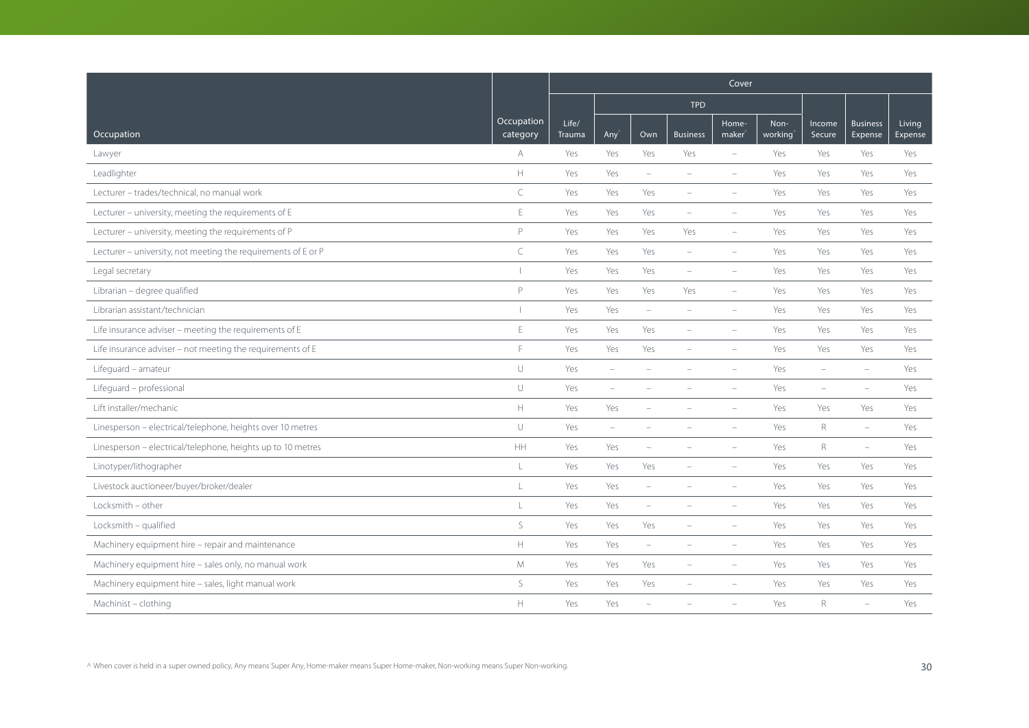| Occupation | Occupation category | Cover | | | | | | | | |
|---|---|---|---|---|---|---|---|---|---|---|
| | | Life/ Trauma | TPD | | | | | Income Secure | Business Expense | Living Expense |
| | | | Any^ | Own | Business | Home-maker^ | Non-working^ | | | |
| Lawyer | A | Yes | Yes | Yes | Yes | – | Yes | Yes | Yes | Yes |
| Leadlighter | H | Yes | Yes | – | – | – | Yes | Yes | Yes | Yes |
| Lecturer – trades/technical, no manual work | C | Yes | Yes | Yes | – | – | Yes | Yes | Yes | Yes |
| Lecturer – university, meeting the requirements of E | E | Yes | Yes | Yes | – | – | Yes | Yes | Yes | Yes |
| Lecturer – university, meeting the requirements of P | P | Yes | Yes | Yes | Yes | – | Yes | Yes | Yes | Yes |
| Lecturer – university, not meeting the requirements of E or P | C | Yes | Yes | Yes | – | – | Yes | Yes | Yes | Yes |
| Legal secretary | I | Yes | Yes | Yes | – | – | Yes | Yes | Yes | Yes |
| Librarian – degree qualified | P | Yes | Yes | Yes | Yes | – | Yes | Yes | Yes | Yes |
| Librarian assistant/technician | I | Yes | Yes | – | – | – | Yes | Yes | Yes | Yes |
| Life insurance adviser – meeting the requirements of E | E | Yes | Yes | Yes | – | – | Yes | Yes | Yes | Yes |
| Life insurance adviser – not meeting the requirements of E | F | Yes | Yes | Yes | – | – | Yes | Yes | Yes | Yes |
| Lifeguard – amateur | U | Yes | – | – | – | – | Yes | – | – | Yes |
| Lifeguard – professional | U | Yes | – | – | – | – | Yes | – | – | Yes |
| Lift installer/mechanic | H | Yes | Yes | – | – | – | Yes | Yes | Yes | Yes |
| Linesperson – electrical/telephone, heights over 10 metres | U | Yes | – | – | – | – | Yes | R | – | Yes |
| Linesperson – electrical/telephone, heights up to 10 metres | HH | Yes | Yes | – | – | – | Yes | R | – | Yes |
| Linotyper/lithographer | L | Yes | Yes | Yes | – | – | Yes | Yes | Yes | Yes |
| Livestock auctioneer/buyer/broker/dealer | L | Yes | Yes | – | – | – | Yes | Yes | Yes | Yes |
| Locksmith – other | L | Yes | Yes | – | – | – | Yes | Yes | Yes | Yes |
| Locksmith – qualified | S | Yes | Yes | Yes | – | – | Yes | Yes | Yes | Yes |
| Machinery equipment hire – repair and maintenance | H | Yes | Yes | – | – | – | Yes | Yes | Yes | Yes |
| Machinery equipment hire – sales only, no manual work | M | Yes | Yes | Yes | – | – | Yes | Yes | Yes | Yes |
| Machinery equipment hire – sales, light manual work | S | Yes | Yes | Yes | – | – | Yes | Yes | Yes | Yes |
| Machinist – clothing | H | Yes | Yes | – | – | – | Yes | R | – | Yes |

^ When cover is held in a super owned policy, Any means Super Any, Home-maker means Super Home-maker, Non-working means Super Non-working.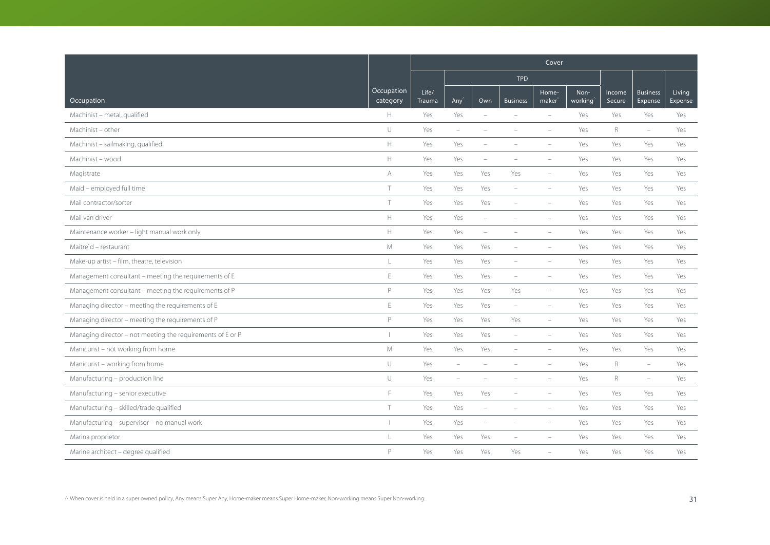| Occupation | Occupation category | Cover | | | | | | | | |
|---|---|---|---|---|---|---|---|---|---|---|
| | | | TPD | | | | | | | |
| | | Life/ Trauma | Any^ | Own | Business | Home-maker^ | Non-working^ | Income Secure | Business Expense | Living Expense |
| Machinist – metal, qualified | H | Yes | Yes | – | – | – | Yes | Yes | Yes | Yes |
| Machinist – other | U | Yes | – | – | – | – | Yes | R | – | Yes |
| Machinist – sailmaking, qualified | H | Yes | Yes | – | – | – | Yes | Yes | Yes | Yes |
| Machinist – wood | H | Yes | Yes | – | – | – | Yes | Yes | Yes | Yes |
| Magistrate | A | Yes | Yes | Yes | Yes | – | Yes | Yes | Yes | Yes |
| Maid – employed full time | T | Yes | Yes | Yes | – | – | Yes | Yes | Yes | Yes |
| Mail contractor/sorter | T | Yes | Yes | Yes | – | – | Yes | Yes | Yes | Yes |
| Mail van driver | H | Yes | Yes | – | – | – | Yes | Yes | Yes | Yes |
| Maintenance worker – light manual work only | H | Yes | Yes | – | – | – | Yes | Yes | Yes | Yes |
| Maitre'd – restaurant | M | Yes | Yes | Yes | – | – | Yes | Yes | Yes | Yes |
| Make-up artist – film, theatre, television | L | Yes | Yes | Yes | – | – | Yes | Yes | Yes | Yes |
| Management consultant – meeting the requirements of E | E | Yes | Yes | Yes | – | – | Yes | Yes | Yes | Yes |
| Management consultant – meeting the requirements of P | P | Yes | Yes | Yes | Yes | – | Yes | Yes | Yes | Yes |
| Managing director – meeting the requirements of E | E | Yes | Yes | Yes | – | – | Yes | Yes | Yes | Yes |
| Managing director – meeting the requirements of P | P | Yes | Yes | Yes | Yes | – | Yes | Yes | Yes | Yes |
| Managing director – not meeting the requirements of E or P | I | Yes | Yes | Yes | – | – | Yes | Yes | Yes | Yes |
| Manicurist – not working from home | M | Yes | Yes | Yes | – | – | Yes | Yes | Yes | Yes |
| Manicurist – working from home | U | Yes | – | – | – | – | Yes | R | – | Yes |
| Manufacturing – production line | U | Yes | – | – | – | – | Yes | R | – | Yes |
| Manufacturing – senior executive | F | Yes | Yes | Yes | – | – | Yes | Yes | Yes | Yes |
| Manufacturing – skilled/trade qualified | T | Yes | Yes | – | – | – | Yes | Yes | Yes | Yes |
| Manufacturing – supervisor – no manual work | I | Yes | Yes | – | – | – | Yes | Yes | Yes | Yes |
| Marina proprietor | L | Yes | Yes | Yes | – | – | Yes | Yes | Yes | Yes |
| Marine architect – degree qualified | P | Yes | Yes | Yes | Yes | – | Yes | Yes | Yes | Yes |

^ When cover is held in a super owned policy, Any means Super Any, Home-maker means Super Home-maker, Non-working means Super Non-working.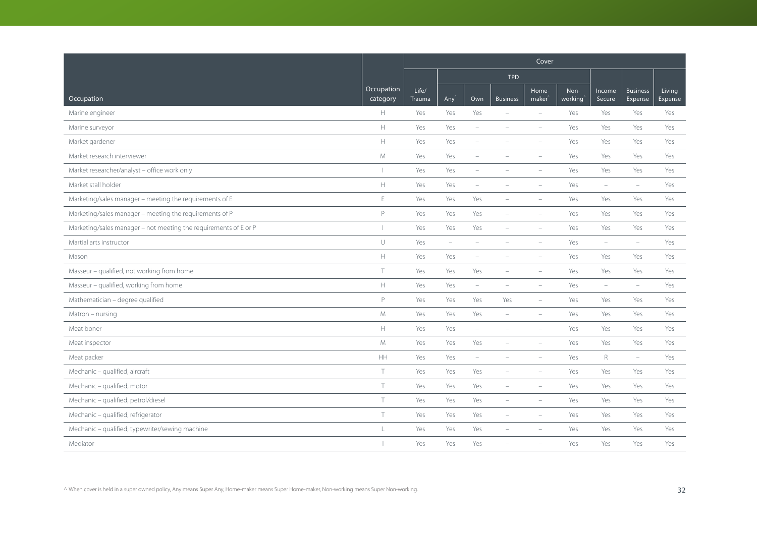| | | Cover | | | | | | | | |
|---|---|---|---|---|---|---|---|---|---|---|
| | | | TPD | | | | | | | |
| Occupation | Occupation category | Life/ Trauma | Any^ | Own | Business | Home-maker^ | Non-working^ | Income Secure | Business Expense | Living Expense |
| Marine engineer | H | Yes | Yes | Yes | – | – | Yes | Yes | Yes | Yes |
| Marine surveyor | H | Yes | Yes | – | – | – | Yes | Yes | Yes | Yes |
| Market gardener | H | Yes | Yes | – | – | – | Yes | Yes | Yes | Yes |
| Market research interviewer | M | Yes | Yes | – | – | – | Yes | Yes | Yes | Yes |
| Market researcher/analyst – office work only | I | Yes | Yes | – | – | – | Yes | Yes | Yes | Yes |
| Market stall holder | H | Yes | Yes | – | – | – | Yes | – | – | Yes |
| Marketing/sales manager – meeting the requirements of E | E | Yes | Yes | Yes | – | – | Yes | Yes | Yes | Yes |
| Marketing/sales manager – meeting the requirements of P | P | Yes | Yes | Yes | – | – | Yes | Yes | Yes | Yes |
| Marketing/sales manager – not meeting the requirements of E or P | I | Yes | Yes | Yes | – | – | Yes | Yes | Yes | Yes |
| Martial arts instructor | U | Yes | – | – | – | – | Yes | – | – | Yes |
| Mason | H | Yes | Yes | – | – | – | Yes | Yes | Yes | Yes |
| Masseur – qualified, not working from home | T | Yes | Yes | Yes | – | – | Yes | Yes | Yes | Yes |
| Masseur – qualified, working from home | H | Yes | Yes | – | – | – | Yes | – | – | Yes |
| Mathematician – degree qualified | P | Yes | Yes | Yes | Yes | – | Yes | Yes | Yes | Yes |
| Matron – nursing | M | Yes | Yes | Yes | – | – | Yes | Yes | Yes | Yes |
| Meat boner | H | Yes | Yes | – | – | – | Yes | Yes | Yes | Yes |
| Meat inspector | M | Yes | Yes | Yes | – | – | Yes | Yes | Yes | Yes |
| Meat packer | HH | Yes | Yes | – | – | – | Yes | R | – | Yes |
| Mechanic – qualified, aircraft | T | Yes | Yes | Yes | – | – | Yes | Yes | Yes | Yes |
| Mechanic – qualified, motor | T | Yes | Yes | Yes | – | – | Yes | Yes | Yes | Yes |
| Mechanic – qualified, petrol/diesel | T | Yes | Yes | Yes | – | – | Yes | Yes | Yes | Yes |
| Mechanic – qualified, refrigerator | T | Yes | Yes | Yes | – | – | Yes | Yes | Yes | Yes |
| Mechanic – qualified, typewriter/sewing machine | L | Yes | Yes | Yes | – | – | Yes | Yes | Yes | Yes |
| Mediator | I | Yes | Yes | Yes | – | – | Yes | Yes | Yes | Yes |

^ When cover is held in a super owned policy, Any means Super Any, Home-maker means Super Home-maker, Non-working means Super Non-working.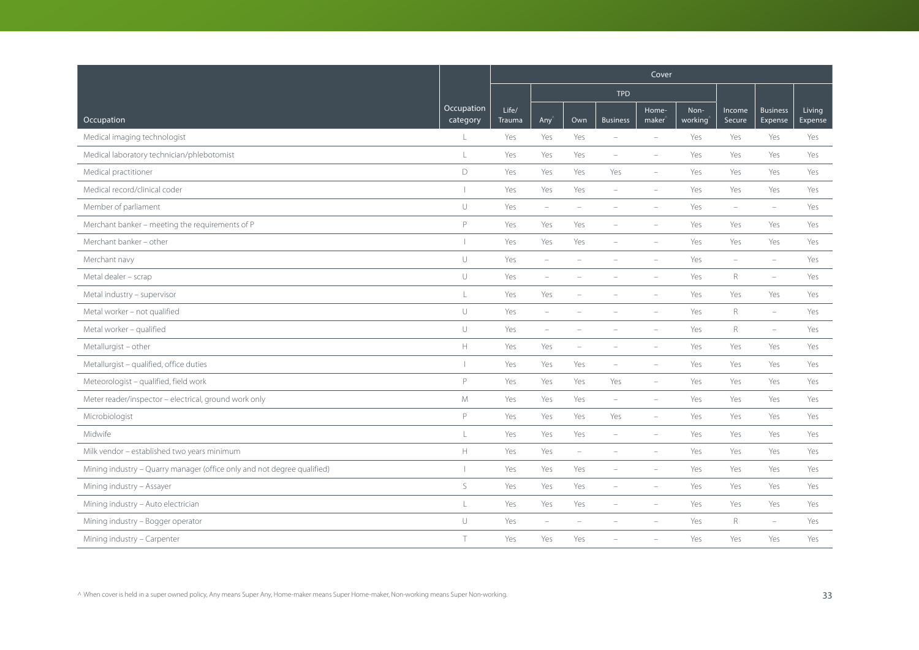| Occupation | Occupation category | Cover | | | | | | | | |
|---|---|---|---|---|---|---|---|---|---|---|
| | | | TPD | | | | | | | |
| | | Life/ Trauma | Any^ | Own | Business | Home-maker^ | Non-working^ | Income Secure | Business Expense | Living Expense |
| Medical imaging technologist | L | Yes | Yes | Yes | – | – | Yes | Yes | Yes | Yes |
| Medical laboratory technician/phlebotomist | L | Yes | Yes | Yes | – | – | Yes | Yes | Yes | Yes |
| Medical practitioner | D | Yes | Yes | Yes | Yes | – | Yes | Yes | Yes | Yes |
| Medical record/clinical coder | I | Yes | Yes | Yes | – | – | Yes | Yes | Yes | Yes |
| Member of parliament | U | Yes | – | – | – | – | Yes | – | – | Yes |
| Merchant banker – meeting the requirements of P | P | Yes | Yes | Yes | – | – | Yes | Yes | Yes | Yes |
| Merchant banker – other | I | Yes | Yes | Yes | – | – | Yes | Yes | Yes | Yes |
| Merchant navy | U | Yes | – | – | – | – | Yes | – | – | Yes |
| Metal dealer – scrap | U | Yes | – | – | – | – | Yes | R | – | Yes |
| Metal industry – supervisor | L | Yes | Yes | – | – | – | Yes | Yes | Yes | Yes |
| Metal worker – not qualified | U | Yes | – | – | – | – | Yes | R | – | Yes |
| Metal worker – qualified | U | Yes | – | – | – | – | Yes | R | – | Yes |
| Metallurgist – other | H | Yes | Yes | – | – | – | Yes | Yes | Yes | Yes |
| Metallurgist – qualified, office duties | I | Yes | Yes | Yes | – | – | Yes | Yes | Yes | Yes |
| Meteorologist – qualified, field work | P | Yes | Yes | Yes | Yes | – | Yes | Yes | Yes | Yes |
| Meter reader/inspector – electrical, ground work only | M | Yes | Yes | Yes | – | – | Yes | Yes | Yes | Yes |
| Microbiologist | P | Yes | Yes | Yes | Yes | – | Yes | Yes | Yes | Yes |
| Midwife | L | Yes | Yes | Yes | – | – | Yes | Yes | Yes | Yes |
| Milk vendor – established two years minimum | H | Yes | Yes | – | – | – | Yes | Yes | Yes | Yes |
| Mining industry – Quarry manager (office only and not degree qualified) | I | Yes | Yes | Yes | – | – | Yes | Yes | Yes | Yes |
| Mining industry – Assayer | S | Yes | Yes | Yes | – | – | Yes | Yes | Yes | Yes |
| Mining industry – Auto electrician | L | Yes | Yes | Yes | – | – | Yes | Yes | Yes | Yes |
| Mining industry – Bogger operator | U | Yes | – | – | – | – | Yes | R | – | Yes |
| Mining industry – Carpenter | T | Yes | Yes | Yes | – | – | Yes | Yes | Yes | Yes |

^ When cover is held in a super owned policy, Any means Super Any, Home-maker means Super Home-maker, Non-working means Super Non-working.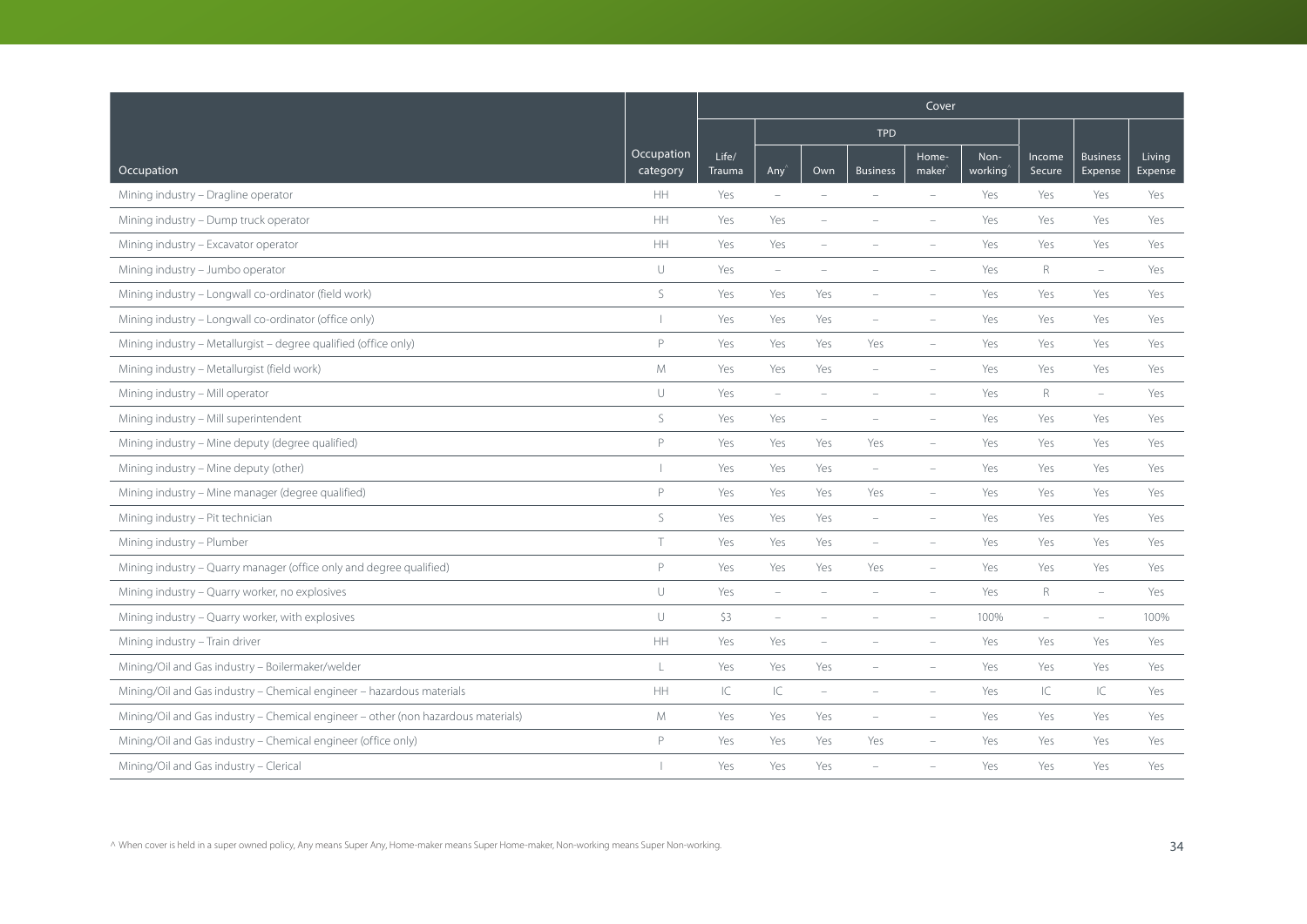| Occupation | Occupation category | Cover | | | | | | | | |
|---|---|---|---|---|---|---|---|---|---|---|
| | | | TPD | | | | | | | |
| | | Life/ Trauma | Any^ | Own | Business | Home-maker^ | Non-working^ | Income Secure | Business Expense | Living Expense |
| Mining industry – Dragline operator | HH | Yes | – | – | – | – | Yes | Yes | Yes | Yes |
| Mining industry – Dump truck operator | HH | Yes | Yes | – | – | – | Yes | Yes | Yes | Yes |
| Mining industry – Excavator operator | HH | Yes | Yes | – | – | – | Yes | Yes | Yes | Yes |
| Mining industry – Jumbo operator | U | Yes | – | – | – | – | Yes | R | – | Yes |
| Mining industry – Longwall co-ordinator (field work) | S | Yes | Yes | Yes | – | – | Yes | Yes | Yes | Yes |
| Mining industry – Longwall co-ordinator (office only) | I | Yes | Yes | Yes | – | – | Yes | Yes | Yes | Yes |
| Mining industry – Metallurgist – degree qualified (office only) | P | Yes | Yes | Yes | Yes | – | Yes | Yes | Yes | Yes |
| Mining industry – Metallurgist (field work) | M | Yes | Yes | Yes | – | – | Yes | Yes | Yes | Yes |
| Mining industry – Mill operator | U | Yes | – | – | – | – | Yes | R | – | Yes |
| Mining industry – Mill superintendent | S | Yes | Yes | – | – | – | Yes | Yes | Yes | Yes |
| Mining industry – Mine deputy (degree qualified) | P | Yes | Yes | Yes | Yes | – | Yes | Yes | Yes | Yes |
| Mining industry – Mine deputy (other) | I | Yes | Yes | Yes | – | – | Yes | Yes | Yes | Yes |
| Mining industry – Mine manager (degree qualified) | P | Yes | Yes | Yes | Yes | – | Yes | Yes | Yes | Yes |
| Mining industry – Pit technician | S | Yes | Yes | Yes | – | – | Yes | Yes | Yes | Yes |
| Mining industry – Plumber | T | Yes | Yes | Yes | – | – | Yes | Yes | Yes | Yes |
| Mining industry – Quarry manager (office only and degree qualified) | P | Yes | Yes | Yes | Yes | – | Yes | Yes | Yes | Yes |
| Mining industry – Quarry worker, no explosives | U | Yes | – | – | – | – | Yes | R | – | Yes |
| Mining industry – Quarry worker, with explosives | U | S3 | – | – | – | – | 100% | – | – | 100% |
| Mining industry – Train driver | HH | Yes | Yes | – | – | – | Yes | Yes | Yes | Yes |
| Mining/Oil and Gas industry – Boilermaker/welder | L | Yes | Yes | Yes | – | – | Yes | Yes | Yes | Yes |
| Mining/Oil and Gas industry – Chemical engineer – hazardous materials | HH | IC | IC | – | – | – | Yes | IC | IC | Yes |
| Mining/Oil and Gas industry – Chemical engineer – other (non hazardous materials) | M | Yes | Yes | Yes | – | – | Yes | Yes | Yes | Yes |
| Mining/Oil and Gas industry – Chemical engineer (office only) | P | Yes | Yes | Yes | Yes | – | Yes | Yes | Yes | Yes |
| Mining/Oil and Gas industry – Clerical | I | Yes | Yes | Yes | – | – | Yes | Yes | Yes | Yes |

^ When cover is held in a super owned policy, Any means Super Any, Home-maker means Super Home-maker, Non-working means Super Non-working.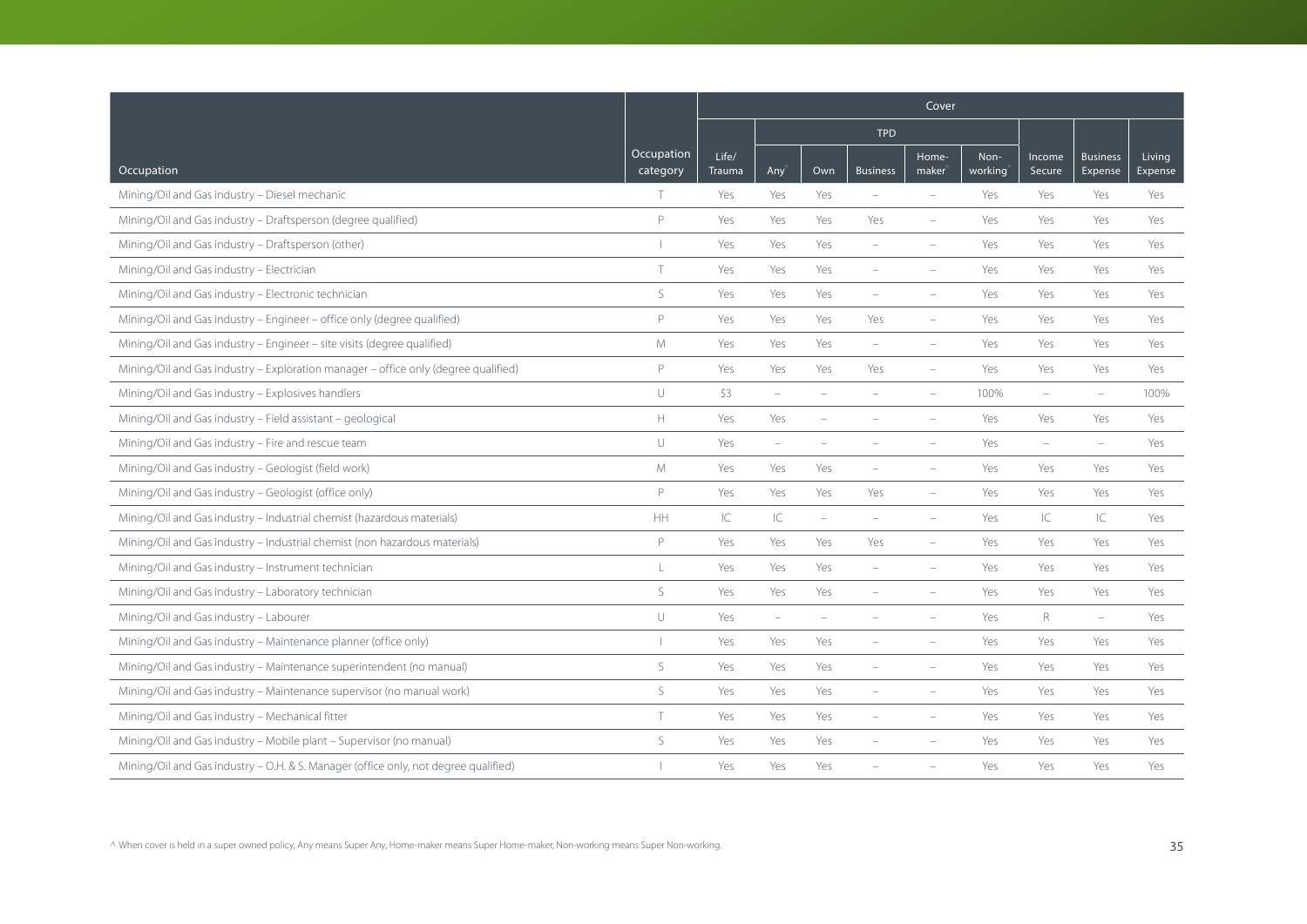| Occupation | Occupation category | Cover | | | | | | | | |
|---|---|---|---|---|---|---|---|---|---|---|
| | | | TPD | | | | | | | |
| | | Life/ Trauma | Any^ | Own | Business | Home-maker^ | Non-working^ | Income Secure | Business Expense | Living Expense |
| Mining/Oil and Gas industry – Diesel mechanic | T | Yes | Yes | Yes | – | – | Yes | Yes | Yes | Yes |
| Mining/Oil and Gas industry – Draftsperson (degree qualified) | P | Yes | Yes | Yes | Yes | – | Yes | Yes | Yes | Yes |
| Mining/Oil and Gas industry – Draftsperson (other) | I | Yes | Yes | Yes | – | – | Yes | Yes | Yes | Yes |
| Mining/Oil and Gas industry – Electrician | T | Yes | Yes | Yes | – | – | Yes | Yes | Yes | Yes |
| Mining/Oil and Gas industry – Electronic technician | S | Yes | Yes | Yes | – | – | Yes | Yes | Yes | Yes |
| Mining/Oil and Gas industry – Engineer – office only (degree qualified) | P | Yes | Yes | Yes | Yes | – | Yes | Yes | Yes | Yes |
| Mining/Oil and Gas industry – Engineer – site visits (degree qualified) | M | Yes | Yes | Yes | – | – | Yes | Yes | Yes | Yes |
| Mining/Oil and Gas industry – Exploration manager – office only (degree qualified) | P | Yes | Yes | Yes | Yes | – | Yes | Yes | Yes | Yes |
| Mining/Oil and Gas industry – Explosives handlers | U | S3 | – | – | – | – | 100% | – | – | 100% |
| Mining/Oil and Gas industry – Field assistant – geological | H | Yes | Yes | – | – | – | Yes | Yes | Yes | Yes |
| Mining/Oil and Gas industry – Fire and rescue team | U | Yes | – | – | – | – | Yes | – | – | Yes |
| Mining/Oil and Gas industry – Geologist (field work) | M | Yes | Yes | Yes | – | – | Yes | Yes | Yes | Yes |
| Mining/Oil and Gas industry – Geologist (office only) | P | Yes | Yes | Yes | Yes | – | Yes | Yes | Yes | Yes |
| Mining/Oil and Gas industry – Industrial chemist (hazardous materials) | HH | IC | IC | – | – | – | Yes | IC | IC | Yes |
| Mining/Oil and Gas industry – Industrial chemist (non hazardous materials) | P | Yes | Yes | Yes | Yes | – | Yes | Yes | Yes | Yes |
| Mining/Oil and Gas industry – Instrument technician | L | Yes | Yes | Yes | – | – | Yes | Yes | Yes | Yes |
| Mining/Oil and Gas industry – Laboratory technician | S | Yes | Yes | Yes | – | – | Yes | Yes | Yes | Yes |
| Mining/Oil and Gas industry – Labourer | U | Yes | – | – | – | – | Yes | R | – | Yes |
| Mining/Oil and Gas industry – Maintenance planner (office only) | I | Yes | Yes | Yes | – | – | Yes | Yes | Yes | Yes |
| Mining/Oil and Gas industry – Maintenance superintendent (no manual) | S | Yes | Yes | Yes | – | – | Yes | Yes | Yes | Yes |
| Mining/Oil and Gas industry – Maintenance supervisor (no manual work) | S | Yes | Yes | Yes | – | – | Yes | Yes | Yes | Yes |
| Mining/Oil and Gas industry – Mechanical fitter | T | Yes | Yes | Yes | – | – | Yes | Yes | Yes | Yes |
| Mining/Oil and Gas industry – Mobile plant – Supervisor (no manual) | S | Yes | Yes | Yes | – | – | Yes | Yes | Yes | Yes |
| Mining/Oil and Gas industry – O.H. & S. Manager (office only, not degree qualified) | I | Yes | Yes | Yes | – | – | Yes | Yes | Yes | Yes |

^ When cover is held in a super owned policy, Any means Super Any, Home-maker means Super Home-maker, Non-working means Super Non-working.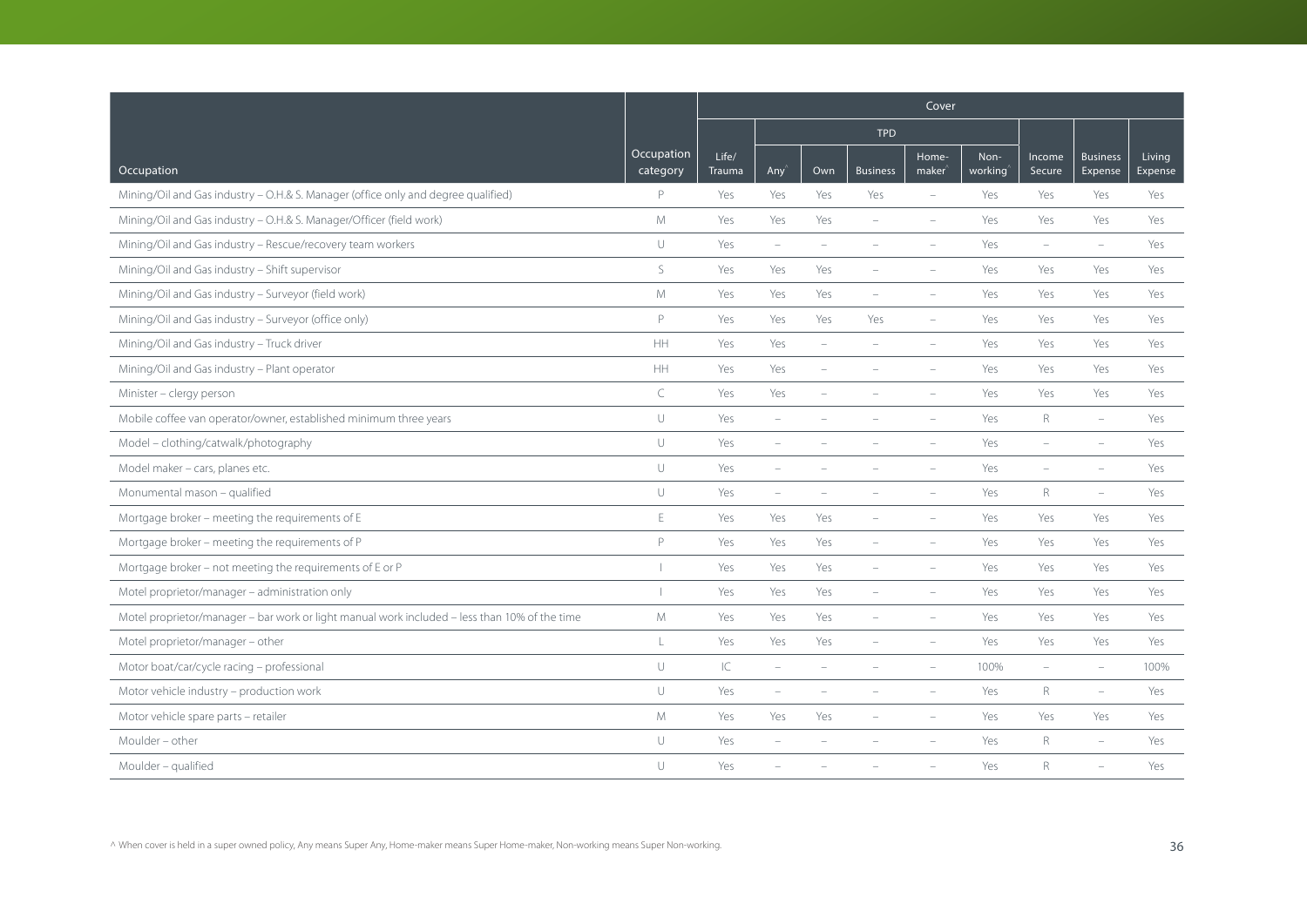| Occupation | Occupation category | Cover | | | | | | | | | |
|---|---|---|---|---|---|---|---|---|---|---|---|
| | | Life/ Trauma | TPD | | | | | Income Secure | Business Expense | Living Expense |
| | | | Any^ | Own | Business | Home-maker^ | Non-working^ | | | |
| Mining/Oil and Gas industry – O.H.& S. Manager (office only and degree qualified) | P | Yes | Yes | Yes | Yes | – | Yes | Yes | Yes | Yes |
| Mining/Oil and Gas industry – O.H.& S. Manager/Officer (field work) | M | Yes | Yes | Yes | – | – | Yes | Yes | Yes | Yes |
| Mining/Oil and Gas industry – Rescue/recovery team workers | U | Yes | – | – | – | – | Yes | – | – | Yes |
| Mining/Oil and Gas industry – Shift supervisor | S | Yes | Yes | Yes | – | – | Yes | Yes | Yes | Yes |
| Mining/Oil and Gas industry – Surveyor (field work) | M | Yes | Yes | Yes | – | – | Yes | Yes | Yes | Yes |
| Mining/Oil and Gas industry – Surveyor (office only) | P | Yes | Yes | Yes | Yes | – | Yes | Yes | Yes | Yes |
| Mining/Oil and Gas industry – Truck driver | HH | Yes | Yes | – | – | – | Yes | Yes | Yes | Yes |
| Mining/Oil and Gas industry – Plant operator | HH | Yes | Yes | – | – | – | Yes | Yes | Yes | Yes |
| Minister – clergy person | C | Yes | Yes | – | – | – | Yes | Yes | Yes | Yes |
| Mobile coffee van operator/owner, established minimum three years | U | Yes | – | – | – | – | Yes | R | – | Yes |
| Model – clothing/catwalk/photography | U | Yes | – | – | – | – | Yes | – | – | Yes |
| Model maker – cars, planes etc. | U | Yes | – | – | – | – | Yes | – | – | Yes |
| Monumental mason – qualified | U | Yes | – | – | – | – | Yes | R | – | Yes |
| Mortgage broker – meeting the requirements of E | E | Yes | Yes | Yes | – | – | Yes | Yes | Yes | Yes |
| Mortgage broker – meeting the requirements of P | P | Yes | Yes | Yes | – | – | Yes | Yes | Yes | Yes |
| Mortgage broker – not meeting the requirements of E or P | I | Yes | Yes | Yes | – | – | Yes | Yes | Yes | Yes |
| Motel proprietor/manager – administration only | I | Yes | Yes | Yes | – | – | Yes | Yes | Yes | Yes |
| Motel proprietor/manager – bar work or light manual work included – less than 10% of the time | M | Yes | Yes | Yes | – | – | Yes | Yes | Yes | Yes |
| Motel proprietor/manager – other | L | Yes | Yes | Yes | – | – | Yes | Yes | Yes | Yes |
| Motor boat/car/cycle racing – professional | U | IC | – | – | – | – | 100% | – | – | 100% |
| Motor vehicle industry – production work | U | Yes | – | – | – | – | Yes | R | – | Yes |
| Motor vehicle spare parts – retailer | M | Yes | Yes | Yes | – | – | Yes | Yes | Yes | Yes |
| Moulder – other | U | Yes | – | – | – | – | Yes | R | – | Yes |
| Moulder – qualified | U | Yes | – | – | – | – | Yes | R | – | Yes |

^ When cover is held in a super owned policy, Any means Super Any, Home-maker means Super Home-maker, Non-working means Super Non-working.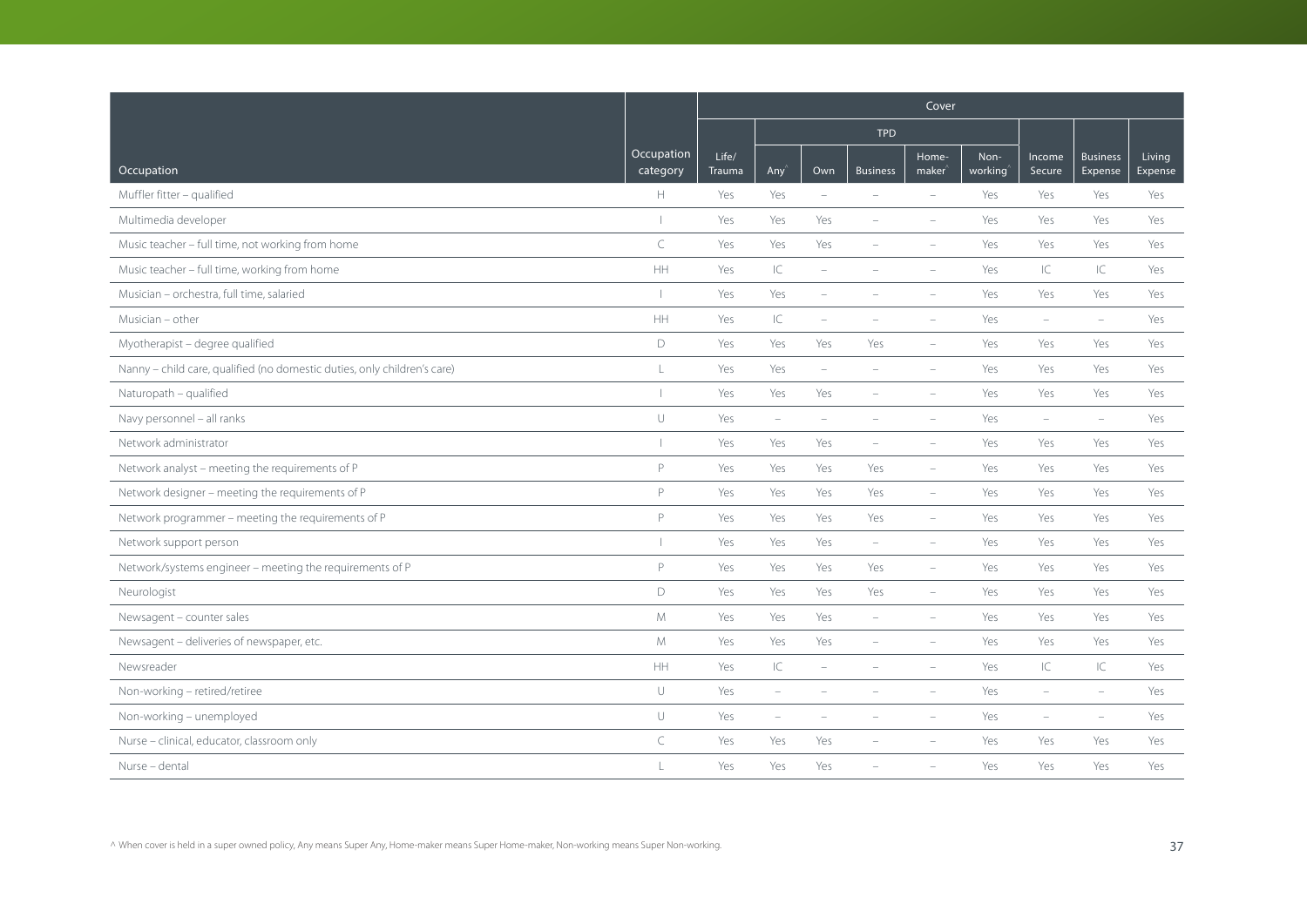| Occupation | Occupation category | Cover | | | | | | | | |
|---|---|---|---|---|---|---|---|---|---|---|
| | | Life/ Trauma | TPD | | | | | Income Secure | Business Expense | Living Expense |
| | | | Any^ | Own | Business | Home-maker^ | Non-working^ | | | |
| Muffler fitter – qualified | H | Yes | Yes | – | – | – | Yes | Yes | Yes | Yes |
| Multimedia developer | I | Yes | Yes | Yes | – | – | Yes | Yes | Yes | Yes |
| Music teacher – full time, not working from home | C | Yes | Yes | Yes | – | – | Yes | Yes | Yes | Yes |
| Music teacher – full time, working from home | HH | Yes | IC | – | – | – | Yes | IC | IC | Yes |
| Musician – orchestra, full time, salaried | I | Yes | Yes | – | – | – | Yes | Yes | Yes | Yes |
| Musician – other | HH | Yes | IC | – | – | – | Yes | – | – | Yes |
| Myotherapist – degree qualified | D | Yes | Yes | Yes | Yes | – | Yes | Yes | Yes | Yes |
| Nanny – child care, qualified (no domestic duties, only children's care) | L | Yes | Yes | – | – | – | Yes | Yes | Yes | Yes |
| Naturopath – qualified | I | Yes | Yes | Yes | – | – | Yes | Yes | Yes | Yes |
| Navy personnel – all ranks | U | Yes | – | – | – | – | Yes | – | – | Yes |
| Network administrator | I | Yes | Yes | Yes | – | – | Yes | Yes | Yes | Yes |
| Network analyst – meeting the requirements of P | P | Yes | Yes | Yes | Yes | – | Yes | Yes | Yes | Yes |
| Network designer – meeting the requirements of P | P | Yes | Yes | Yes | Yes | – | Yes | Yes | Yes | Yes |
| Network programmer – meeting the requirements of P | P | Yes | Yes | Yes | Yes | – | Yes | Yes | Yes | Yes |
| Network support person | I | Yes | Yes | Yes | – | – | Yes | Yes | Yes | Yes |
| Network/systems engineer – meeting the requirements of P | P | Yes | Yes | Yes | Yes | – | Yes | Yes | Yes | Yes |
| Neurologist | D | Yes | Yes | Yes | Yes | – | Yes | Yes | Yes | Yes |
| Newsagent – counter sales | M | Yes | Yes | Yes | – | – | Yes | Yes | Yes | Yes |
| Newsagent – deliveries of newspaper, etc. | M | Yes | Yes | Yes | – | – | Yes | Yes | Yes | Yes |
| Newsreader | HH | Yes | IC | – | – | – | Yes | IC | IC | Yes |
| Non-working – retired/retiree | U | Yes | – | – | – | – | Yes | – | – | Yes |
| Non-working – unemployed | U | Yes | – | – | – | – | Yes | – | – | Yes |
| Nurse – clinical, educator, classroom only | C | Yes | Yes | Yes | – | – | Yes | Yes | Yes | Yes |
| Nurse – dental | L | Yes | Yes | Yes | – | – | Yes | Yes | Yes | Yes |

^ When cover is held in a super owned policy, Any means Super Any, Home-maker means Super Home-maker, Non-working means Super Non-working.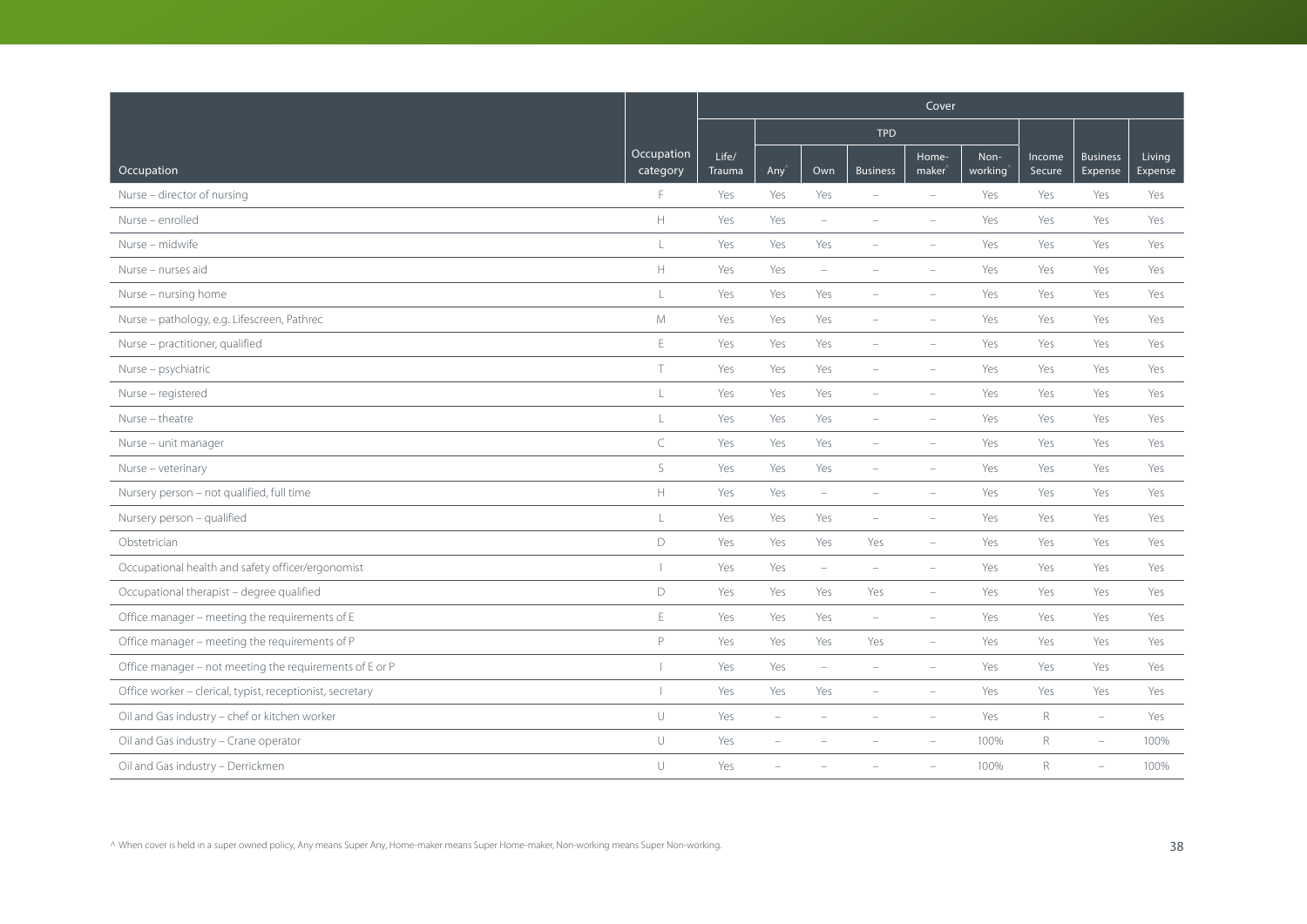| Occupation | Occupation category | Cover | | | | | | | | |
|---|---|---|---|---|---|---|---|---|---|---|
| | | | TPD | | | | | | | |
| | | Life/ Trauma | Any^ | Own | Business | Home-maker^ | Non-working^ | Income Secure | Business Expense | Living Expense |
| Nurse – director of nursing | F | Yes | Yes | Yes | – | – | Yes | Yes | Yes | Yes |
| Nurse – enrolled | H | Yes | Yes | – | – | – | Yes | Yes | Yes | Yes |
| Nurse – midwife | L | Yes | Yes | Yes | – | – | Yes | Yes | Yes | Yes |
| Nurse – nurses aid | H | Yes | Yes | – | – | – | Yes | Yes | Yes | Yes |
| Nurse – nursing home | L | Yes | Yes | Yes | – | – | Yes | Yes | Yes | Yes |
| Nurse – pathology, e.g. Lifescreen, Pathrec | M | Yes | Yes | Yes | – | – | Yes | Yes | Yes | Yes |
| Nurse – practitioner, qualified | E | Yes | Yes | Yes | – | – | Yes | Yes | Yes | Yes |
| Nurse – psychiatric | T | Yes | Yes | Yes | – | – | Yes | Yes | Yes | Yes |
| Nurse – registered | L | Yes | Yes | Yes | – | – | Yes | Yes | Yes | Yes |
| Nurse – theatre | L | Yes | Yes | Yes | – | – | Yes | Yes | Yes | Yes |
| Nurse – unit manager | C | Yes | Yes | Yes | – | – | Yes | Yes | Yes | Yes |
| Nurse – veterinary | S | Yes | Yes | Yes | – | – | Yes | Yes | Yes | Yes |
| Nursery person – not qualified, full time | H | Yes | Yes | – | – | – | Yes | Yes | Yes | Yes |
| Nursery person – qualified | L | Yes | Yes | Yes | – | – | Yes | Yes | Yes | Yes |
| Obstetrician | D | Yes | Yes | Yes | Yes | – | Yes | Yes | Yes | Yes |
| Occupational health and safety officer/ergonomist | I | Yes | Yes | – | – | – | Yes | Yes | Yes | Yes |
| Occupational therapist – degree qualified | D | Yes | Yes | Yes | Yes | – | Yes | Yes | Yes | Yes |
| Office manager – meeting the requirements of E | E | Yes | Yes | Yes | – | – | Yes | Yes | Yes | Yes |
| Office manager – meeting the requirements of P | P | Yes | Yes | Yes | Yes | – | Yes | Yes | Yes | Yes |
| Office manager – not meeting the requirements of E or P | I | Yes | Yes | – | – | – | Yes | Yes | Yes | Yes |
| Office worker – clerical, typist, receptionist, secretary | I | Yes | Yes | Yes | – | – | Yes | Yes | Yes | Yes |
| Oil and Gas industry – chef or kitchen worker | U | Yes | – | – | – | – | Yes | R | – | Yes |
| Oil and Gas industry – Crane operator | U | Yes | – | – | – | – | 100% | R | – | 100% |
| Oil and Gas industry – Derrickmen | U | Yes | – | – | – | – | 100% | R | – | 100% |

^ When cover is held in a super owned policy, Any means Super Any, Home-maker means Super Home-maker, Non-working means Super Non-working.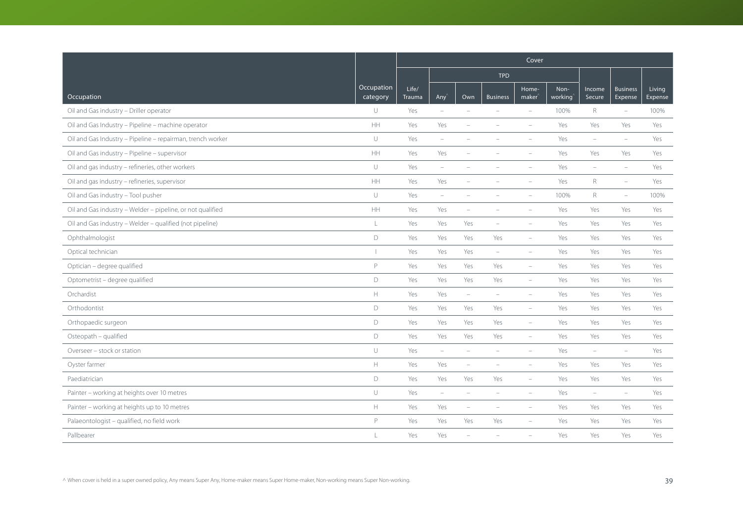| Occupation | Occupation category | Cover | | | | | | | | |
|---|---|---|---|---|---|---|---|---|---|---|
| | | Life/ Trauma | TPD | | | | | Income Secure | Business Expense | Living Expense |
| | | | Any^ | Own | Business | Home-maker^ | Non-working^ | | | |
| Oil and Gas industry – Driller operator | U | Yes | – | – | – | – | 100% | R | – | 100% |
| Oil and Gas Industry – Pipeline – machine operator | HH | Yes | Yes | – | – | – | Yes | Yes | Yes | Yes |
| Oil and Gas Industry – Pipeline – repairman, trench worker | U | Yes | – | – | – | – | Yes | – | – | Yes |
| Oil and Gas Industry – Pipeline – supervisor | HH | Yes | Yes | – | – | – | Yes | Yes | Yes | Yes |
| Oil and gas industry – refineries, other workers | U | Yes | – | – | – | – | Yes | – | – | Yes |
| Oil and gas industry – refineries, supervisor | HH | Yes | Yes | – | – | – | Yes | R | – | Yes |
| Oil and Gas industry – Tool pusher | U | Yes | – | – | – | – | 100% | R | – | 100% |
| Oil and Gas industry – Welder – pipeline, or not qualified | HH | Yes | Yes | – | – | – | Yes | Yes | Yes | Yes |
| Oil and Gas industry – Welder – qualified (not pipeline) | L | Yes | Yes | Yes | – | – | Yes | Yes | Yes | Yes |
| Ophthalmologist | D | Yes | Yes | Yes | Yes | – | Yes | Yes | Yes | Yes |
| Optical technician | I | Yes | Yes | Yes | – | – | Yes | Yes | Yes | Yes |
| Optician – degree qualified | P | Yes | Yes | Yes | Yes | – | Yes | Yes | Yes | Yes |
| Optometrist – degree qualified | D | Yes | Yes | Yes | Yes | – | Yes | Yes | Yes | Yes |
| Orchardist | H | Yes | Yes | – | – | – | Yes | Yes | Yes | Yes |
| Orthodontist | D | Yes | Yes | Yes | Yes | – | Yes | Yes | Yes | Yes |
| Orthopaedic surgeon | D | Yes | Yes | Yes | Yes | – | Yes | Yes | Yes | Yes |
| Osteopath – qualified | D | Yes | Yes | Yes | Yes | – | Yes | Yes | Yes | Yes |
| Overseer – stock or station | U | Yes | – | – | – | – | Yes | – | – | Yes |
| Oyster farmer | H | Yes | Yes | – | – | – | Yes | Yes | Yes | Yes |
| Paediatrician | D | Yes | Yes | Yes | Yes | – | Yes | Yes | Yes | Yes |
| Painter – working at heights over 10 metres | U | Yes | – | – | – | – | Yes | – | – | Yes |
| Painter – working at heights up to 10 metres | H | Yes | Yes | – | – | – | Yes | Yes | Yes | Yes |
| Palaeontologist – qualified, no field work | P | Yes | Yes | Yes | Yes | – | Yes | Yes | Yes | Yes |
| Pallbearer | L | Yes | Yes | – | – | – | Yes | Yes | Yes | Yes |

^ When cover is held in a super owned policy, Any means Super Any, Home-maker means Super Home-maker, Non-working means Super Non-working.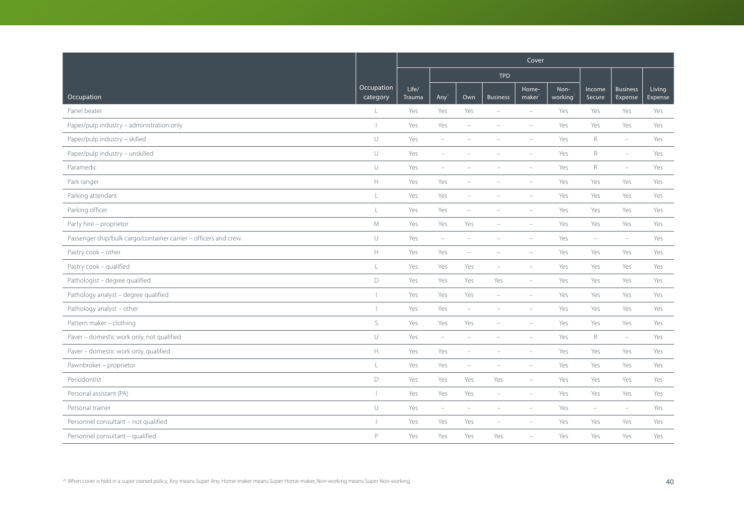| Occupation | Occupation category | Cover | | | | | | | | |
|---|---|---|---|---|---|---|---|---|---|---|
| | | | TPD | | | | | | | |
| | | Life/ Trauma | Any^ | Own | Business | Home-maker^ | Non-working^ | Income Secure | Business Expense | Living Expense |
| Panel beater | L | Yes | Yes | Yes | – | – | Yes | Yes | Yes | Yes |
| Paper/pulp industry – administration only | I | Yes | Yes | – | – | – | Yes | Yes | Yes | Yes |
| Paper/pulp industry – skilled | U | Yes | – | – | – | – | Yes | R | – | Yes |
| Paper/pulp industry – unskilled | U | Yes | – | – | – | – | Yes | R | – | Yes |
| Paramedic | U | Yes | – | – | – | – | Yes | R | – | Yes |
| Park ranger | H | Yes | Yes | – | – | – | Yes | Yes | Yes | Yes |
| Parking attendant | L | Yes | Yes | – | – | – | Yes | Yes | Yes | Yes |
| Parking officer | L | Yes | Yes | – | – | – | Yes | Yes | Yes | Yes |
| Party hire – proprietor | M | Yes | Yes | Yes | – | – | Yes | Yes | Yes | Yes |
| Passenger ship/bulk cargo/container carrier – officers and crew | U | Yes | – | – | – | – | Yes | – | – | Yes |
| Pastry cook – other | H | Yes | Yes | – | – | – | Yes | Yes | Yes | Yes |
| Pastry cook – qualified | L | Yes | Yes | Yes | – | – | Yes | Yes | Yes | Yes |
| Pathologist – degree qualified | D | Yes | Yes | Yes | Yes | – | Yes | Yes | Yes | Yes |
| Pathology analyst – degree qualified | I | Yes | Yes | Yes | – | – | Yes | Yes | Yes | Yes |
| Pathology analyst – other | I | Yes | Yes | – | – | – | Yes | Yes | Yes | Yes |
| Pattern maker – clothing | S | Yes | Yes | Yes | – | – | Yes | Yes | Yes | Yes |
| Paver – domestic work only, not qualified | U | Yes | – | – | – | – | Yes | R | – | Yes |
| Paver – domestic work only, qualified | H | Yes | Yes | – | – | – | Yes | Yes | Yes | Yes |
| Pawnbroker – proprietor | L | Yes | Yes | – | – | – | Yes | Yes | Yes | Yes |
| Periodontist | D | Yes | Yes | Yes | Yes | – | Yes | Yes | Yes | Yes |
| Personal assistant (PA) | I | Yes | Yes | Yes | – | – | Yes | Yes | Yes | Yes |
| Personal trainer | U | Yes | – | – | – | – | Yes | – | – | Yes |
| Personnel consultant – not qualified | I | Yes | Yes | Yes | – | – | Yes | Yes | Yes | Yes |
| Personnel consultant – qualified | P | Yes | Yes | Yes | Yes | – | Yes | Yes | Yes | Yes |

^ When cover is held in a super owned policy, Any means Super Any, Home-maker means Super Home-maker, Non-working means Super Non-working.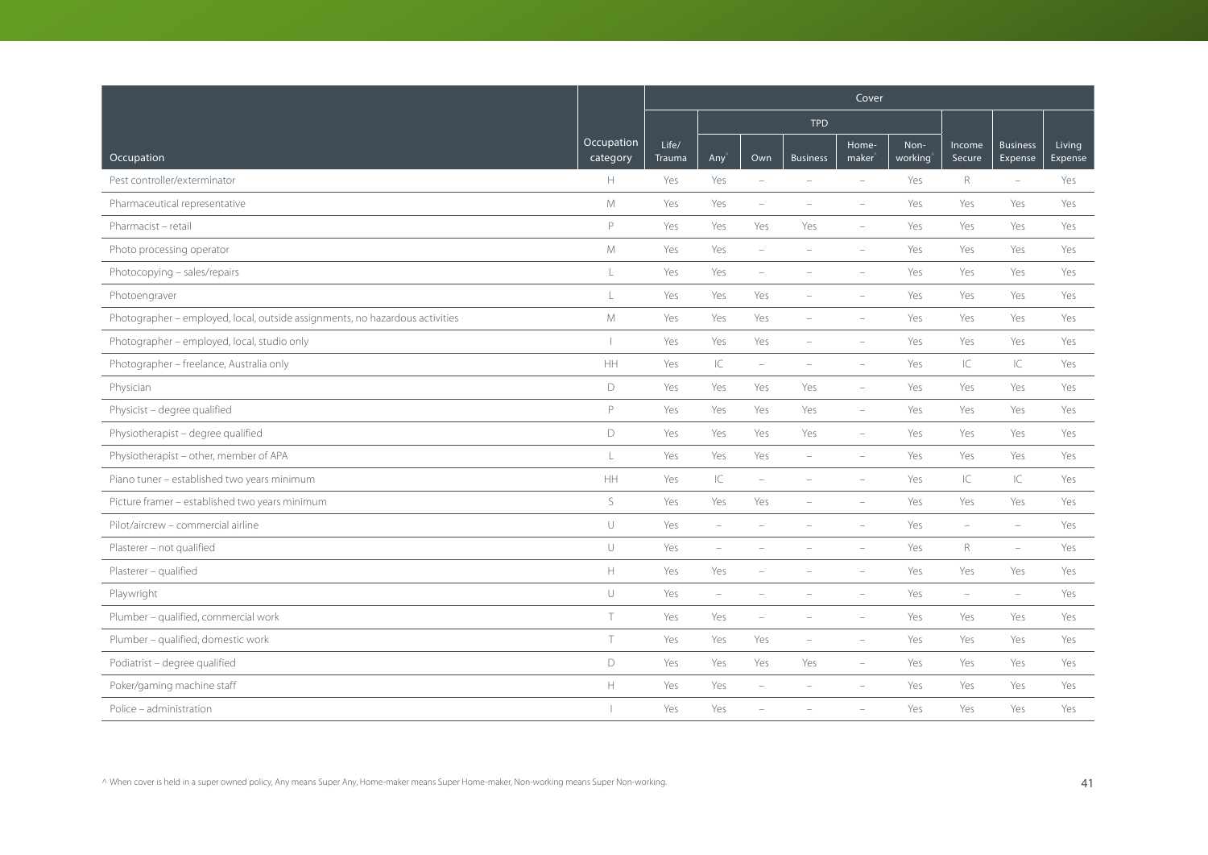| Occupation | Occupation category | Cover | | | | | | | | |
|---|---|---|---|---|---|---|---|---|---|---|
| | | Life/ Trauma | TPD | | | | | Income Secure | Business Expense | Living Expense |
| | | | Any^ | Own | Business | Home-maker^ | Non-working^ | | | |
| Pest controller/exterminator | H | Yes | Yes | – | – | – | Yes | R | – | Yes |
| Pharmaceutical representative | M | Yes | Yes | – | – | – | Yes | Yes | Yes | Yes |
| Pharmacist – retail | P | Yes | Yes | Yes | Yes | – | Yes | Yes | Yes | Yes |
| Photo processing operator | M | Yes | Yes | – | – | – | Yes | Yes | Yes | Yes |
| Photocopying – sales/repairs | L | Yes | Yes | – | – | – | Yes | Yes | Yes | Yes |
| Photoengraver | L | Yes | Yes | Yes | – | – | Yes | Yes | Yes | Yes |
| Photographer – employed, local, outside assignments, no hazardous activities | M | Yes | Yes | Yes | – | – | Yes | Yes | Yes | Yes |
| Photographer – employed, local, studio only | I | Yes | Yes | Yes | – | – | Yes | Yes | Yes | Yes |
| Photographer – freelance, Australia only | HH | Yes | IC | – | – | – | Yes | IC | IC | Yes |
| Physician | D | Yes | Yes | Yes | Yes | – | Yes | Yes | Yes | Yes |
| Physicist – degree qualified | P | Yes | Yes | Yes | Yes | – | Yes | Yes | Yes | Yes |
| Physiotherapist – degree qualified | D | Yes | Yes | Yes | Yes | – | Yes | Yes | Yes | Yes |
| Physiotherapist – other, member of APA | L | Yes | Yes | Yes | – | – | Yes | Yes | Yes | Yes |
| Piano tuner – established two years minimum | HH | Yes | IC | – | – | – | Yes | IC | IC | Yes |
| Picture framer – established two years minimum | S | Yes | Yes | Yes | – | – | Yes | Yes | Yes | Yes |
| Pilot/aircrew – commercial airline | U | Yes | – | – | – | – | Yes | – | – | Yes |
| Plasterer – not qualified | U | Yes | – | – | – | – | Yes | R | – | Yes |
| Plasterer – qualified | H | Yes | Yes | – | – | – | Yes | Yes | Yes | Yes |
| Playwright | U | Yes | – | – | – | – | Yes | – | – | Yes |
| Plumber – qualified, commercial work | T | Yes | Yes | – | – | – | Yes | Yes | Yes | Yes |
| Plumber – qualified, domestic work | T | Yes | Yes | Yes | – | – | Yes | Yes | Yes | Yes |
| Podiatrist – degree qualified | D | Yes | Yes | Yes | Yes | – | Yes | Yes | Yes | Yes |
| Poker/gaming machine staff | H | Yes | Yes | – | – | – | Yes | Yes | Yes | Yes |
| Police – administration | I | Yes | Yes | – | – | – | Yes | Yes | Yes | Yes |

^ When cover is held in a super owned policy, Any means Super Any, Home-maker means Super Home-maker, Non-working means Super Non-working.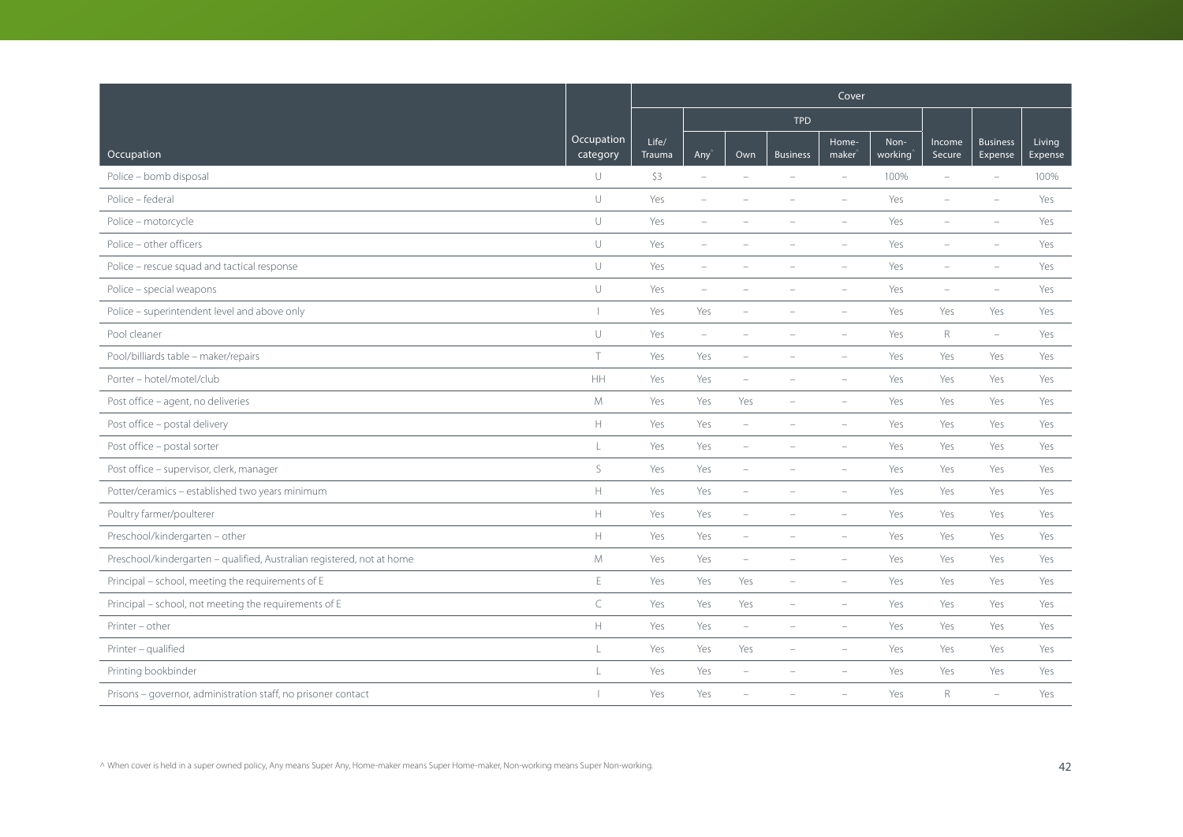| Occupation | Occupation category | Cover | | | | | | | | |
|---|---|---|---|---|---|---|---|---|---|---|
| | | | TPD | | | | | | | |
| | | Life/ Trauma | Any^ | Own | Business | Home-maker^ | Non-working^ | Income Secure | Business Expense | Living Expense |
| Police – bomb disposal | U | $3 | – | – | – | – | 100% | – | – | 100% |
| Police – federal | U | Yes | – | – | – | – | Yes | – | – | Yes |
| Police – motorcycle | U | Yes | – | – | – | – | Yes | – | – | Yes |
| Police – other officers | U | Yes | – | – | – | – | Yes | – | – | Yes |
| Police – rescue squad and tactical response | U | Yes | – | – | – | – | Yes | – | – | Yes |
| Police – special weapons | U | Yes | – | – | – | – | Yes | – | – | Yes |
| Police – superintendent level and above only | I | Yes | Yes | – | – | – | Yes | Yes | Yes | Yes |
| Pool cleaner | U | Yes | – | – | – | – | Yes | R | – | Yes |
| Pool/billiards table – maker/repairs | T | Yes | Yes | – | – | – | Yes | Yes | Yes | Yes |
| Porter – hotel/motel/club | HH | Yes | Yes | – | – | – | Yes | Yes | Yes | Yes |
| Post office – agent, no deliveries | M | Yes | Yes | Yes | – | – | Yes | Yes | Yes | Yes |
| Post office – postal delivery | H | Yes | Yes | – | – | – | Yes | Yes | Yes | Yes |
| Post office – postal sorter | L | Yes | Yes | – | – | – | Yes | Yes | Yes | Yes |
| Post office – supervisor, clerk, manager | S | Yes | Yes | – | – | – | Yes | Yes | Yes | Yes |
| Potter/ceramics – established two years minimum | H | Yes | Yes | – | – | – | Yes | Yes | Yes | Yes |
| Poultry farmer/poulterer | H | Yes | Yes | – | – | – | Yes | Yes | Yes | Yes |
| Preschool/kindergarten – other | H | Yes | Yes | – | – | – | Yes | Yes | Yes | Yes |
| Preschool/kindergarten – qualified, Australian registered, not at home | M | Yes | Yes | – | – | – | Yes | Yes | Yes | Yes |
| Principal – school, meeting the requirements of E | E | Yes | Yes | Yes | – | – | Yes | Yes | Yes | Yes |
| Principal – school, not meeting the requirements of E | C | Yes | Yes | Yes | – | – | Yes | Yes | Yes | Yes |
| Printer – other | H | Yes | Yes | – | – | – | Yes | Yes | Yes | Yes |
| Printer – qualified | L | Yes | Yes | Yes | – | – | Yes | Yes | Yes | Yes |
| Printing bookbinder | L | Yes | Yes | – | – | – | Yes | Yes | Yes | Yes |
| Prisons – governor, administration staff, no prisoner contact | I | Yes | Yes | – | – | – | Yes | R | – | Yes |

^ When cover is held in a super owned policy, Any means Super Any, Home-maker means Super Home-maker, Non-working means Super Non-working.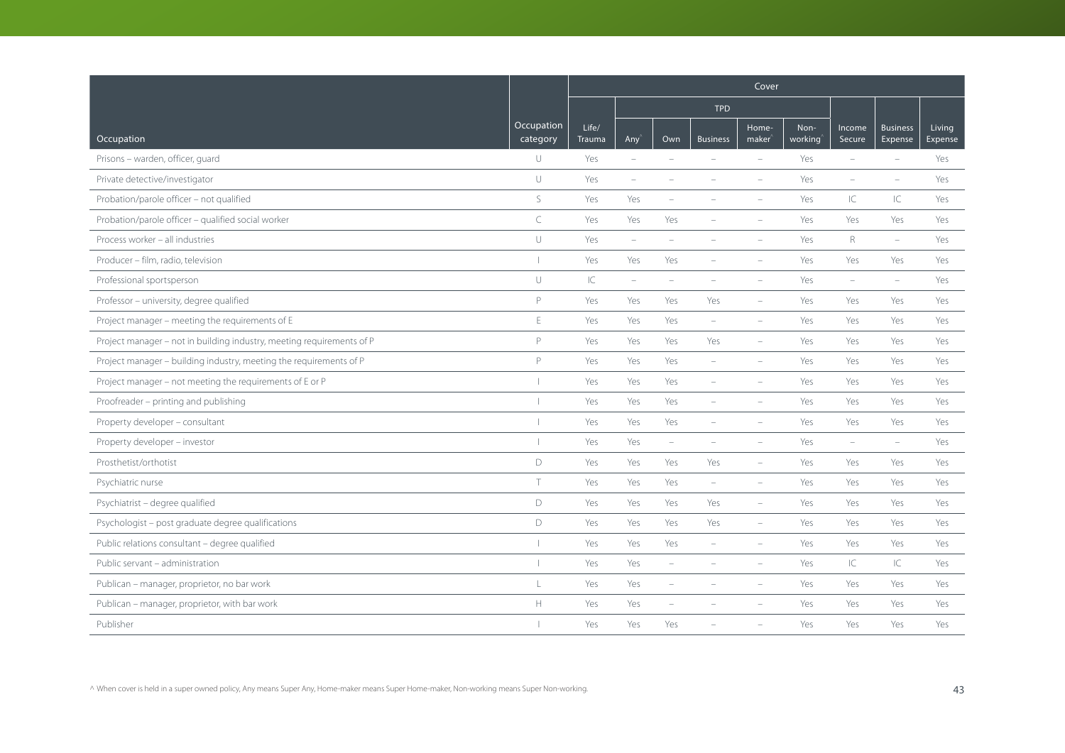| Occupation | Occupation category | Cover | | | | | | | | |
|---|---|---|---|---|---|---|---|---|---|---|
| | | Life/ Trauma | TPD | | | | | Income Secure | Business Expense | Living Expense |
| | | | Any^ | Own | Business | Home-maker^ | Non-working^ | | | |
| Prisons – warden, officer, guard | U | Yes | – | – | – | – | Yes | – | – | Yes |
| Private detective/investigator | U | Yes | – | – | – | – | Yes | – | – | Yes |
| Probation/parole officer – not qualified | S | Yes | Yes | – | – | – | Yes | IC | IC | Yes |
| Probation/parole officer – qualified social worker | C | Yes | Yes | Yes | – | – | Yes | Yes | Yes | Yes |
| Process worker – all industries | U | Yes | – | – | – | – | Yes | R | – | Yes |
| Producer – film, radio, television | I | Yes | Yes | Yes | – | – | Yes | Yes | Yes | Yes |
| Professional sportsperson | U | IC | – | – | – | – | Yes | – | – | Yes |
| Professor – university, degree qualified | P | Yes | Yes | Yes | Yes | – | Yes | Yes | Yes | Yes |
| Project manager – meeting the requirements of E | E | Yes | Yes | Yes | – | – | Yes | Yes | Yes | Yes |
| Project manager – not in building industry, meeting requirements of P | P | Yes | Yes | Yes | Yes | – | Yes | Yes | Yes | Yes |
| Project manager – building industry, meeting the requirements of P | P | Yes | Yes | Yes | – | – | Yes | Yes | Yes | Yes |
| Project manager – not meeting the requirements of E or P | I | Yes | Yes | Yes | – | – | Yes | Yes | Yes | Yes |
| Proofreader – printing and publishing | I | Yes | Yes | Yes | – | – | Yes | Yes | Yes | Yes |
| Property developer – consultant | I | Yes | Yes | Yes | – | – | Yes | Yes | Yes | Yes |
| Property developer – investor | I | Yes | Yes | – | – | – | Yes | – | – | Yes |
| Prosthetist/orthotist | D | Yes | Yes | Yes | Yes | – | Yes | Yes | Yes | Yes |
| Psychiatric nurse | T | Yes | Yes | Yes | – | – | Yes | Yes | Yes | Yes |
| Psychiatrist – degree qualified | D | Yes | Yes | Yes | Yes | – | Yes | Yes | Yes | Yes |
| Psychologist – post graduate degree qualifications | D | Yes | Yes | Yes | Yes | – | Yes | Yes | Yes | Yes |
| Public relations consultant – degree qualified | I | Yes | Yes | Yes | – | – | Yes | Yes | Yes | Yes |
| Public servant – administration | I | Yes | Yes | – | – | – | Yes | IC | IC | Yes |
| Publican – manager, proprietor, no bar work | L | Yes | Yes | – | – | – | Yes | Yes | Yes | Yes |
| Publican – manager, proprietor, with bar work | H | Yes | Yes | – | – | – | Yes | Yes | Yes | Yes |
| Publisher | I | Yes | Yes | Yes | – | – | Yes | Yes | Yes | Yes |

^ When cover is held in a super owned policy, Any means Super Any, Home-maker means Super Home-maker, Non-working means Super Non-working.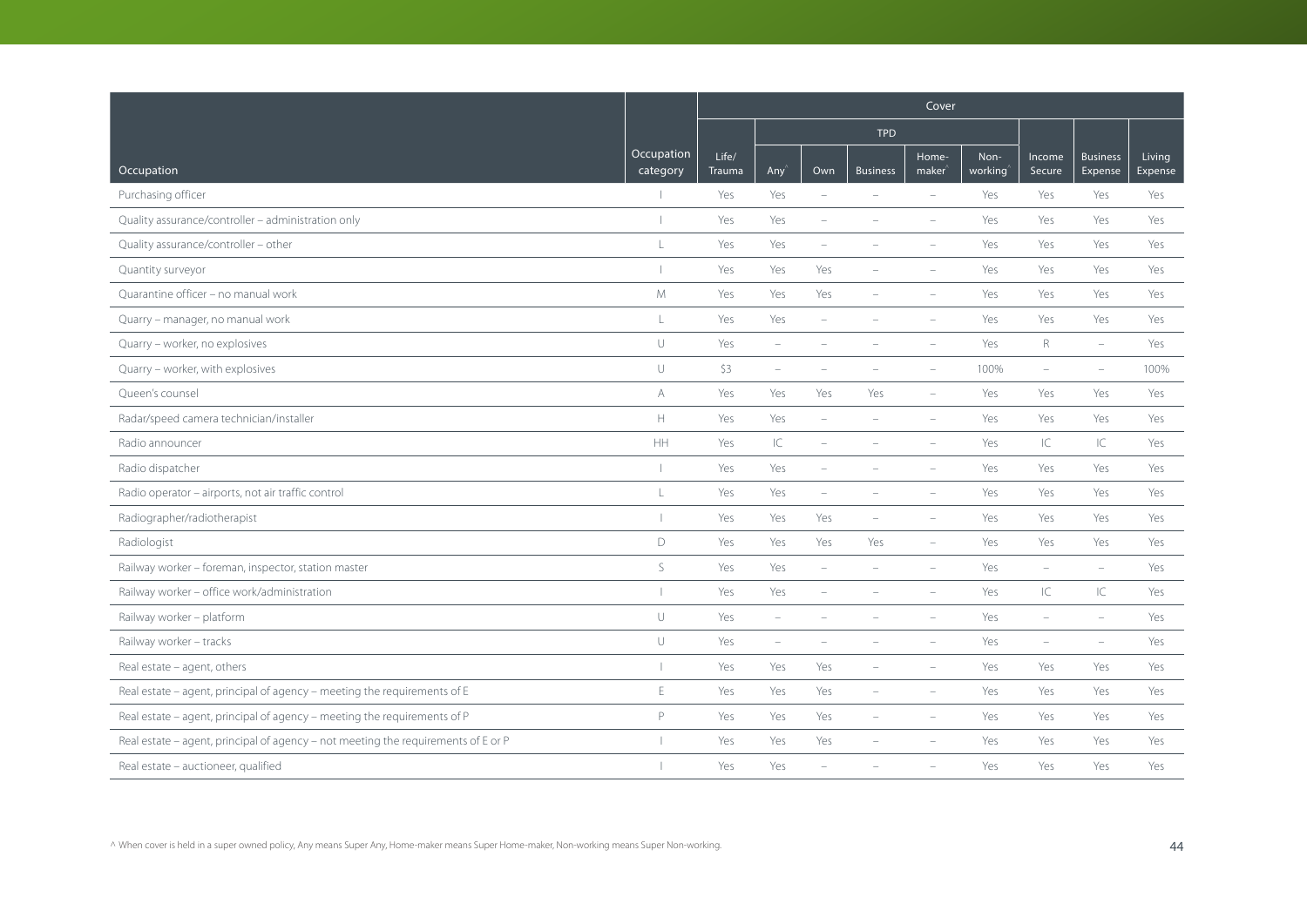| Occupation | Occupation category | Cover | | | | | | | | |
|---|---|---|---|---|---|---|---|---|---|---|
| | | Life/ Trauma | TPD | | | | | Income Secure | Business Expense | Living Expense |
| | | | Any^ | Own | Business | Home-maker^ | Non-working^ | | | |
| Purchasing officer | I | Yes | Yes | – | – | – | Yes | Yes | Yes | Yes |
| Quality assurance/controller – administration only | I | Yes | Yes | – | – | – | Yes | Yes | Yes | Yes |
| Quality assurance/controller – other | L | Yes | Yes | – | – | – | Yes | Yes | Yes | Yes |
| Quantity surveyor | I | Yes | Yes | Yes | – | – | Yes | Yes | Yes | Yes |
| Quarantine officer – no manual work | M | Yes | Yes | Yes | – | – | Yes | Yes | Yes | Yes |
| Quarry – manager, no manual work | L | Yes | Yes | – | – | – | Yes | Yes | Yes | Yes |
| Quarry – worker, no explosives | U | Yes | – | – | – | – | Yes | R | – | Yes |
| Quarry – worker, with explosives | U | $3 | – | – | – | – | 100% | – | – | 100% |
| Queen's counsel | A | Yes | Yes | Yes | Yes | – | Yes | Yes | Yes | Yes |
| Radar/speed camera technician/installer | H | Yes | Yes | – | – | – | Yes | Yes | Yes | Yes |
| Radio announcer | HH | Yes | IC | – | – | – | Yes | IC | IC | Yes |
| Radio dispatcher | I | Yes | Yes | – | – | – | Yes | Yes | Yes | Yes |
| Radio operator – airports, not air traffic control | L | Yes | Yes | – | – | – | Yes | Yes | Yes | Yes |
| Radiographer/radiotherapist | I | Yes | Yes | Yes | – | – | Yes | Yes | Yes | Yes |
| Radiologist | D | Yes | Yes | Yes | Yes | – | Yes | Yes | Yes | Yes |
| Railway worker – foreman, inspector, station master | S | Yes | Yes | – | – | – | Yes | – | – | Yes |
| Railway worker – office work/administration | I | Yes | Yes | – | – | – | Yes | IC | IC | Yes |
| Railway worker – platform | U | Yes | – | – | – | – | Yes | – | – | Yes |
| Railway worker – tracks | U | Yes | – | – | – | – | Yes | – | – | Yes |
| Real estate – agent, others | I | Yes | Yes | Yes | – | – | Yes | Yes | Yes | Yes |
| Real estate – agent, principal of agency – meeting the requirements of E | E | Yes | Yes | Yes | – | – | Yes | Yes | Yes | Yes |
| Real estate – agent, principal of agency – meeting the requirements of P | P | Yes | Yes | Yes | – | – | Yes | Yes | Yes | Yes |
| Real estate – agent, principal of agency – not meeting the requirements of E or P | I | Yes | Yes | Yes | – | – | Yes | Yes | Yes | Yes |
| Real estate – auctioneer, qualified | I | Yes | Yes | – | – | – | Yes | Yes | Yes | Yes |

^ When cover is held in a super owned policy, Any means Super Any, Home-maker means Super Home-maker, Non-working means Super Non-working.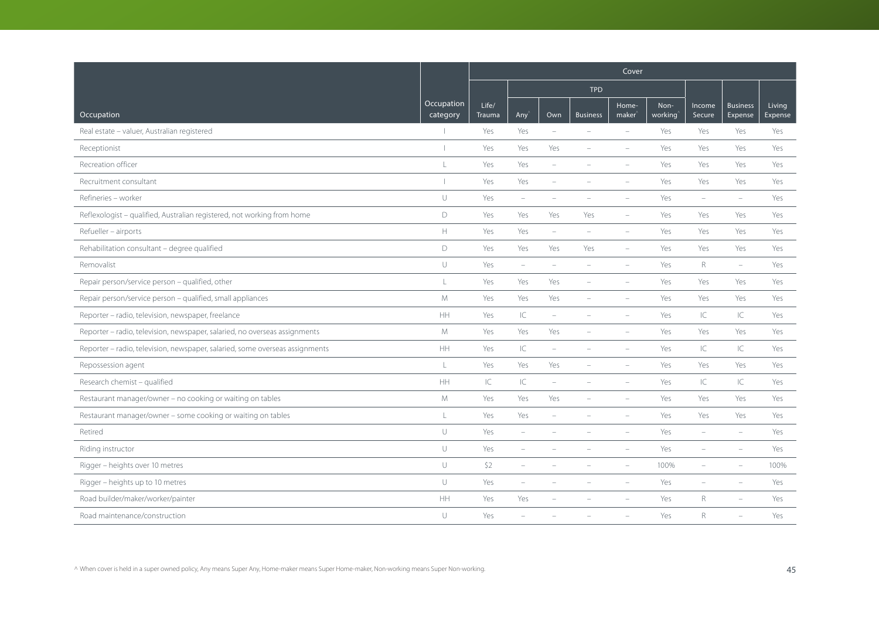| Occupation | Occupation category | Cover | | | | | | | | |
|---|---|---|---|---|---|---|---|---|---|---|
| | | | TPD | | | | | | | |
| | | Life/ Trauma | Any^ | Own | Business | Home-maker^ | Non-working^ | Income Secure | Business Expense | Living Expense |
| Real estate – valuer, Australian registered | I | Yes | Yes | – | – | – | Yes | Yes | Yes | Yes |
| Receptionist | I | Yes | Yes | Yes | – | – | Yes | Yes | Yes | Yes |
| Recreation officer | L | Yes | Yes | – | – | – | Yes | Yes | Yes | Yes |
| Recruitment consultant | I | Yes | Yes | – | – | – | Yes | Yes | Yes | Yes |
| Refineries – worker | U | Yes | – | – | – | – | Yes | – | – | Yes |
| Reflexologist – qualified, Australian registered, not working from home | D | Yes | Yes | Yes | Yes | – | Yes | Yes | Yes | Yes |
| Refueller – airports | H | Yes | Yes | – | – | – | Yes | Yes | Yes | Yes |
| Rehabilitation consultant – degree qualified | D | Yes | Yes | Yes | Yes | – | Yes | Yes | Yes | Yes |
| Removalist | U | Yes | – | – | – | – | Yes | R | – | Yes |
| Repair person/service person – qualified, other | L | Yes | Yes | Yes | – | – | Yes | Yes | Yes | Yes |
| Repair person/service person – qualified, small appliances | M | Yes | Yes | Yes | – | – | Yes | Yes | Yes | Yes |
| Reporter – radio, television, newspaper, freelance | HH | Yes | IC | – | – | – | Yes | IC | IC | Yes |
| Reporter – radio, television, newspaper, salaried, no overseas assignments | M | Yes | Yes | Yes | – | – | Yes | Yes | Yes | Yes |
| Reporter – radio, television, newspaper, salaried, some overseas assignments | HH | Yes | IC | – | – | – | Yes | IC | IC | Yes |
| Repossession agent | L | Yes | Yes | Yes | – | – | Yes | Yes | Yes | Yes |
| Research chemist – qualified | HH | IC | IC | – | – | – | Yes | IC | IC | Yes |
| Restaurant manager/owner – no cooking or waiting on tables | M | Yes | Yes | Yes | – | – | Yes | Yes | Yes | Yes |
| Restaurant manager/owner – some cooking or waiting on tables | L | Yes | Yes | – | – | – | Yes | Yes | Yes | Yes |
| Retired | U | Yes | – | – | – | – | Yes | – | – | Yes |
| Riding instructor | U | Yes | – | – | – | – | Yes | – | – | Yes |
| Rigger – heights over 10 metres | U | \$2 | – | – | – | – | 100% | – | – | 100% |
| Rigger – heights up to 10 metres | U | Yes | – | – | – | – | Yes | – | – | Yes |
| Road builder/maker/worker/painter | HH | Yes | Yes | – | – | – | Yes | R | – | Yes |
| Road maintenance/construction | U | Yes | – | – | – | – | Yes | R | – | Yes |

^ When cover is held in a super owned policy, Any means Super Any, Home-maker means Super Home-maker, Non-working means Super Non-working.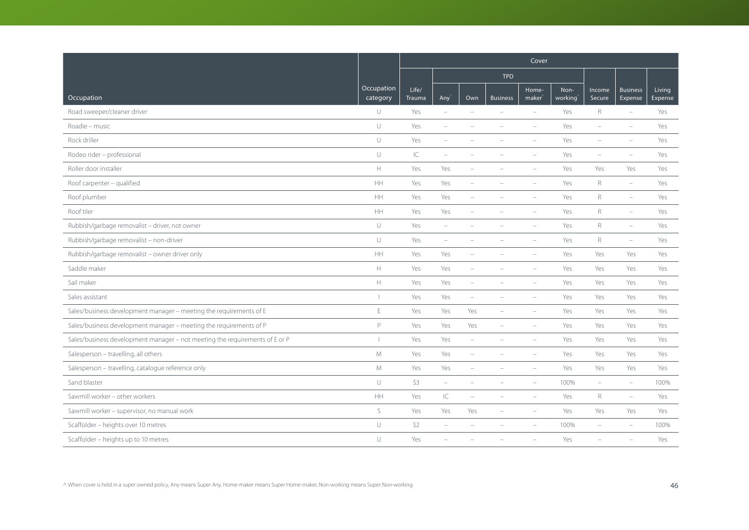| Occupation | Occupation category | Cover | | | | | | | | |
|---|---|---|---|---|---|---|---|---|---|---|
| | | | TPD | | | | | | | |
| | | Life/ Trauma | Any^ | Own | Business | Home-maker^ | Non-working^ | Income Secure | Business Expense | Living Expense |
| Road sweeper/cleaner driver | U | Yes | – | – | – | – | Yes | R | – | Yes |
| Roadie – music | U | Yes | – | – | – | – | Yes | – | – | Yes |
| Rock driller | U | Yes | – | – | – | – | Yes | – | – | Yes |
| Rodeo rider – professional | U | IC | – | – | – | – | Yes | – | – | Yes |
| Roller door installer | H | Yes | Yes | – | – | – | Yes | Yes | Yes | Yes |
| Roof carpenter – qualified | HH | Yes | Yes | – | – | – | Yes | R | – | Yes |
| Roof plumber | HH | Yes | Yes | – | – | – | Yes | R | – | Yes |
| Roof tiler | HH | Yes | Yes | – | – | – | Yes | R | – | Yes |
| Rubbish/garbage removalist – driver, not owner | U | Yes | – | – | – | – | Yes | R | – | Yes |
| Rubbish/garbage removalist – non-driver | U | Yes | – | – | – | – | Yes | R | – | Yes |
| Rubbish/garbage removalist – owner driver only | HH | Yes | Yes | – | – | – | Yes | Yes | Yes | Yes |
| Saddle maker | H | Yes | Yes | – | – | – | Yes | Yes | Yes | Yes |
| Sail maker | H | Yes | Yes | – | – | – | Yes | Yes | Yes | Yes |
| Sales assistant | I | Yes | Yes | – | – | – | Yes | Yes | Yes | Yes |
| Sales/business development manager – meeting the requirements of E | E | Yes | Yes | Yes | – | – | Yes | Yes | Yes | Yes |
| Sales/business development manager – meeting the requirements of P | P | Yes | Yes | Yes | – | – | Yes | Yes | Yes | Yes |
| Sales/business development manager – not meeting the requirements of E or P | I | Yes | Yes | – | – | – | Yes | Yes | Yes | Yes |
| Salesperson – travelling, all others | M | Yes | Yes | – | – | – | Yes | Yes | Yes | Yes |
| Salesperson – travelling, catalogue reference only | M | Yes | Yes | – | – | – | Yes | Yes | Yes | Yes |
| Sand blaster | U | S3 | – | – | – | – | 100% | – | – | 100% |
| Sawmill worker – other workers | HH | Yes | IC | – | – | – | Yes | R | – | Yes |
| Sawmill worker – supervisor, no manual work | S | Yes | Yes | Yes | – | – | Yes | Yes | Yes | Yes |
| Scaffolder – heights over 10 metres | U | S2 | – | – | – | – | 100% | – | – | 100% |
| Scaffolder – heights up to 10 metres | U | Yes | – | – | – | – | Yes | – | – | Yes |

^ When cover is held in a super owned policy, Any means Super Any, Home-maker means Super Home-maker, Non-working means Super Non-working.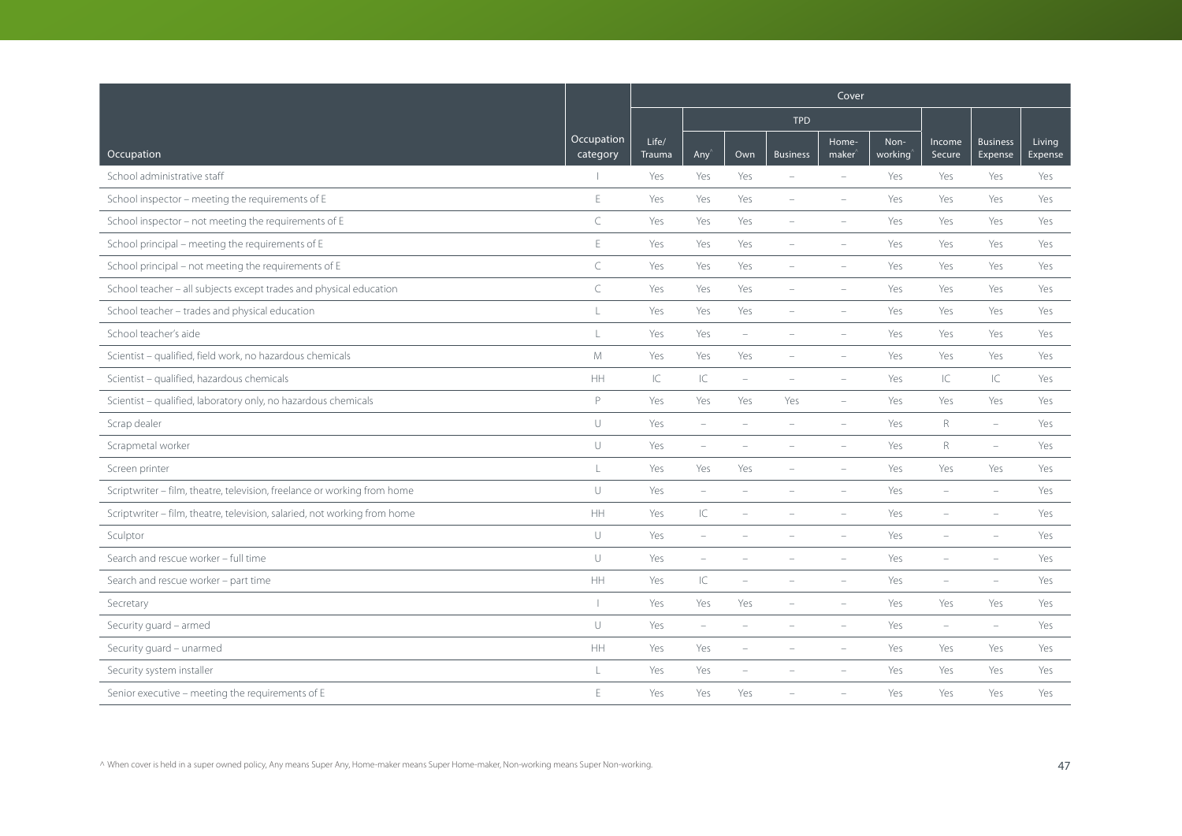| Occupation | Occupation category | Cover | | | | | | | | |
|---|---|---|---|---|---|---|---|---|---|---|
| | | | TPD | | | | | | | |
| | | Life/ Trauma | Any^ | Own | Business | Home-maker^ | Non-working^ | Income Secure | Business Expense | Living Expense |
| School administrative staff | I | Yes | Yes | Yes | – | – | Yes | Yes | Yes | Yes |
| School inspector – meeting the requirements of E | E | Yes | Yes | Yes | – | – | Yes | Yes | Yes | Yes |
| School inspector – not meeting the requirements of E | C | Yes | Yes | Yes | – | – | Yes | Yes | Yes | Yes |
| School principal – meeting the requirements of E | E | Yes | Yes | Yes | – | – | Yes | Yes | Yes | Yes |
| School principal – not meeting the requirements of E | C | Yes | Yes | Yes | – | – | Yes | Yes | Yes | Yes |
| School teacher – all subjects except trades and physical education | C | Yes | Yes | Yes | – | – | Yes | Yes | Yes | Yes |
| School teacher – trades and physical education | L | Yes | Yes | Yes | – | – | Yes | Yes | Yes | Yes |
| School teacher's aide | L | Yes | Yes | – | – | – | Yes | Yes | Yes | Yes |
| Scientist – qualified, field work, no hazardous chemicals | M | Yes | Yes | Yes | – | – | Yes | Yes | Yes | Yes |
| Scientist – qualified, hazardous chemicals | HH | IC | IC | – | – | – | Yes | IC | IC | Yes |
| Scientist – qualified, laboratory only, no hazardous chemicals | P | Yes | Yes | Yes | Yes | – | Yes | Yes | Yes | Yes |
| Scrap dealer | U | Yes | – | – | – | – | Yes | R | – | Yes |
| Scrapmetal worker | U | Yes | – | – | – | – | Yes | R | – | Yes |
| Screen printer | L | Yes | Yes | Yes | – | – | Yes | Yes | Yes | Yes |
| Scriptwriter – film, theatre, television, freelance or working from home | U | Yes | – | – | – | – | Yes | – | – | Yes |
| Scriptwriter – film, theatre, television, salaried, not working from home | HH | Yes | IC | – | – | – | Yes | – | – | Yes |
| Sculptor | U | Yes | – | – | – | – | Yes | – | – | Yes |
| Search and rescue worker – full time | U | Yes | – | – | – | – | Yes | – | – | Yes |
| Search and rescue worker – part time | HH | Yes | IC | – | – | – | Yes | – | – | Yes |
| Secretary | I | Yes | Yes | Yes | – | – | Yes | Yes | Yes | Yes |
| Security guard – armed | U | Yes | – | – | – | – | Yes | – | – | Yes |
| Security guard – unarmed | HH | Yes | Yes | – | – | – | Yes | Yes | Yes | Yes |
| Security system installer | L | Yes | Yes | – | – | – | Yes | Yes | Yes | Yes |
| Senior executive – meeting the requirements of E | E | Yes | Yes | Yes | – | – | Yes | Yes | Yes | Yes |

^ When cover is held in a super owned policy, Any means Super Any, Home-maker means Super Home-maker, Non-working means Super Non-working.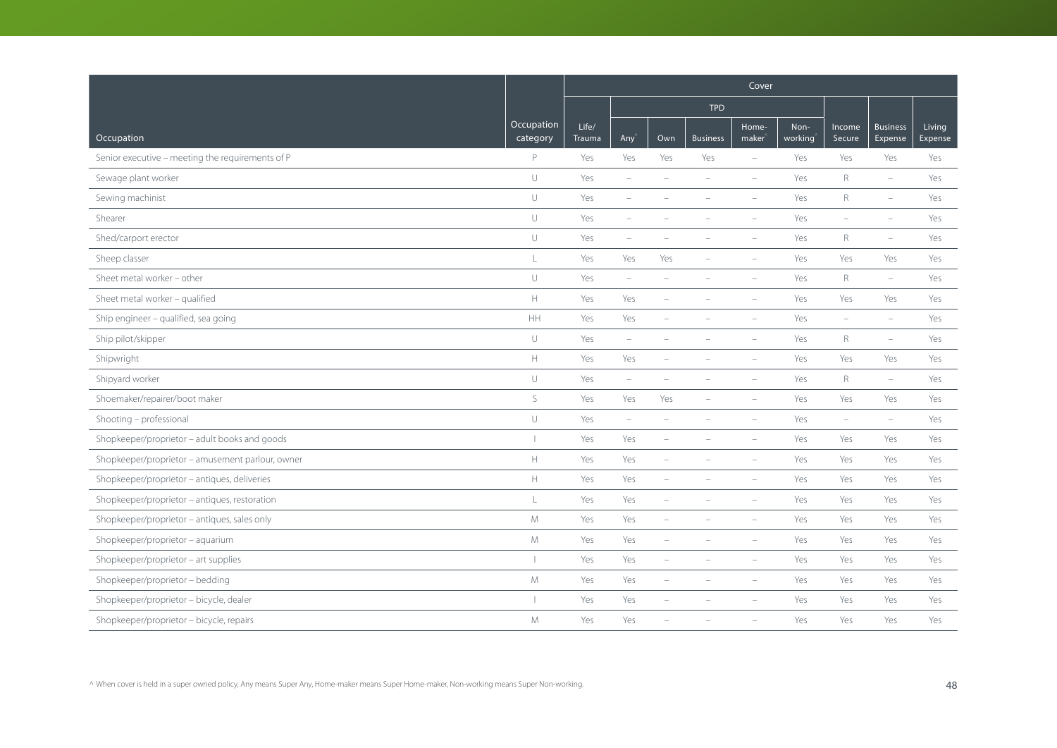| Occupation | Occupation category | Cover | | | | | | | | |
|---|---|---|---|---|---|---|---|---|---|---|
| | | Life/ Trauma | TPD | | | | | Income Secure | Business Expense | Living Expense |
| | | | Any^ | Own | Business | Home-maker^ | Non-working^ | | | |
| Senior executive – meeting the requirements of P | P | Yes | Yes | Yes | Yes | – | Yes | Yes | Yes | Yes |
| Sewage plant worker | U | Yes | – | – | – | – | Yes | R | – | Yes |
| Sewing machinist | U | Yes | – | – | – | – | Yes | R | – | Yes |
| Shearer | U | Yes | – | – | – | – | Yes | – | – | Yes |
| Shed/carport erector | U | Yes | – | – | – | – | Yes | R | – | Yes |
| Sheep classer | L | Yes | Yes | Yes | – | – | Yes | Yes | Yes | Yes |
| Sheet metal worker – other | U | Yes | – | – | – | – | Yes | R | – | Yes |
| Sheet metal worker – qualified | H | Yes | Yes | – | – | – | Yes | Yes | Yes | Yes |
| Ship engineer – qualified, sea going | HH | Yes | Yes | – | – | – | Yes | – | – | Yes |
| Ship pilot/skipper | U | Yes | – | – | – | – | Yes | R | – | Yes |
| Shipwright | H | Yes | Yes | – | – | – | Yes | Yes | Yes | Yes |
| Shipyard worker | U | Yes | – | – | – | – | Yes | R | – | Yes |
| Shoemaker/repairer/boot maker | S | Yes | Yes | Yes | – | – | Yes | Yes | Yes | Yes |
| Shooting – professional | U | Yes | – | – | – | – | Yes | – | – | Yes |
| Shopkeeper/proprietor – adult books and goods | I | Yes | Yes | – | – | – | Yes | Yes | Yes | Yes |
| Shopkeeper/proprietor – amusement parlour, owner | H | Yes | Yes | – | – | – | Yes | Yes | Yes | Yes |
| Shopkeeper/proprietor – antiques, deliveries | H | Yes | Yes | – | – | – | Yes | Yes | Yes | Yes |
| Shopkeeper/proprietor – antiques, restoration | L | Yes | Yes | – | – | – | Yes | Yes | Yes | Yes |
| Shopkeeper/proprietor – antiques, sales only | M | Yes | Yes | – | – | – | Yes | Yes | Yes | Yes |
| Shopkeeper/proprietor – aquarium | M | Yes | Yes | – | – | – | Yes | Yes | Yes | Yes |
| Shopkeeper/proprietor – art supplies | I | Yes | Yes | – | – | – | Yes | Yes | Yes | Yes |
| Shopkeeper/proprietor – bedding | M | Yes | Yes | – | – | – | Yes | Yes | Yes | Yes |
| Shopkeeper/proprietor – bicycle, dealer | I | Yes | Yes | – | – | – | Yes | Yes | Yes | Yes |
| Shopkeeper/proprietor – bicycle, repairs | M | Yes | Yes | – | – | – | Yes | Yes | Yes | Yes |

^ When cover is held in a super owned policy, Any means Super Any, Home-maker means Super Home-maker, Non-working means Super Non-working.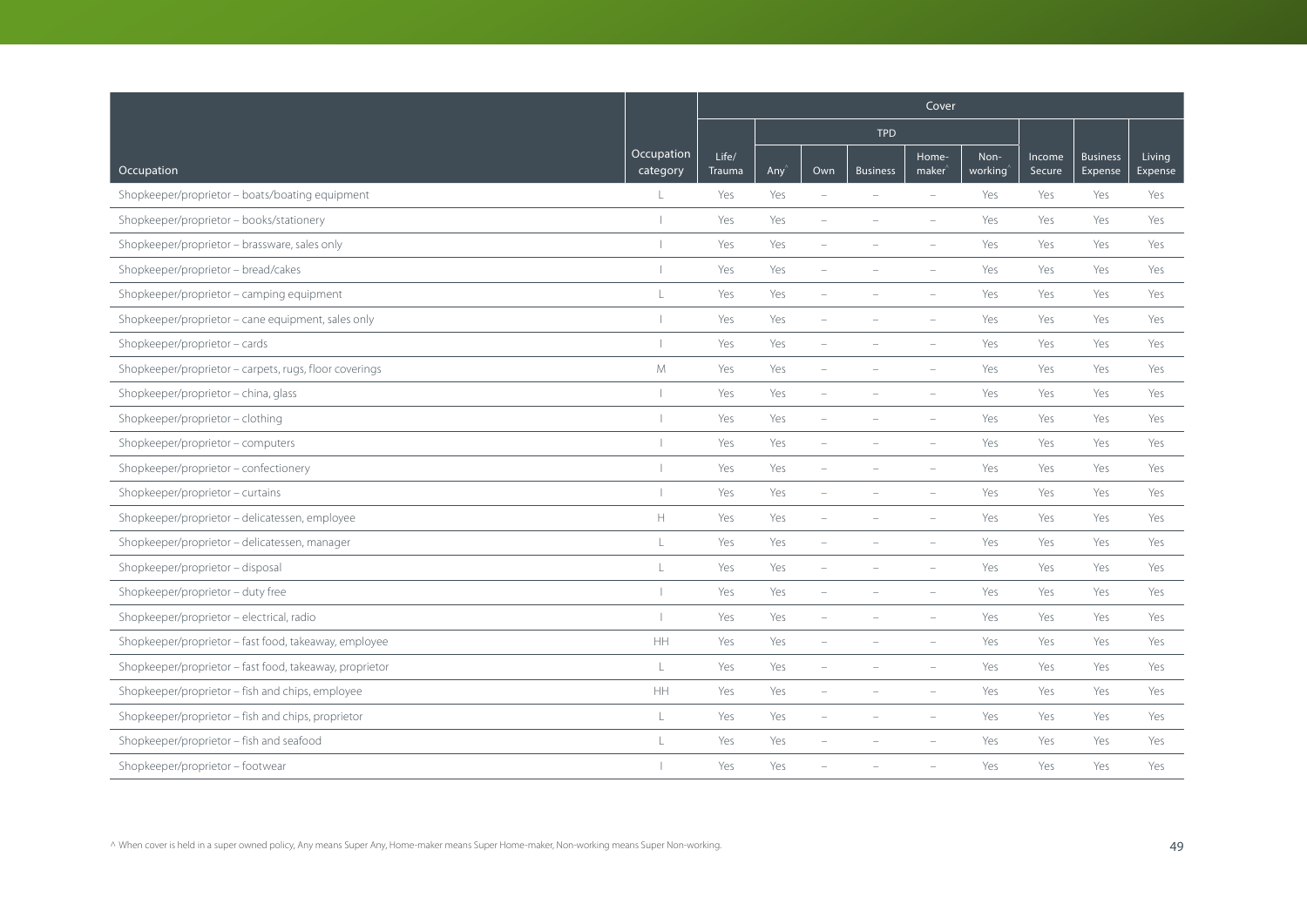| Occupation | Occupation category | Cover | | | | | | | | |
|---|---|---|---|---|---|---|---|---|---|---|
| | | Life/ Trauma | TPD | | | | | Income Secure | Business Expense | Living Expense |
| | | | Any^ | Own | Business | Home-maker^ | Non-working^ | | | |
| Shopkeeper/proprietor – boats/boating equipment | L | Yes | Yes | – | – | – | Yes | Yes | Yes | Yes |
| Shopkeeper/proprietor – books/stationery | I | Yes | Yes | – | – | – | Yes | Yes | Yes | Yes |
| Shopkeeper/proprietor – brassware, sales only | I | Yes | Yes | – | – | – | Yes | Yes | Yes | Yes |
| Shopkeeper/proprietor – bread/cakes | I | Yes | Yes | – | – | – | Yes | Yes | Yes | Yes |
| Shopkeeper/proprietor – camping equipment | L | Yes | Yes | – | – | – | Yes | Yes | Yes | Yes |
| Shopkeeper/proprietor – cane equipment, sales only | I | Yes | Yes | – | – | – | Yes | Yes | Yes | Yes |
| Shopkeeper/proprietor – cards | I | Yes | Yes | – | – | – | Yes | Yes | Yes | Yes |
| Shopkeeper/proprietor – carpets, rugs, floor coverings | M | Yes | Yes | – | – | – | Yes | Yes | Yes | Yes |
| Shopkeeper/proprietor – china, glass | I | Yes | Yes | – | – | – | Yes | Yes | Yes | Yes |
| Shopkeeper/proprietor – clothing | I | Yes | Yes | – | – | – | Yes | Yes | Yes | Yes |
| Shopkeeper/proprietor – computers | I | Yes | Yes | – | – | – | Yes | Yes | Yes | Yes |
| Shopkeeper/proprietor – confectionery | I | Yes | Yes | – | – | – | Yes | Yes | Yes | Yes |
| Shopkeeper/proprietor – curtains | I | Yes | Yes | – | – | – | Yes | Yes | Yes | Yes |
| Shopkeeper/proprietor – delicatessen, employee | H | Yes | Yes | – | – | – | Yes | Yes | Yes | Yes |
| Shopkeeper/proprietor – delicatessen, manager | L | Yes | Yes | – | – | – | Yes | Yes | Yes | Yes |
| Shopkeeper/proprietor – disposal | L | Yes | Yes | – | – | – | Yes | Yes | Yes | Yes |
| Shopkeeper/proprietor – duty free | I | Yes | Yes | – | – | – | Yes | Yes | Yes | Yes |
| Shopkeeper/proprietor – electrical, radio | I | Yes | Yes | – | – | – | Yes | Yes | Yes | Yes |
| Shopkeeper/proprietor – fast food, takeaway, employee | HH | Yes | Yes | – | – | – | Yes | Yes | Yes | Yes |
| Shopkeeper/proprietor – fast food, takeaway, proprietor | L | Yes | Yes | – | – | – | Yes | Yes | Yes | Yes |
| Shopkeeper/proprietor – fish and chips, employee | HH | Yes | Yes | – | – | – | Yes | Yes | Yes | Yes |
| Shopkeeper/proprietor – fish and chips, proprietor | L | Yes | Yes | – | – | – | Yes | Yes | Yes | Yes |
| Shopkeeper/proprietor – fish and seafood | L | Yes | Yes | – | – | – | Yes | Yes | Yes | Yes |
| Shopkeeper/proprietor – footwear | I | Yes | Yes | – | – | – | Yes | Yes | Yes | Yes |

^ When cover is held in a super owned policy, Any means Super Any, Home-maker means Super Home-maker, Non-working means Super Non-working.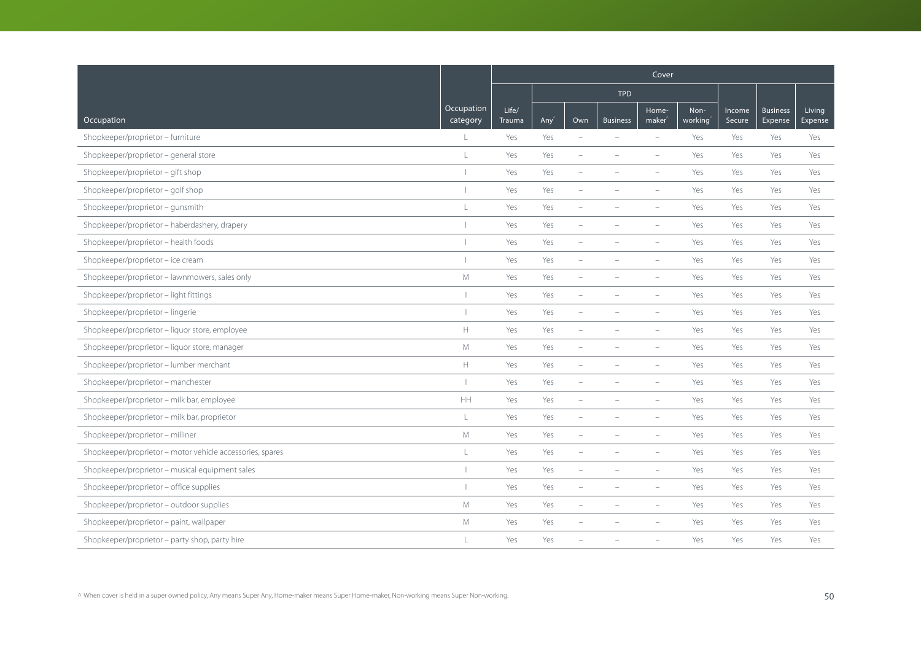| Occupation | Occupation category | Cover | | | | | | | | |
|---|---|---|---|---|---|---|---|---|---|---|
| | | Life/ Trauma | TPD | | | | | Income Secure | Business Expense | Living Expense |
| | | | Any^ | Own | Business | Home-maker^ | Non-working^ | | | |
| Shopkeeper/proprietor – furniture | L | Yes | Yes | – | – | – | Yes | Yes | Yes | Yes |
| Shopkeeper/proprietor – general store | L | Yes | Yes | – | – | – | Yes | Yes | Yes | Yes |
| Shopkeeper/proprietor – gift shop | I | Yes | Yes | – | – | – | Yes | Yes | Yes | Yes |
| Shopkeeper/proprietor – golf shop | I | Yes | Yes | – | – | – | Yes | Yes | Yes | Yes |
| Shopkeeper/proprietor – gunsmith | L | Yes | Yes | – | – | – | Yes | Yes | Yes | Yes |
| Shopkeeper/proprietor – haberdashery, drapery | I | Yes | Yes | – | – | – | Yes | Yes | Yes | Yes |
| Shopkeeper/proprietor – health foods | I | Yes | Yes | – | – | – | Yes | Yes | Yes | Yes |
| Shopkeeper/proprietor – ice cream | I | Yes | Yes | – | – | – | Yes | Yes | Yes | Yes |
| Shopkeeper/proprietor – lawnmowers, sales only | M | Yes | Yes | – | – | – | Yes | Yes | Yes | Yes |
| Shopkeeper/proprietor – light fittings | I | Yes | Yes | – | – | – | Yes | Yes | Yes | Yes |
| Shopkeeper/proprietor – lingerie | I | Yes | Yes | – | – | – | Yes | Yes | Yes | Yes |
| Shopkeeper/proprietor – liquor store, employee | H | Yes | Yes | – | – | – | Yes | Yes | Yes | Yes |
| Shopkeeper/proprietor – liquor store, manager | M | Yes | Yes | – | – | – | Yes | Yes | Yes | Yes |
| Shopkeeper/proprietor – lumber merchant | H | Yes | Yes | – | – | – | Yes | Yes | Yes | Yes |
| Shopkeeper/proprietor – manchester | I | Yes | Yes | – | – | – | Yes | Yes | Yes | Yes |
| Shopkeeper/proprietor – milk bar, employee | HH | Yes | Yes | – | – | – | Yes | Yes | Yes | Yes |
| Shopkeeper/proprietor – milk bar, proprietor | L | Yes | Yes | – | – | – | Yes | Yes | Yes | Yes |
| Shopkeeper/proprietor – milliner | M | Yes | Yes | – | – | – | Yes | Yes | Yes | Yes |
| Shopkeeper/proprietor – motor vehicle accessories, spares | L | Yes | Yes | – | – | – | Yes | Yes | Yes | Yes |
| Shopkeeper/proprietor – musical equipment sales | I | Yes | Yes | – | – | – | Yes | Yes | Yes | Yes |
| Shopkeeper/proprietor – office supplies | I | Yes | Yes | – | – | – | Yes | Yes | Yes | Yes |
| Shopkeeper/proprietor – outdoor supplies | M | Yes | Yes | – | – | – | Yes | Yes | Yes | Yes |
| Shopkeeper/proprietor – paint, wallpaper | M | Yes | Yes | – | – | – | Yes | Yes | Yes | Yes |
| Shopkeeper/proprietor – party shop, party hire | L | Yes | Yes | – | – | – | Yes | Yes | Yes | Yes |

^ When cover is held in a super owned policy, Any means Super Any, Home-maker means Super Home-maker, Non-working means Super Non-working.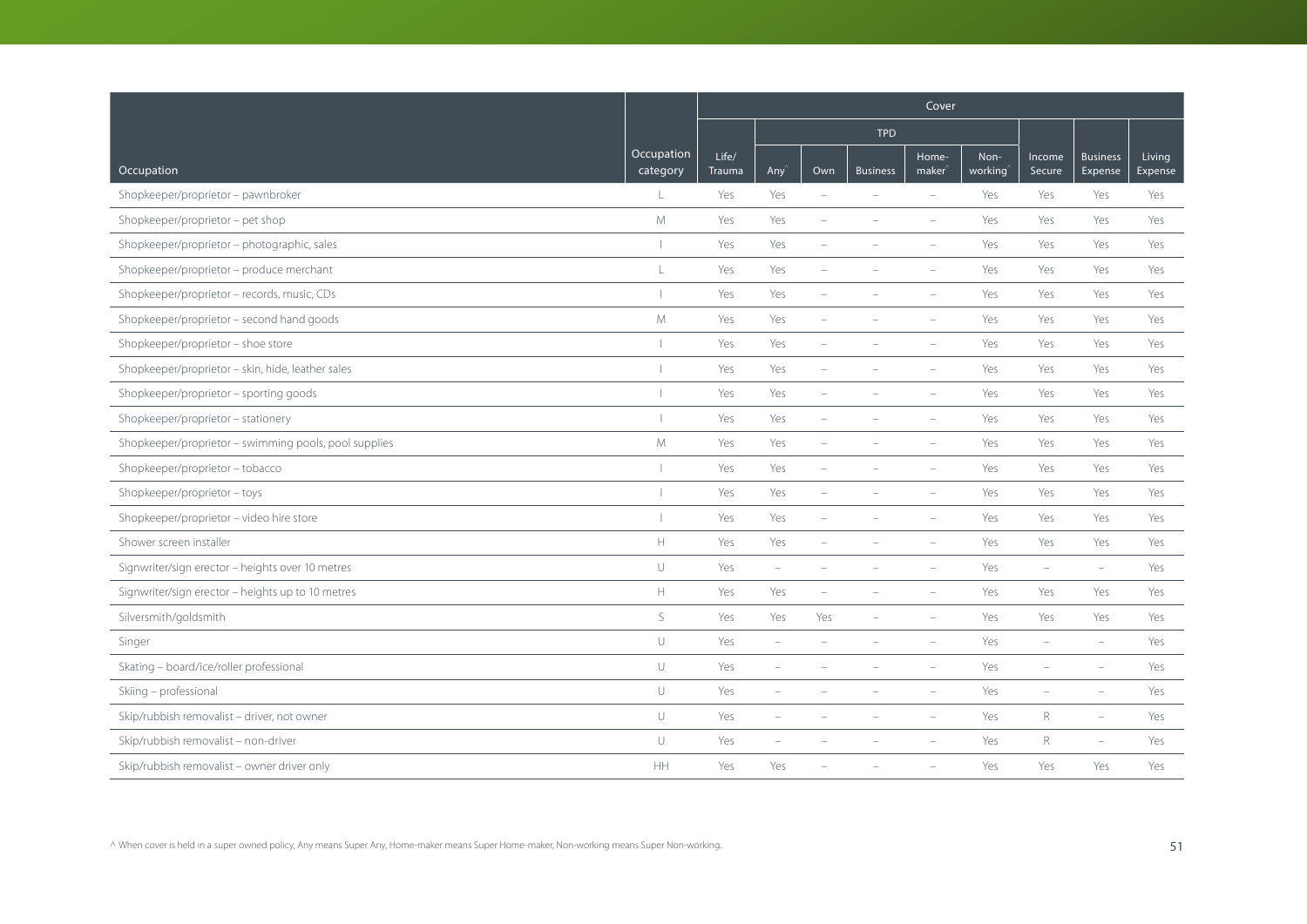| Occupation | Occupation category | Cover | | | | | | | | |
|---|---|---|---|---|---|---|---|---|---|---|
| | | | TPD | | | | | | | |
| | | Life/ Trauma | Any^ | Own | Business | Home-maker^ | Non-working^ | Income Secure | Business Expense | Living Expense |
| Shopkeeper/proprietor – pawnbroker | L | Yes | Yes | – | – | – | Yes | Yes | Yes | Yes |
| Shopkeeper/proprietor – pet shop | M | Yes | Yes | – | – | – | Yes | Yes | Yes | Yes |
| Shopkeeper/proprietor – photographic, sales | I | Yes | Yes | – | – | – | Yes | Yes | Yes | Yes |
| Shopkeeper/proprietor – produce merchant | L | Yes | Yes | – | – | – | Yes | Yes | Yes | Yes |
| Shopkeeper/proprietor – records, music, CDs | I | Yes | Yes | – | – | – | Yes | Yes | Yes | Yes |
| Shopkeeper/proprietor – second hand goods | M | Yes | Yes | – | – | – | Yes | Yes | Yes | Yes |
| Shopkeeper/proprietor – shoe store | I | Yes | Yes | – | – | – | Yes | Yes | Yes | Yes |
| Shopkeeper/proprietor – skin, hide, leather sales | I | Yes | Yes | – | – | – | Yes | Yes | Yes | Yes |
| Shopkeeper/proprietor – sporting goods | I | Yes | Yes | – | – | – | Yes | Yes | Yes | Yes |
| Shopkeeper/proprietor – stationery | I | Yes | Yes | – | – | – | Yes | Yes | Yes | Yes |
| Shopkeeper/proprietor – swimming pools, pool supplies | M | Yes | Yes | – | – | – | Yes | Yes | Yes | Yes |
| Shopkeeper/proprietor – tobacco | I | Yes | Yes | – | – | – | Yes | Yes | Yes | Yes |
| Shopkeeper/proprietor – toys | I | Yes | Yes | – | – | – | Yes | Yes | Yes | Yes |
| Shopkeeper/proprietor – video hire store | I | Yes | Yes | – | – | – | Yes | Yes | Yes | Yes |
| Shower screen installer | H | Yes | Yes | – | – | – | Yes | Yes | Yes | Yes |
| Signwriter/sign erector – heights over 10 metres | U | Yes | – | – | – | – | Yes | – | – | Yes |
| Signwriter/sign erector – heights up to 10 metres | H | Yes | Yes | – | – | – | Yes | Yes | Yes | Yes |
| Silversmith/goldsmith | S | Yes | Yes | Yes | – | – | Yes | Yes | Yes | Yes |
| Singer | U | Yes | – | – | – | – | Yes | – | – | Yes |
| Skating – board/ice/roller professional | U | Yes | – | – | – | – | Yes | – | – | Yes |
| Skiing – professional | U | Yes | – | – | – | – | Yes | – | – | Yes |
| Skip/rubbish removalist – driver, not owner | U | Yes | – | – | – | – | Yes | R | – | Yes |
| Skip/rubbish removalist – non-driver | U | Yes | – | – | – | – | Yes | R | – | Yes |
| Skip/rubbish removalist – owner driver only | HH | Yes | Yes | – | – | – | Yes | Yes | Yes | Yes |

^ When cover is held in a super owned policy, Any means Super Any, Home-maker means Super Home-maker, Non-working means Super Non-working.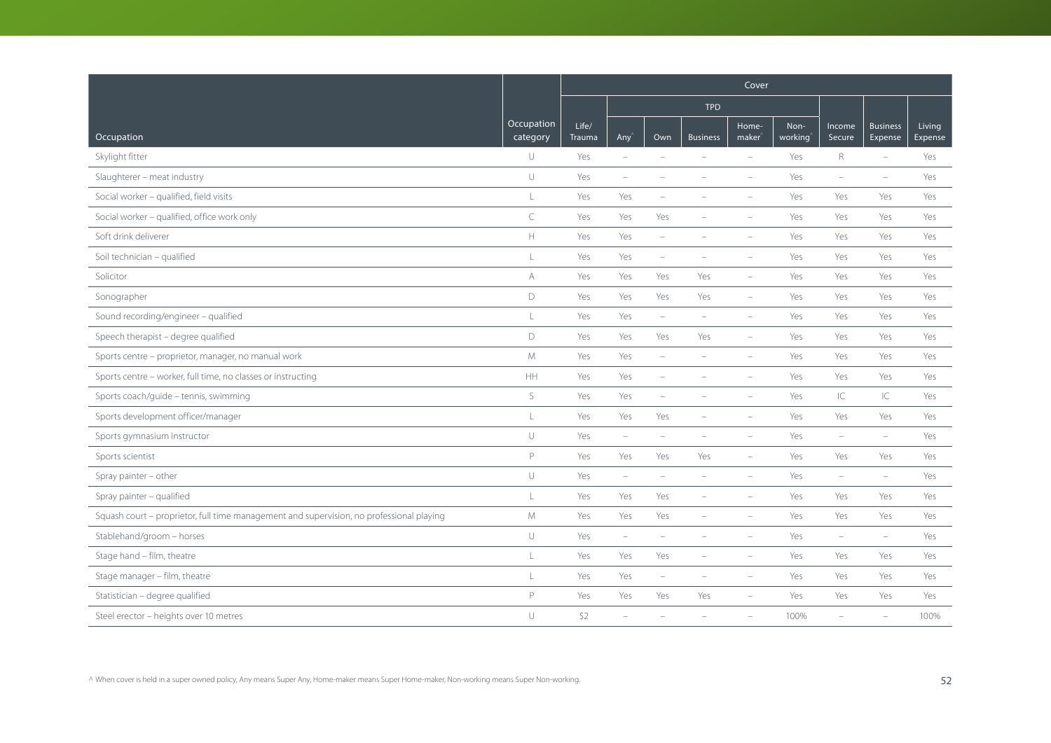| Occupation | Occupation category | Cover | | | | | | | | |
|---|---|---|---|---|---|---|---|---|---|---|
| | | | TPD | | | | | | | |
| | | Life/ Trauma | Any^ | Own | Business | Home-maker^ | Non-working^ | Income Secure | Business Expense | Living Expense |
| Skylight fitter | U | Yes | – | – | – | – | Yes | R | – | Yes |
| Slaughterer – meat industry | U | Yes | – | – | – | – | Yes | – | – | Yes |
| Social worker – qualified, field visits | L | Yes | Yes | – | – | – | Yes | Yes | Yes | Yes |
| Social worker – qualified, office work only | C | Yes | Yes | Yes | – | – | Yes | Yes | Yes | Yes |
| Soft drink deliverer | H | Yes | Yes | – | – | – | Yes | Yes | Yes | Yes |
| Soil technician – qualified | L | Yes | Yes | – | – | – | Yes | Yes | Yes | Yes |
| Solicitor | A | Yes | Yes | Yes | Yes | – | Yes | Yes | Yes | Yes |
| Sonographer | D | Yes | Yes | Yes | Yes | – | Yes | Yes | Yes | Yes |
| Sound recording/engineer – qualified | L | Yes | Yes | – | – | – | Yes | Yes | Yes | Yes |
| Speech therapist – degree qualified | D | Yes | Yes | Yes | Yes | – | Yes | Yes | Yes | Yes |
| Sports centre – proprietor, manager, no manual work | M | Yes | Yes | – | – | – | Yes | Yes | Yes | Yes |
| Sports centre – worker, full time, no classes or instructing | HH | Yes | Yes | – | – | – | Yes | Yes | Yes | Yes |
| Sports coach/guide – tennis, swimming | S | Yes | Yes | – | – | – | Yes | IC | IC | Yes |
| Sports development officer/manager | L | Yes | Yes | Yes | – | – | Yes | Yes | Yes | Yes |
| Sports gymnasium instructor | U | Yes | – | – | – | – | Yes | – | – | Yes |
| Sports scientist | P | Yes | Yes | Yes | Yes | – | Yes | Yes | Yes | Yes |
| Spray painter – other | U | Yes | – | – | – | – | Yes | – | – | Yes |
| Spray painter – qualified | L | Yes | Yes | Yes | – | – | Yes | Yes | Yes | Yes |
| Squash court – proprietor, full time management and supervision, no professional playing | M | Yes | Yes | Yes | – | – | Yes | Yes | Yes | Yes |
| Stablehand/groom – horses | U | Yes | – | – | – | – | Yes | – | – | Yes |
| Stage hand – film, theatre | L | Yes | Yes | Yes | – | – | Yes | Yes | Yes | Yes |
| Stage manager – film, theatre | L | Yes | Yes | – | – | – | Yes | Yes | Yes | Yes |
| Statistician – degree qualified | P | Yes | Yes | Yes | Yes | – | Yes | Yes | Yes | Yes |
| Steel erector – heights over 10 metres | U | S2 | – | – | – | – | 100% | – | – | 100% |

^ When cover is held in a super owned policy, Any means Super Any, Home-maker means Super Home-maker, Non-working means Super Non-working.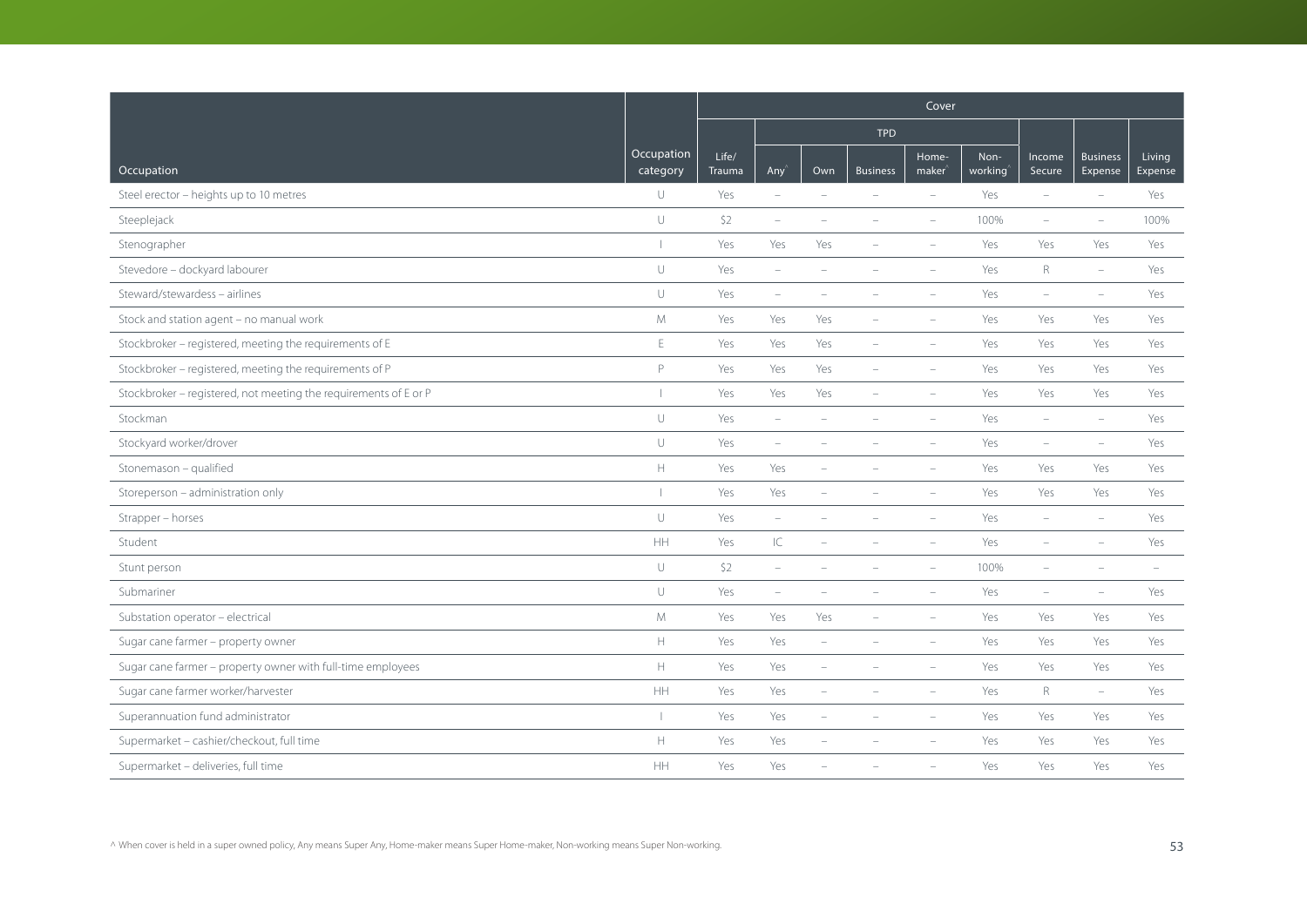| Occupation | Occupation category | Cover | | | | | | | | |
|---|---|---|---|---|---|---|---|---|---|---|
| | | Life/ Trauma | TPD | | | | | Income Secure | Business Expense | Living Expense |
| | | | Any^ | Own | Business | Home-maker^ | Non-working^ | | | |
| Steel erector – heights up to 10 metres | U | Yes | – | – | – | – | Yes | – | – | Yes |
| Steeplejack | U | S2 | – | – | – | – | 100% | – | – | 100% |
| Stenographer | I | Yes | Yes | Yes | – | – | Yes | Yes | Yes | Yes |
| Stevedore – dockyard labourer | U | Yes | – | – | – | – | Yes | R | – | Yes |
| Steward/stewardess – airlines | U | Yes | – | – | – | – | Yes | – | – | Yes |
| Stock and station agent – no manual work | M | Yes | Yes | Yes | – | – | Yes | Yes | Yes | Yes |
| Stockbroker – registered, meeting the requirements of E | E | Yes | Yes | Yes | – | – | Yes | Yes | Yes | Yes |
| Stockbroker – registered, meeting the requirements of P | P | Yes | Yes | Yes | – | – | Yes | Yes | Yes | Yes |
| Stockbroker – registered, not meeting the requirements of E or P | I | Yes | Yes | Yes | – | – | Yes | Yes | Yes | Yes |
| Stockman | U | Yes | – | – | – | – | Yes | – | – | Yes |
| Stockyard worker/drover | U | Yes | – | – | – | – | Yes | – | – | Yes |
| Stonemason – qualified | H | Yes | Yes | – | – | – | Yes | Yes | Yes | Yes |
| Storeperson – administration only | I | Yes | Yes | – | – | – | Yes | Yes | Yes | Yes |
| Strapper – horses | U | Yes | – | – | – | – | Yes | – | – | Yes |
| Student | HH | Yes | IC | – | – | – | Yes | – | – | Yes |
| Stunt person | U | S2 | – | – | – | – | 100% | – | – | – |
| Submariner | U | Yes | – | – | – | – | Yes | – | – | Yes |
| Substation operator – electrical | M | Yes | Yes | Yes | – | – | Yes | Yes | Yes | Yes |
| Sugar cane farmer – property owner | H | Yes | Yes | – | – | – | Yes | Yes | Yes | Yes |
| Sugar cane farmer – property owner with full-time employees | H | Yes | Yes | – | – | – | Yes | Yes | Yes | Yes |
| Sugar cane farmer worker/harvester | HH | Yes | Yes | – | – | – | Yes | R | – | Yes |
| Superannuation fund administrator | I | Yes | Yes | – | – | – | Yes | Yes | Yes | Yes |
| Supermarket – cashier/checkout, full time | H | Yes | Yes | – | – | – | Yes | Yes | Yes | Yes |
| Supermarket – deliveries, full time | HH | Yes | Yes | – | – | – | Yes | Yes | Yes | Yes |

^ When cover is held in a super owned policy, Any means Super Any, Home-maker means Super Home-maker, Non-working means Super Non-working.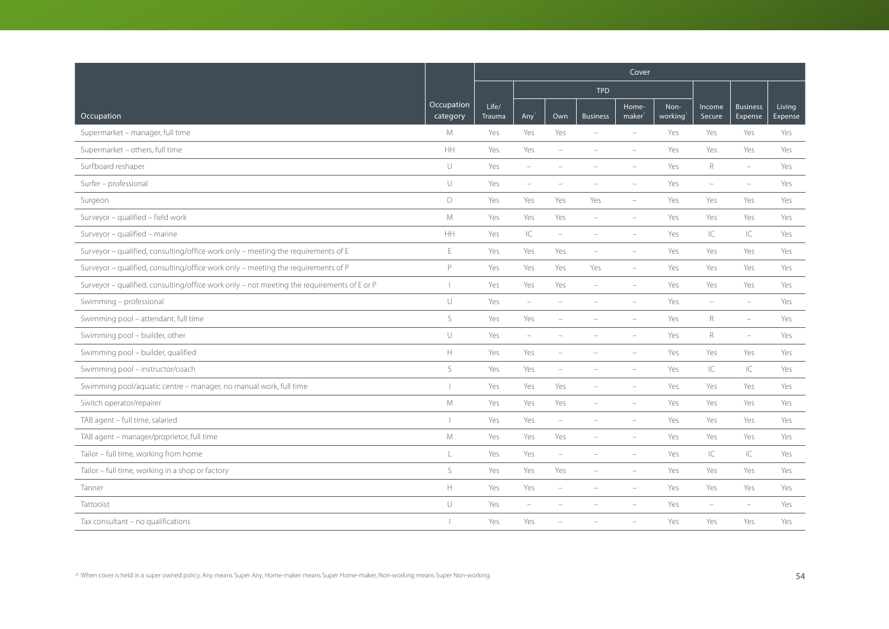| Occupation | Occupation category | Cover | | | | | | | | |
|---|---|---|---|---|---|---|---|---|---|---|
| | | Life/ Trauma | TPD | | | | | Income Secure | Business Expense | Living Expense |
| | | | Any^ | Own | Business | Home-maker^ | Non-working^ | | | |
| Supermarket – manager, full time | M | Yes | Yes | Yes | – | – | Yes | Yes | Yes | Yes |
| Supermarket – others, full time | HH | Yes | Yes | – | – | – | Yes | Yes | Yes | Yes |
| Surfboard reshaper | U | Yes | – | – | – | – | Yes | R | – | Yes |
| Surfer – professional | U | Yes | – | – | – | – | Yes | – | – | Yes |
| Surgeon | D | Yes | Yes | Yes | Yes | – | Yes | Yes | Yes | Yes |
| Surveyor – qualified – field work | M | Yes | Yes | Yes | – | – | Yes | Yes | Yes | Yes |
| Surveyor – qualified – marine | HH | Yes | IC | – | – | – | Yes | IC | IC | Yes |
| Surveyor – qualified, consulting/office work only – meeting the requirements of E | E | Yes | Yes | Yes | – | – | Yes | Yes | Yes | Yes |
| Surveyor – qualified, consulting/office work only – meeting the requirements of P | P | Yes | Yes | Yes | Yes | – | Yes | Yes | Yes | Yes |
| Surveyor – qualified, consulting/office work only – not meeting the requirements of E or P | I | Yes | Yes | Yes | – | – | Yes | Yes | Yes | Yes |
| Swimming – professional | U | Yes | – | – | – | – | Yes | – | – | Yes |
| Swimming pool – attendant, full time | S | Yes | Yes | – | – | – | Yes | R | – | Yes |
| Swimming pool – builder, other | U | Yes | – | – | – | – | Yes | R | – | Yes |
| Swimming pool – builder, qualified | H | Yes | Yes | – | – | – | Yes | Yes | Yes | Yes |
| Swimming pool – instructor/coach | S | Yes | Yes | – | – | – | Yes | IC | IC | Yes |
| Swimming pool/aquatic centre – manager, no manual work, full time | I | Yes | Yes | Yes | – | – | Yes | Yes | Yes | Yes |
| Switch operator/repairer | M | Yes | Yes | Yes | – | – | Yes | Yes | Yes | Yes |
| TAB agent – full time, salaried | I | Yes | Yes | – | – | – | Yes | Yes | Yes | Yes |
| TAB agent – manager/proprietor, full time | M | Yes | Yes | Yes | – | – | Yes | Yes | Yes | Yes |
| Tailor – full time, working from home | L | Yes | Yes | – | – | – | Yes | IC | IC | Yes |
| Tailor – full time, working in a shop or factory | S | Yes | Yes | Yes | – | – | Yes | Yes | Yes | Yes |
| Tanner | H | Yes | Yes | – | – | – | Yes | Yes | Yes | Yes |
| Tattooist | U | Yes | – | – | – | – | Yes | – | – | Yes |
| Tax consultant – no qualifications | I | Yes | Yes | – | – | – | Yes | Yes | Yes | Yes |

^ When cover is held in a super owned policy, Any means Super Any, Home-maker means Super Home-maker, Non-working means Super Non-working.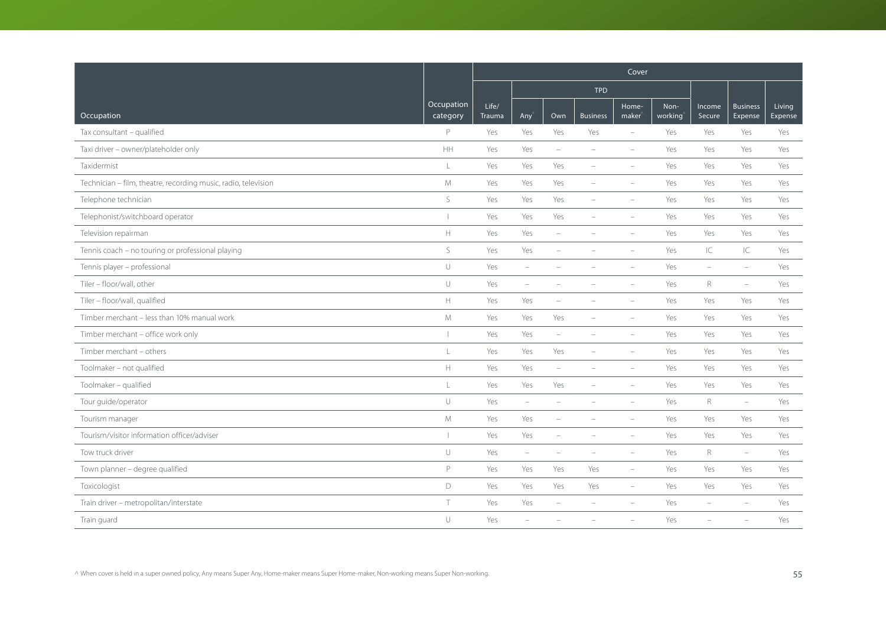| Occupation | Occupation category | Cover | | | | | | | | |
|---|---|---|---|---|---|---|---|---|---|---|
| | | Life/ Trauma | TPD | | | | | Income Secure | Business Expense | Living Expense |
| | | | Any^ | Own | Business | Home-maker^ | Non-working^ | | | |
| Tax consultant – qualified | P | Yes | Yes | Yes | Yes | – | Yes | Yes | Yes | Yes |
| Taxi driver – owner/plateholder only | HH | Yes | Yes | – | – | – | Yes | Yes | Yes | Yes |
| Taxidermist | L | Yes | Yes | Yes | – | – | Yes | Yes | Yes | Yes |
| Technician – film, theatre, recording music, radio, television | M | Yes | Yes | Yes | – | – | Yes | Yes | Yes | Yes |
| Telephone technician | S | Yes | Yes | Yes | – | – | Yes | Yes | Yes | Yes |
| Telephonist/switchboard operator | I | Yes | Yes | Yes | – | – | Yes | Yes | Yes | Yes |
| Television repairman | H | Yes | Yes | – | – | – | Yes | Yes | Yes | Yes |
| Tennis coach – no touring or professional playing | S | Yes | Yes | – | – | – | Yes | IC | IC | Yes |
| Tennis player – professional | U | Yes | – | – | – | – | Yes | – | – | Yes |
| Tiler – floor/wall, other | U | Yes | – | – | – | – | Yes | R | – | Yes |
| Tiler – floor/wall, qualified | H | Yes | Yes | – | – | – | Yes | Yes | Yes | Yes |
| Timber merchant – less than 10% manual work | M | Yes | Yes | Yes | – | – | Yes | Yes | Yes | Yes |
| Timber merchant – office work only | I | Yes | Yes | – | – | – | Yes | Yes | Yes | Yes |
| Timber merchant – others | L | Yes | Yes | Yes | – | – | Yes | Yes | Yes | Yes |
| Toolmaker – not qualified | H | Yes | Yes | – | – | – | Yes | Yes | Yes | Yes |
| Toolmaker – qualified | L | Yes | Yes | Yes | – | – | Yes | Yes | Yes | Yes |
| Tour guide/operator | U | Yes | – | – | – | – | Yes | R | – | Yes |
| Tourism manager | M | Yes | Yes | – | – | – | Yes | Yes | Yes | Yes |
| Tourism/visitor information officer/adviser | I | Yes | Yes | – | – | – | Yes | Yes | Yes | Yes |
| Tow truck driver | U | Yes | – | – | – | – | Yes | R | – | Yes |
| Town planner – degree qualified | P | Yes | Yes | Yes | Yes | – | Yes | Yes | Yes | Yes |
| Toxicologist | D | Yes | Yes | Yes | Yes | – | Yes | Yes | Yes | Yes |
| Train driver – metropolitan/interstate | T | Yes | Yes | – | – | – | Yes | – | – | Yes |
| Train guard | U | Yes | – | – | – | – | Yes | – | – | Yes |

^ When cover is held in a super owned policy, Any means Super Any, Home-maker means Super Home-maker, Non-working means Super Non-working.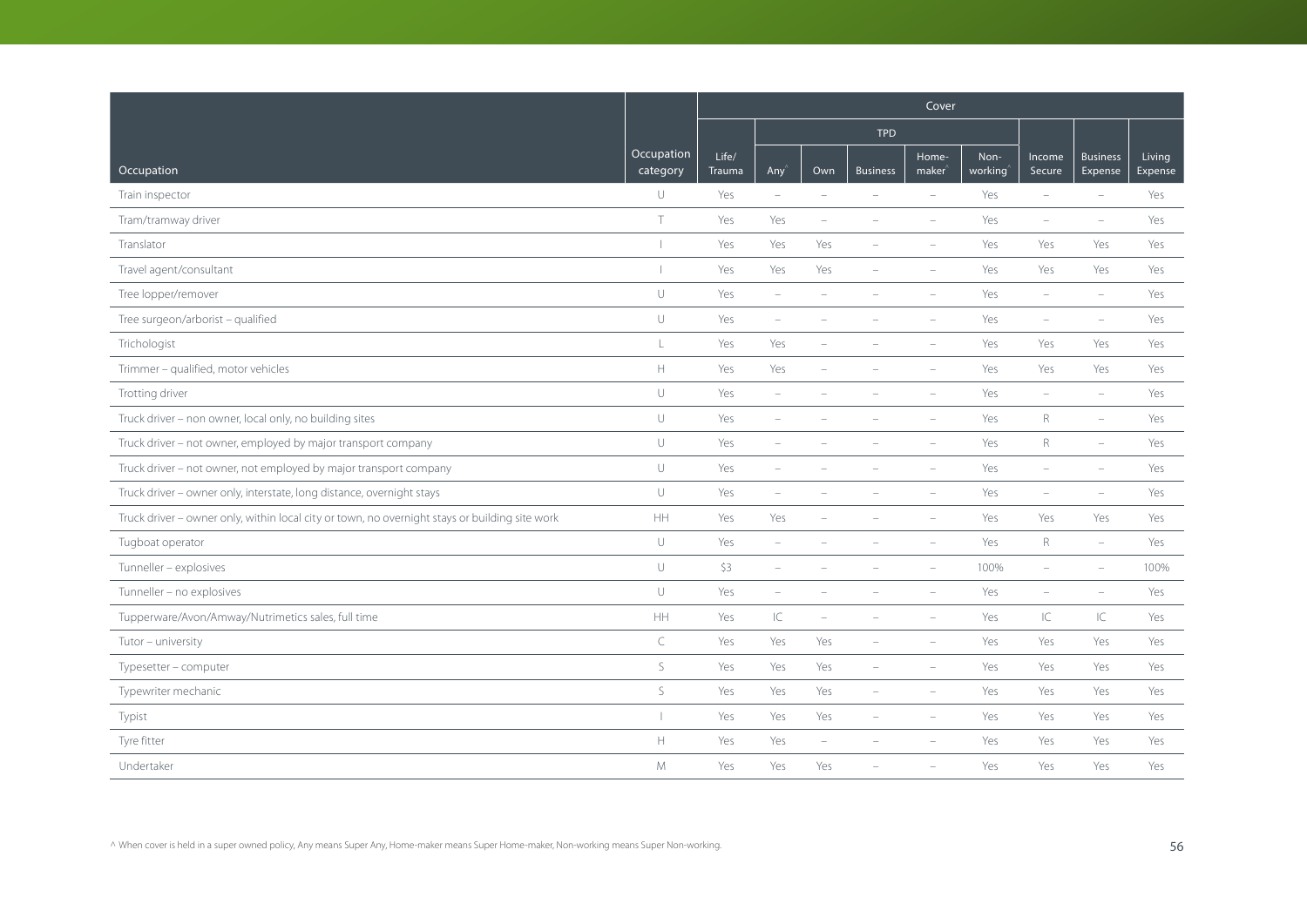| Occupation | Occupation category | Cover | | | | | | | | |
|---|---|---|---|---|---|---|---|---|---|---|
| | | | TPD | | | | | | | |
| | | Life/ Trauma | Any^ | Own | Business | Home-maker^ | Non-working^ | Income Secure | Business Expense | Living Expense |
| Train inspector | U | Yes | – | – | – | – | Yes | – | – | Yes |
| Tram/tramway driver | T | Yes | Yes | – | – | – | Yes | – | – | Yes |
| Translator | I | Yes | Yes | Yes | – | – | Yes | Yes | Yes | Yes |
| Travel agent/consultant | I | Yes | Yes | Yes | – | – | Yes | Yes | Yes | Yes |
| Tree lopper/remover | U | Yes | – | – | – | – | Yes | – | – | Yes |
| Tree surgeon/arborist – qualified | U | Yes | – | – | – | – | Yes | – | – | Yes |
| Trichologist | L | Yes | Yes | – | – | – | Yes | Yes | Yes | Yes |
| Trimmer – qualified, motor vehicles | H | Yes | Yes | – | – | – | Yes | Yes | Yes | Yes |
| Trotting driver | U | Yes | – | – | – | – | Yes | – | – | Yes |
| Truck driver – non owner, local only, no building sites | U | Yes | – | – | – | – | Yes | R | – | Yes |
| Truck driver – not owner, employed by major transport company | U | Yes | – | – | – | – | Yes | R | – | Yes |
| Truck driver – not owner, not employed by major transport company | U | Yes | – | – | – | – | Yes | – | – | Yes |
| Truck driver – owner only, interstate, long distance, overnight stays | U | Yes | – | – | – | – | Yes | – | – | Yes |
| Truck driver – owner only, within local city or town, no overnight stays or building site work | HH | Yes | Yes | – | – | – | Yes | Yes | Yes | Yes |
| Tugboat operator | U | Yes | – | – | – | – | Yes | R | – | Yes |
| Tunneller – explosives | U | $3 | – | – | – | – | 100% | – | – | 100% |
| Tunneller – no explosives | U | Yes | – | – | – | – | Yes | – | – | Yes |
| Tupperware/Avon/Amway/Nutrimetics sales, full time | HH | Yes | IC | – | – | – | Yes | IC | IC | Yes |
| Tutor – university | C | Yes | Yes | Yes | – | – | Yes | Yes | Yes | Yes |
| Typesetter – computer | S | Yes | Yes | Yes | – | – | Yes | Yes | Yes | Yes |
| Typewriter mechanic | S | Yes | Yes | Yes | – | – | Yes | Yes | Yes | Yes |
| Typist | I | Yes | Yes | Yes | – | – | Yes | Yes | Yes | Yes |
| Tyre fitter | H | Yes | Yes | – | – | – | Yes | Yes | Yes | Yes |
| Undertaker | M | Yes | Yes | Yes | – | – | Yes | Yes | Yes | Yes |

^ When cover is held in a super owned policy, Any means Super Any, Home-maker means Super Home-maker, Non-working means Super Non-working.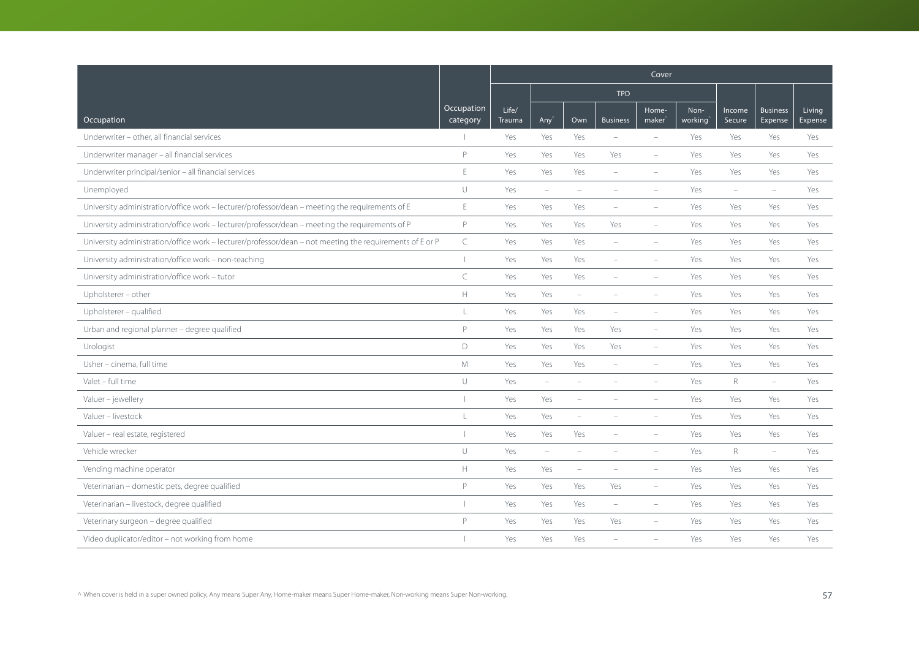| Occupation | Occupation category | Cover | | | | | | | | |
|---|---|---|---|---|---|---|---|---|---|---|
| | | Life/ Trauma | TPD | | | | | Income Secure | Business Expense | Living Expense |
| | | | Any^ | Own | Business | Home-maker^ | Non-working^ | | | |
| Underwriter – other, all financial services | I | Yes | Yes | Yes | – | – | Yes | Yes | Yes | Yes |
| Underwriter manager – all financial services | P | Yes | Yes | Yes | Yes | – | Yes | Yes | Yes | Yes |
| Underwriter principal/senior – all financial services | E | Yes | Yes | Yes | – | – | Yes | Yes | Yes | Yes |
| Unemployed | U | Yes | – | – | – | – | Yes | – | – | Yes |
| University administration/office work – lecturer/professor/dean – meeting the requirements of E | E | Yes | Yes | Yes | – | – | Yes | Yes | Yes | Yes |
| University administration/office work – lecturer/professor/dean – meeting the requirements of P | P | Yes | Yes | Yes | Yes | – | Yes | Yes | Yes | Yes |
| University administration/office work – lecturer/professor/dean – not meeting the requirements of E or P | C | Yes | Yes | Yes | – | – | Yes | Yes | Yes | Yes |
| University administration/office work – non-teaching | I | Yes | Yes | Yes | – | – | Yes | Yes | Yes | Yes |
| University administration/office work – tutor | C | Yes | Yes | Yes | – | – | Yes | Yes | Yes | Yes |
| Upholsterer – other | H | Yes | Yes | – | – | – | Yes | Yes | Yes | Yes |
| Upholsterer – qualified | L | Yes | Yes | Yes | – | – | Yes | Yes | Yes | Yes |
| Urban and regional planner – degree qualified | P | Yes | Yes | Yes | Yes | – | Yes | Yes | Yes | Yes |
| Urologist | D | Yes | Yes | Yes | Yes | – | Yes | Yes | Yes | Yes |
| Usher – cinema, full time | M | Yes | Yes | Yes | – | – | Yes | Yes | Yes | Yes |
| Valet – full time | U | Yes | – | – | – | – | Yes | R | – | Yes |
| Valuer – jewellery | I | Yes | Yes | – | – | – | Yes | Yes | Yes | Yes |
| Valuer – livestock | L | Yes | Yes | – | – | – | Yes | Yes | Yes | Yes |
| Valuer – real estate, registered | I | Yes | Yes | Yes | – | – | Yes | Yes | Yes | Yes |
| Vehicle wrecker | U | Yes | – | – | – | – | Yes | R | – | Yes |
| Vending machine operator | H | Yes | Yes | – | – | – | Yes | Yes | Yes | Yes |
| Veterinarian – domestic pets, degree qualified | P | Yes | Yes | Yes | Yes | – | Yes | Yes | Yes | Yes |
| Veterinarian – livestock, degree qualified | I | Yes | Yes | Yes | – | – | Yes | Yes | Yes | Yes |
| Veterinary surgeon – degree qualified | P | Yes | Yes | Yes | Yes | – | Yes | Yes | Yes | Yes |
| Video duplicator/editor – not working from home | I | Yes | Yes | Yes | – | – | Yes | Yes | Yes | Yes |

^ When cover is held in a super owned policy, Any means Super Any, Home-maker means Super Home-maker, Non-working means Super Non-working.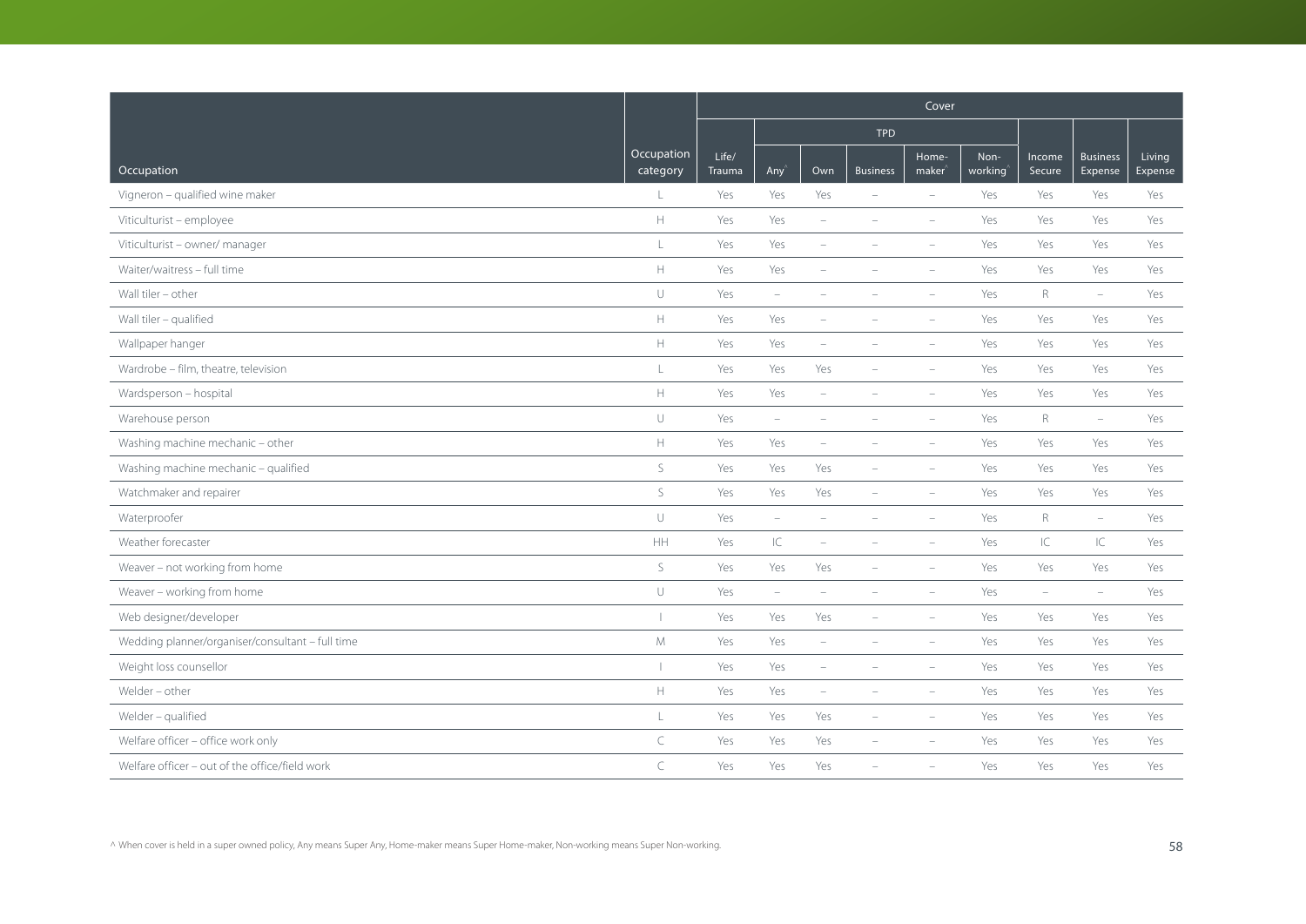| Occupation | Occupation category | Cover | | | | | | | | |
|---|---|---|---|---|---|---|---|---|---|---|
| | | Life/ Trauma | TPD | | | | | Income Secure | Business Expense | Living Expense |
| | | | Any^ | Own | Business | Home-maker^ | Non-working^ | | | |
| Vigneron – qualified wine maker | L | Yes | Yes | Yes | – | – | Yes | Yes | Yes | Yes |
| Viticulturist – employee | H | Yes | Yes | – | – | – | Yes | Yes | Yes | Yes |
| Viticulturist – owner/ manager | L | Yes | Yes | – | – | – | Yes | Yes | Yes | Yes |
| Waiter/waitress – full time | H | Yes | Yes | – | – | – | Yes | Yes | Yes | Yes |
| Wall tiler – other | U | Yes | – | – | – | – | Yes | R | – | Yes |
| Wall tiler – qualified | H | Yes | Yes | – | – | – | Yes | Yes | Yes | Yes |
| Wallpaper hanger | H | Yes | Yes | – | – | – | Yes | Yes | Yes | Yes |
| Wardrobe – film, theatre, television | L | Yes | Yes | Yes | – | – | Yes | Yes | Yes | Yes |
| Wardsperson – hospital | H | Yes | Yes | – | – | – | Yes | Yes | Yes | Yes |
| Warehouse person | U | Yes | – | – | – | – | Yes | R | – | Yes |
| Washing machine mechanic – other | H | Yes | Yes | – | – | – | Yes | Yes | Yes | Yes |
| Washing machine mechanic – qualified | S | Yes | Yes | Yes | – | – | Yes | Yes | Yes | Yes |
| Watchmaker and repairer | S | Yes | Yes | Yes | – | – | Yes | Yes | Yes | Yes |
| Waterproofer | U | Yes | – | – | – | – | Yes | R | – | Yes |
| Weather forecaster | HH | Yes | IC | – | – | – | Yes | IC | IC | Yes |
| Weaver – not working from home | S | Yes | Yes | Yes | – | – | Yes | Yes | Yes | Yes |
| Weaver – working from home | U | Yes | – | – | – | – | Yes | – | – | Yes |
| Web designer/developer | I | Yes | Yes | Yes | – | – | Yes | Yes | Yes | Yes |
| Wedding planner/organiser/consultant – full time | M | Yes | Yes | – | – | – | Yes | Yes | Yes | Yes |
| Weight loss counsellor | I | Yes | Yes | – | – | – | Yes | Yes | Yes | Yes |
| Welder – other | H | Yes | Yes | – | – | – | Yes | Yes | Yes | Yes |
| Welder – qualified | L | Yes | Yes | Yes | – | – | Yes | Yes | Yes | Yes |
| Welfare officer – office work only | C | Yes | Yes | Yes | – | – | Yes | Yes | Yes | Yes |
| Welfare officer – out of the office/field work | C | Yes | Yes | Yes | – | – | Yes | Yes | Yes | Yes |

^ When cover is held in a super owned policy, Any means Super Any, Home-maker means Super Home-maker, Non-working means Super Non-working.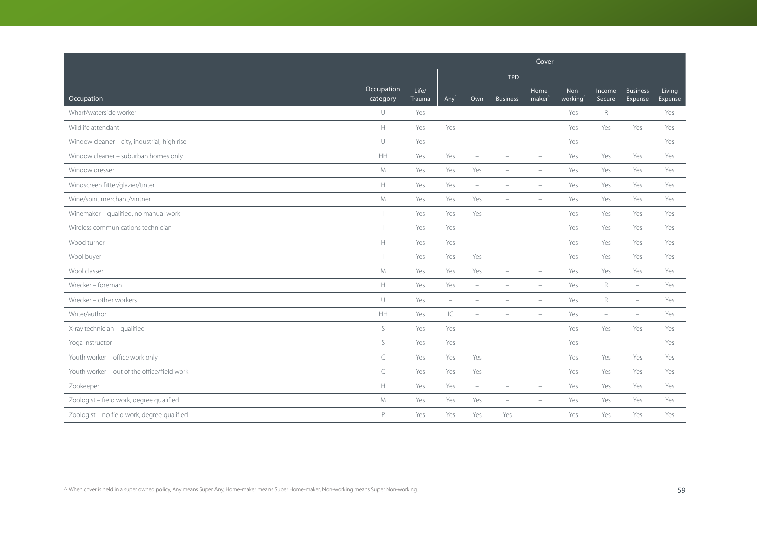| Occupation | Occupation category | Cover | | | | | | | | |
|---|---|---|---|---|---|---|---|---|---|---|
| | | Life/ Trauma | TPD | | | | | Income Secure | Business Expense | Living Expense |
| | | | Any^ | Own | Business | Home-maker^ | Non-working^ | | | |
| Wharf/waterside worker | U | Yes | – | – | – | – | Yes | R | – | Yes |
| Wildlife attendant | H | Yes | Yes | – | – | – | Yes | Yes | Yes | Yes |
| Window cleaner – city, industrial, high rise | U | Yes | – | – | – | – | Yes | – | – | Yes |
| Window cleaner – suburban homes only | HH | Yes | Yes | – | – | – | Yes | Yes | Yes | Yes |
| Window dresser | M | Yes | Yes | Yes | – | – | Yes | Yes | Yes | Yes |
| Windscreen fitter/glazier/tinter | H | Yes | Yes | – | – | – | Yes | Yes | Yes | Yes |
| Wine/spirit merchant/vintner | M | Yes | Yes | Yes | – | – | Yes | Yes | Yes | Yes |
| Winemaker – qualified, no manual work | I | Yes | Yes | Yes | – | – | Yes | Yes | Yes | Yes |
| Wireless communications technician | I | Yes | Yes | – | – | – | Yes | Yes | Yes | Yes |
| Wood turner | H | Yes | Yes | – | – | – | Yes | Yes | Yes | Yes |
| Wool buyer | I | Yes | Yes | Yes | – | – | Yes | Yes | Yes | Yes |
| Wool classer | M | Yes | Yes | Yes | – | – | Yes | Yes | Yes | Yes |
| Wrecker – foreman | H | Yes | Yes | – | – | – | Yes | R | – | Yes |
| Wrecker – other workers | U | Yes | – | – | – | – | Yes | R | – | Yes |
| Writer/author | HH | Yes | IC | – | – | – | Yes | – | – | Yes |
| X-ray technician – qualified | S | Yes | Yes | – | – | – | Yes | Yes | Yes | Yes |
| Yoga instructor | S | Yes | Yes | – | – | – | Yes | – | – | Yes |
| Youth worker – office work only | C | Yes | Yes | Yes | – | – | Yes | Yes | Yes | Yes |
| Youth worker – out of the office/field work | C | Yes | Yes | Yes | – | – | Yes | Yes | Yes | Yes |
| Zookeeper | H | Yes | Yes | – | – | – | Yes | Yes | Yes | Yes |
| Zoologist – field work, degree qualified | M | Yes | Yes | Yes | – | – | Yes | Yes | Yes | Yes |
| Zoologist – no field work, degree qualified | P | Yes | Yes | Yes | Yes | – | Yes | Yes | Yes | Yes |

^ When cover is held in a super owned policy, Any means Super Any, Home-maker means Super Home-maker, Non-working means Super Non-working.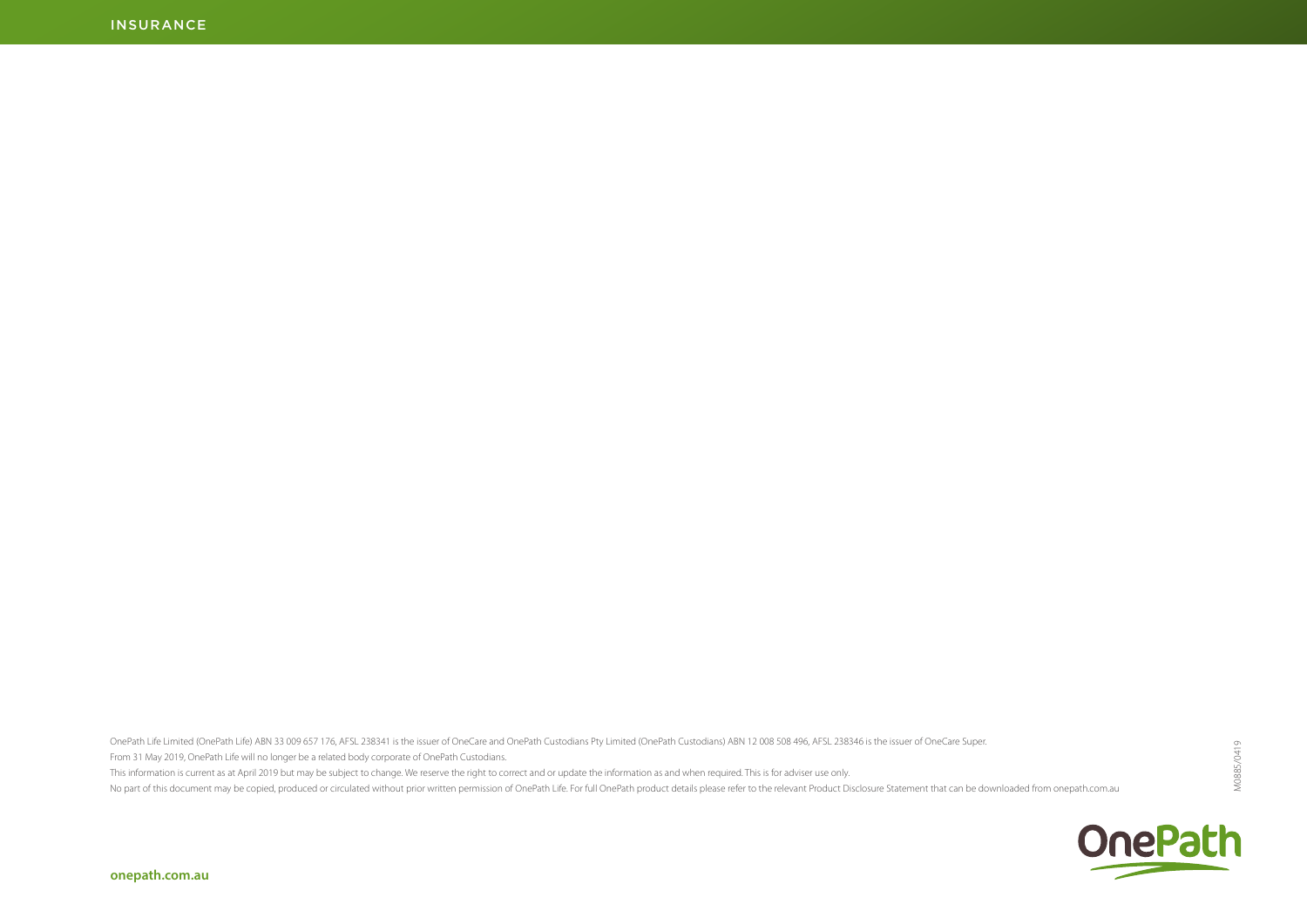INSURANCE

OnePath Life Limited (OnePath Life) ABN 33 009 657 176, AFSL 238341 is the issuer of OneCare and OnePath Custodians Pty Limited (OnePath Custodians) ABN 12 008 508 496, AFSL 238346 is the issuer of OneCare Super.

From 31 May 2019, OnePath Life will no longer be a related body corporate of OnePath Custodians.

This information is current as at April 2019 but may be subject to change. We reserve the right to correct and or update the information as and when required. This is for adviser use only.

No part of this document may be copied, produced or circulated without prior written permission of OnePath Life. For full OnePath product details please refer to the relevant Product Disclosure Statement that can be downloaded from onepath.com.au

M0885/0419

OnePath

**onepath.com.au**